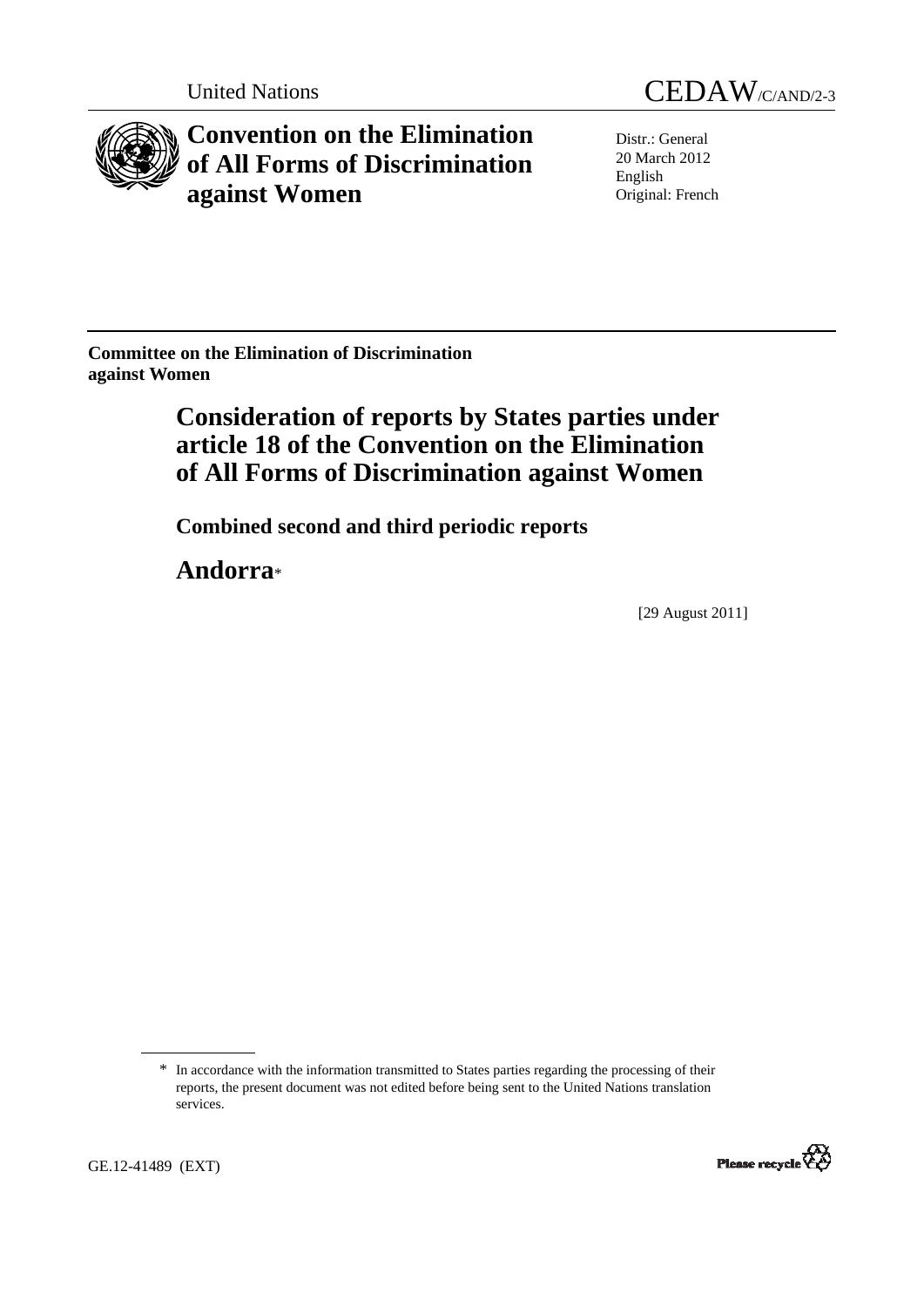United Nations

CEDAW/C/AND/2-3

# Convention on the Elimination of All Forms of Discrimination against Women

Distr.: General
20 March 2012
English
Original: French

**Committee on the Elimination of Discrimination against Women**

## Consideration of reports by States parties under article 18 of the Convention on the Elimination of All Forms of Discrimination against Women

### Combined second and third periodic reports

## Andorra*

[29 August 2011]

\* In accordance with the information transmitted to States parties regarding the processing of their reports, the present document was not edited before being sent to the United Nations translation services.

GE.12-41489 (EXT)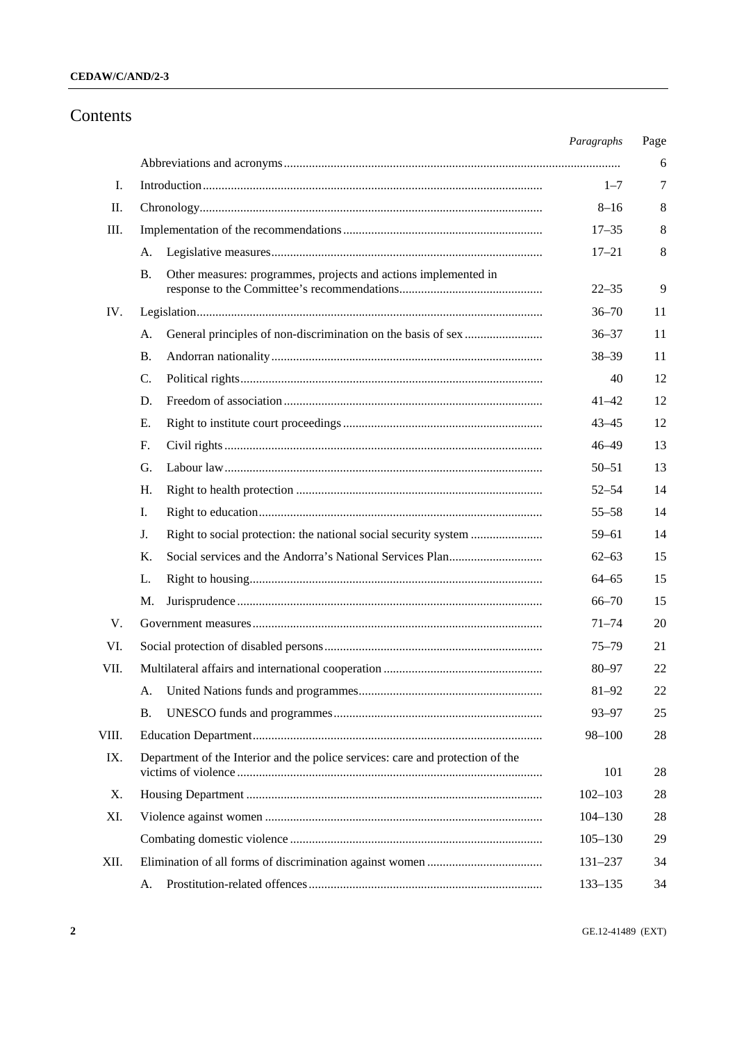# Contents

| | | Paragraphs | Page |
|---|---|---|---|
| | Abbreviations and acronyms | | 6 |
| I. | Introduction | 1–7 | 7 |
| II. | Chronology | 8–16 | 8 |
| III. | Implementation of the recommendations | 17–35 | 8 |
| | A. Legislative measures | 17–21 | 8 |
| | B. Other measures: programmes, projects and actions implemented in response to the Committee's recommendations | 22–35 | 9 |
| IV. | Legislation | 36–70 | 11 |
| | A. General principles of non-discrimination on the basis of sex | 36–37 | 11 |
| | B. Andorran nationality | 38–39 | 11 |
| | C. Political rights | 40 | 12 |
| | D. Freedom of association | 41–42 | 12 |
| | E. Right to institute court proceedings | 43–45 | 12 |
| | F. Civil rights | 46–49 | 13 |
| | G. Labour law | 50–51 | 13 |
| | H. Right to health protection | 52–54 | 14 |
| | I. Right to education | 55–58 | 14 |
| | J. Right to social protection: the national social security system | 59–61 | 14 |
| | K. Social services and the Andorra's National Services Plan | 62–63 | 15 |
| | L. Right to housing | 64–65 | 15 |
| | M. Jurisprudence | 66–70 | 15 |
| V. | Government measures | 71–74 | 20 |
| VI. | Social protection of disabled persons | 75–79 | 21 |
| VII. | Multilateral affairs and international cooperation | 80–97 | 22 |
| | A. United Nations funds and programmes | 81–92 | 22 |
| | B. UNESCO funds and programmes | 93–97 | 25 |
| VIII. | Education Department | 98–100 | 28 |
| IX. | Department of the Interior and the police services: care and protection of the victims of violence | 101 | 28 |
| X. | Housing Department | 102–103 | 28 |
| XI. | Violence against women | 104–130 | 28 |
| | Combating domestic violence | 105–130 | 29 |
| XII. | Elimination of all forms of discrimination against women | 131–237 | 34 |
| | A. Prostitution-related offences | 133–135 | 34 |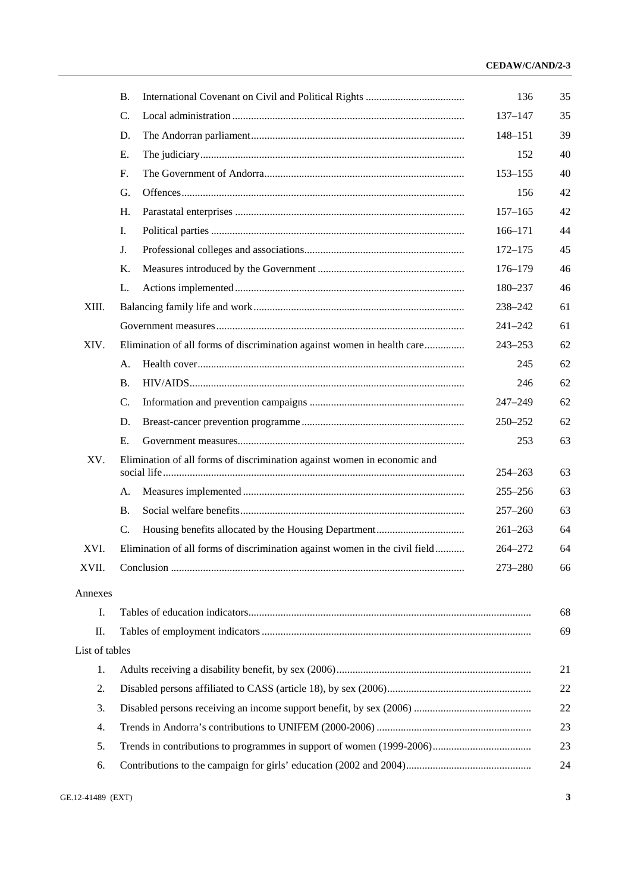| | | | |
|---|---|---|---|
| | B. International Covenant on Civil and Political Rights | 136 | 35 |
| | C. Local administration | 137–147 | 35 |
| | D. The Andorran parliament | 148–151 | 39 |
| | E. The judiciary | 152 | 40 |
| | F. The Government of Andorra | 153–155 | 40 |
| | G. Offences | 156 | 42 |
| | H. Parastatal enterprises | 157–165 | 42 |
| | I. Political parties | 166–171 | 44 |
| | J. Professional colleges and associations | 172–175 | 45 |
| | K. Measures introduced by the Government | 176–179 | 46 |
| | L. Actions implemented | 180–237 | 46 |
| XIII. | Balancing family life and work | 238–242 | 61 |
| | Government measures | 241–242 | 61 |
| XIV. | Elimination of all forms of discrimination against women in health care | 243–253 | 62 |
| | A. Health cover | 245 | 62 |
| | B. HIV/AIDS | 246 | 62 |
| | C. Information and prevention campaigns | 247–249 | 62 |
| | D. Breast-cancer prevention programme | 250–252 | 62 |
| | E. Government measures | 253 | 63 |
| XV. | Elimination of all forms of discrimination against women in economic and social life | 254–263 | 63 |
| | A. Measures implemented | 255–256 | 63 |
| | B. Social welfare benefits | 257–260 | 63 |
| | C. Housing benefits allocated by the Housing Department | 261–263 | 64 |
| XVI. | Elimination of all forms of discrimination against women in the civil field | 264–272 | 64 |
| XVII. | Conclusion | 273–280 | 66 |

Annexes

| | | |
|---|---|---|
| I. | Tables of education indicators | 68 |
| II. | Tables of employment indicators | 69 |

List of tables

| | | |
|---|---|---|
| 1. | Adults receiving a disability benefit, by sex (2006) | 21 |
| 2. | Disabled persons affiliated to CASS (article 18), by sex (2006) | 22 |
| 3. | Disabled persons receiving an income support benefit, by sex (2006) | 22 |
| 4. | Trends in Andorra's contributions to UNIFEM (2000-2006) | 23 |
| 5. | Trends in contributions to programmes in support of women (1999-2006) | 23 |
| 6. | Contributions to the campaign for girls' education (2002 and 2004) | 24 |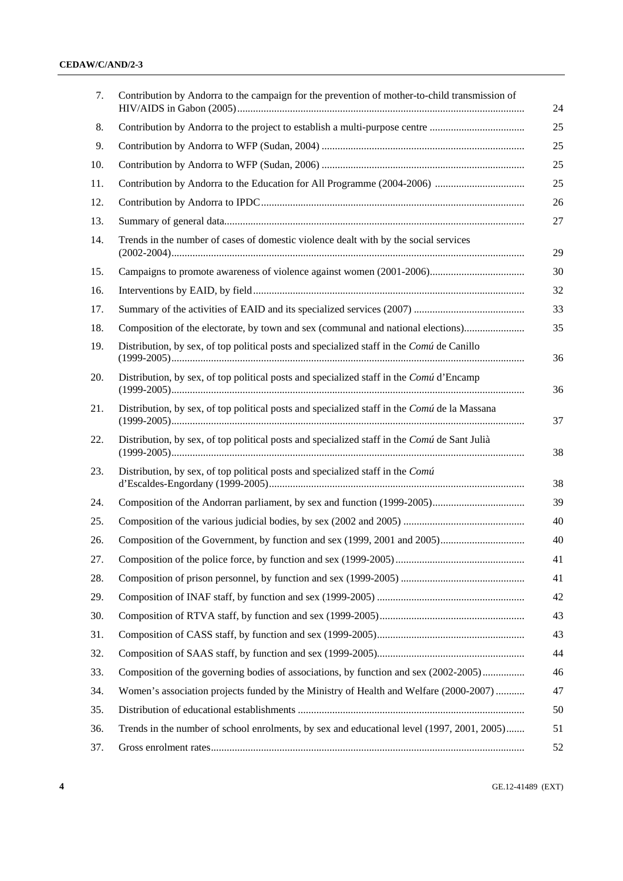| | | |
|---|---|---|
| 7. | Contribution by Andorra to the campaign for the prevention of mother-to-child transmission of HIV/AIDS in Gabon (2005) | 24 |
| 8. | Contribution by Andorra to the project to establish a multi-purpose centre | 25 |
| 9. | Contribution by Andorra to WFP (Sudan, 2004) | 25 |
| 10. | Contribution by Andorra to WFP (Sudan, 2006) | 25 |
| 11. | Contribution by Andorra to the Education for All Programme (2004-2006) | 25 |
| 12. | Contribution by Andorra to IPDC | 26 |
| 13. | Summary of general data | 27 |
| 14. | Trends in the number of cases of domestic violence dealt with by the social services (2002-2004) | 29 |
| 15. | Campaigns to promote awareness of violence against women (2001-2006) | 30 |
| 16. | Interventions by EAID, by field | 32 |
| 17. | Summary of the activities of EAID and its specialized services (2007) | 33 |
| 18. | Composition of the electorate, by town and sex (communal and national elections) | 35 |
| 19. | Distribution, by sex, of top political posts and specialized staff in the *Comú* de Canillo (1999-2005) | 36 |
| 20. | Distribution, by sex, of top political posts and specialized staff in the *Comú* d'Encamp (1999-2005) | 36 |
| 21. | Distribution, by sex, of top political posts and specialized staff in the *Comú* de la Massana (1999-2005) | 37 |
| 22. | Distribution, by sex, of top political posts and specialized staff in the *Comú* de Sant Julià (1999-2005) | 38 |
| 23. | Distribution, by sex, of top political posts and specialized staff in the *Comú* d'Escaldes-Engordany (1999-2005) | 38 |
| 24. | Composition of the Andorran parliament, by sex and function (1999-2005) | 39 |
| 25. | Composition of the various judicial bodies, by sex (2002 and 2005) | 40 |
| 26. | Composition of the Government, by function and sex (1999, 2001 and 2005) | 40 |
| 27. | Composition of the police force, by function and sex (1999-2005) | 41 |
| 28. | Composition of prison personnel, by function and sex (1999-2005) | 41 |
| 29. | Composition of INAF staff, by function and sex (1999-2005) | 42 |
| 30. | Composition of RTVA staff, by function and sex (1999-2005) | 43 |
| 31. | Composition of CASS staff, by function and sex (1999-2005) | 43 |
| 32. | Composition of SAAS staff, by function and sex (1999-2005) | 44 |
| 33. | Composition of the governing bodies of associations, by function and sex (2002-2005) | 46 |
| 34. | Women's association projects funded by the Ministry of Health and Welfare (2000-2007) | 47 |
| 35. | Distribution of educational establishments | 50 |
| 36. | Trends in the number of school enrolments, by sex and educational level (1997, 2001, 2005) | 51 |
| 37. | Gross enrolment rates | 52 |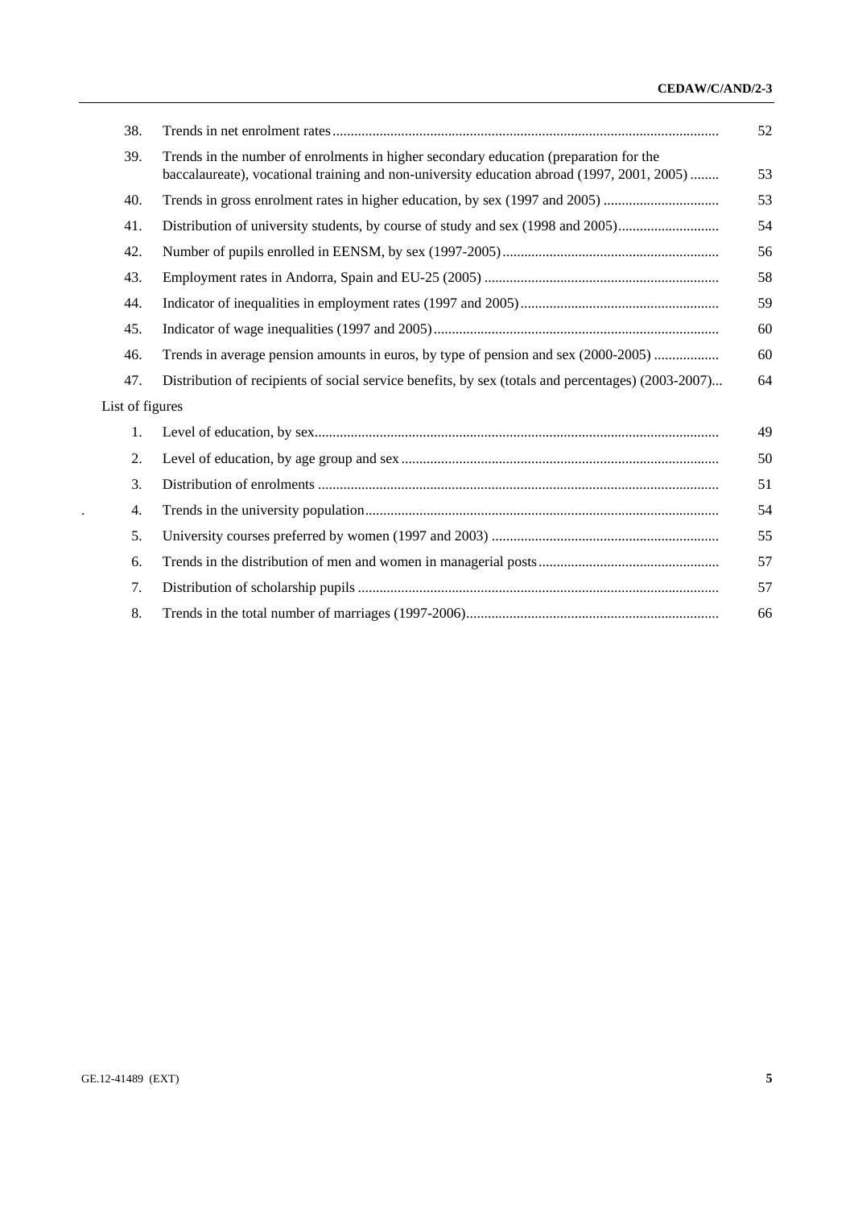| | | |
|---|---|---|
| 38. | Trends in net enrolment rates | 52 |
| 39. | Trends in the number of enrolments in higher secondary education (preparation for the baccalaureate), vocational training and non-university education abroad (1997, 2001, 2005) | 53 |
| 40. | Trends in gross enrolment rates in higher education, by sex (1997 and 2005) | 53 |
| 41. | Distribution of university students, by course of study and sex (1998 and 2005) | 54 |
| 42. | Number of pupils enrolled in EENSM, by sex (1997-2005) | 56 |
| 43. | Employment rates in Andorra, Spain and EU-25 (2005) | 58 |
| 44. | Indicator of inequalities in employment rates (1997 and 2005) | 59 |
| 45. | Indicator of wage inequalities (1997 and 2005) | 60 |
| 46. | Trends in average pension amounts in euros, by type of pension and sex (2000-2005) | 60 |
| 47. | Distribution of recipients of social service benefits, by sex (totals and percentages) (2003-2007) | 64 |

List of figures

| | | |
|---|---|---|
| 1. | Level of education, by sex | 49 |
| 2. | Level of education, by age group and sex | 50 |
| 3. | Distribution of enrolments | 51 |
| 4. | Trends in the university population | 54 |
| 5. | University courses preferred by women (1997 and 2003) | 55 |
| 6. | Trends in the distribution of men and women in managerial posts | 57 |
| 7. | Distribution of scholarship pupils | 57 |
| 8. | Trends in the total number of marriages (1997-2006) | 66 |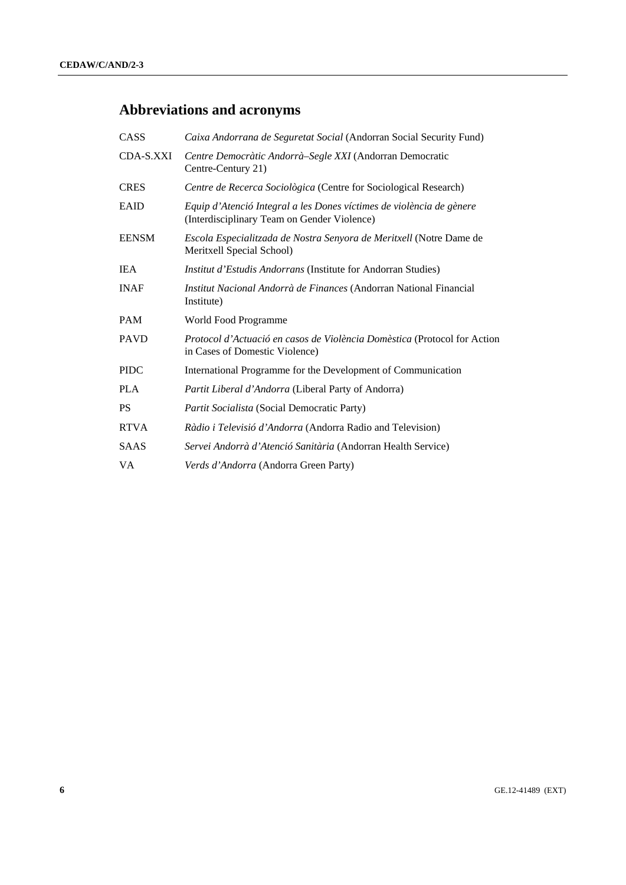## Abbreviations and acronyms

| | |
|---|---|
| CASS | *Caixa Andorrana de Seguretat Social* (Andorran Social Security Fund) |
| CDA-S.XXI | *Centre Democràtic Andorrà–Segle XXI* (Andorran Democratic Centre-Century 21) |
| CRES | *Centre de Recerca Sociològica* (Centre for Sociological Research) |
| EAID | *Equip d'Atenció Integral a les Dones víctimes de violència de gènere* (Interdisciplinary Team on Gender Violence) |
| EENSM | *Escola Especialitzada de Nostra Senyora de Meritxell* (Notre Dame de Meritxell Special School) |
| IEA | *Institut d'Estudis Andorrans* (Institute for Andorran Studies) |
| INAF | *Institut Nacional Andorrà de Finances* (Andorran National Financial Institute) |
| PAM | World Food Programme |
| PAVD | *Protocol d'Actuació en casos de Violència Domèstica* (Protocol for Action in Cases of Domestic Violence) |
| PIDC | International Programme for the Development of Communication |
| PLA | *Partit Liberal d'Andorra* (Liberal Party of Andorra) |
| PS | *Partit Socialista* (Social Democratic Party) |
| RTVA | *Ràdio i Televisió d'Andorra* (Andorra Radio and Television) |
| SAAS | *Servei Andorrà d'Atenció Sanitària* (Andorran Health Service) |
| VA | *Verds d'Andorra* (Andorra Green Party) |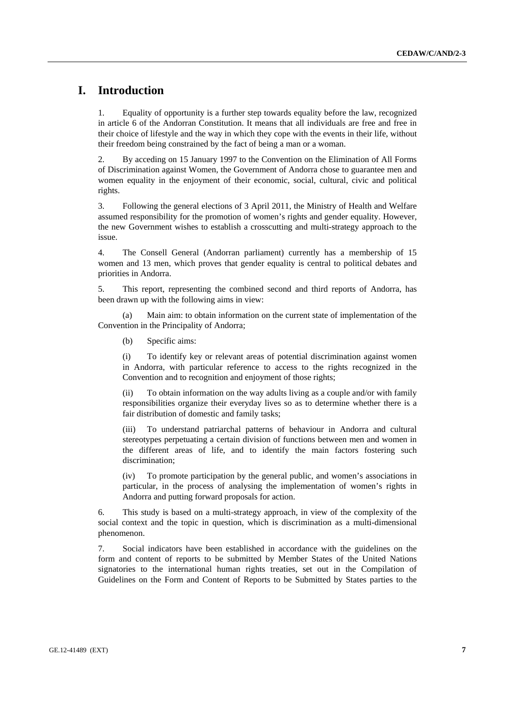# I. Introduction

1. Equality of opportunity is a further step towards equality before the law, recognized in article 6 of the Andorran Constitution. It means that all individuals are free and free in their choice of lifestyle and the way in which they cope with the events in their life, without their freedom being constrained by the fact of being a man or a woman.

2. By acceding on 15 January 1997 to the Convention on the Elimination of All Forms of Discrimination against Women, the Government of Andorra chose to guarantee men and women equality in the enjoyment of their economic, social, cultural, civic and political rights.

3. Following the general elections of 3 April 2011, the Ministry of Health and Welfare assumed responsibility for the promotion of women's rights and gender equality. However, the new Government wishes to establish a crosscutting and multi-strategy approach to the issue.

4. The Consell General (Andorran parliament) currently has a membership of 15 women and 13 men, which proves that gender equality is central to political debates and priorities in Andorra.

5. This report, representing the combined second and third reports of Andorra, has been drawn up with the following aims in view:

(a) Main aim: to obtain information on the current state of implementation of the Convention in the Principality of Andorra;

(b) Specific aims:

(i) To identify key or relevant areas of potential discrimination against women in Andorra, with particular reference to access to the rights recognized in the Convention and to recognition and enjoyment of those rights;

(ii) To obtain information on the way adults living as a couple and/or with family responsibilities organize their everyday lives so as to determine whether there is a fair distribution of domestic and family tasks;

(iii) To understand patriarchal patterns of behaviour in Andorra and cultural stereotypes perpetuating a certain division of functions between men and women in the different areas of life, and to identify the main factors fostering such discrimination;

(iv) To promote participation by the general public, and women's associations in particular, in the process of analysing the implementation of women's rights in Andorra and putting forward proposals for action.

6. This study is based on a multi-strategy approach, in view of the complexity of the social context and the topic in question, which is discrimination as a multi-dimensional phenomenon.

7. Social indicators have been established in accordance with the guidelines on the form and content of reports to be submitted by Member States of the United Nations signatories to the international human rights treaties, set out in the Compilation of Guidelines on the Form and Content of Reports to be Submitted by States parties to the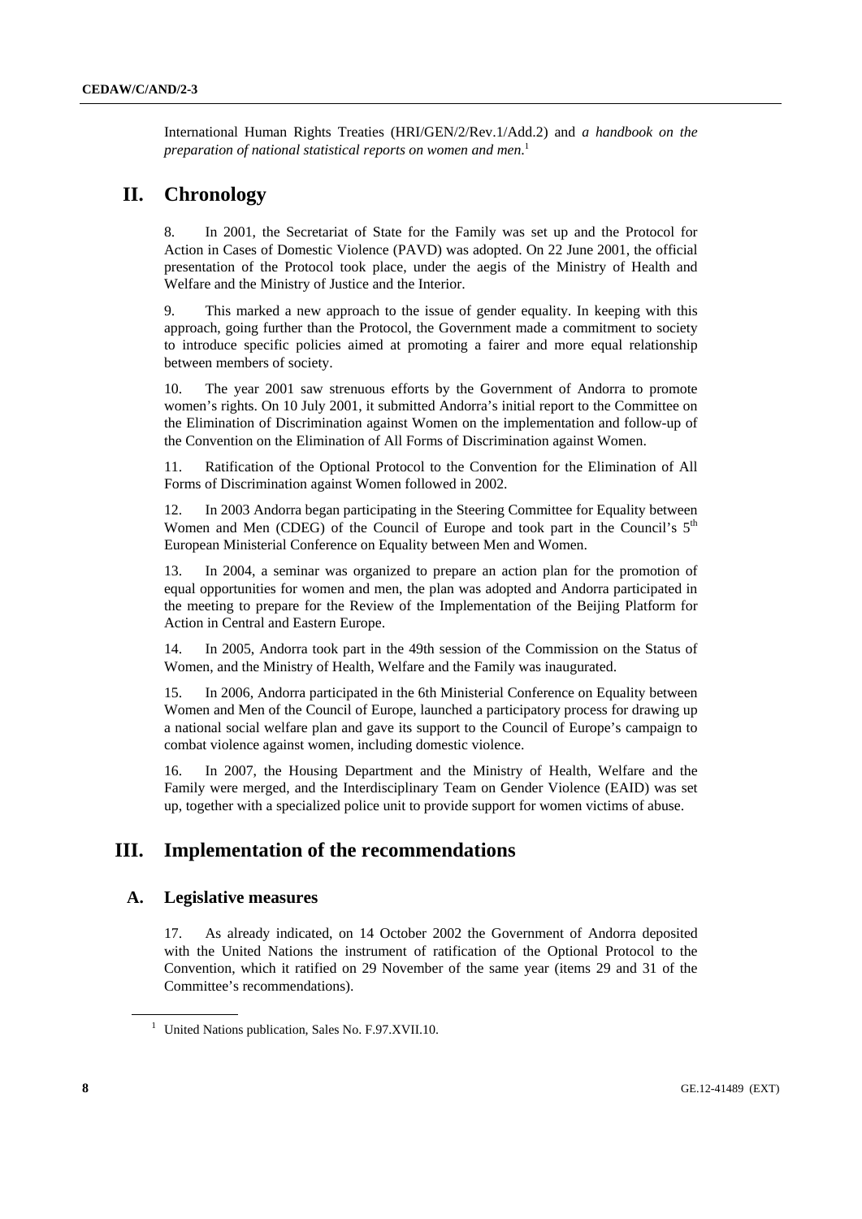International Human Rights Treaties (HRI/GEN/2/Rev.1/Add.2) and *a handbook on the preparation of national statistical reports on women and men*.[1]

# II. Chronology

8. In 2001, the Secretariat of State for the Family was set up and the Protocol for Action in Cases of Domestic Violence (PAVD) was adopted. On 22 June 2001, the official presentation of the Protocol took place, under the aegis of the Ministry of Health and Welfare and the Ministry of Justice and the Interior.

9. This marked a new approach to the issue of gender equality. In keeping with this approach, going further than the Protocol, the Government made a commitment to society to introduce specific policies aimed at promoting a fairer and more equal relationship between members of society.

10. The year 2001 saw strenuous efforts by the Government of Andorra to promote women's rights. On 10 July 2001, it submitted Andorra's initial report to the Committee on the Elimination of Discrimination against Women on the implementation and follow-up of the Convention on the Elimination of All Forms of Discrimination against Women.

11. Ratification of the Optional Protocol to the Convention for the Elimination of All Forms of Discrimination against Women followed in 2002.

12. In 2003 Andorra began participating in the Steering Committee for Equality between Women and Men (CDEG) of the Council of Europe and took part in the Council's 5th European Ministerial Conference on Equality between Men and Women.

13. In 2004, a seminar was organized to prepare an action plan for the promotion of equal opportunities for women and men, the plan was adopted and Andorra participated in the meeting to prepare for the Review of the Implementation of the Beijing Platform for Action in Central and Eastern Europe.

14. In 2005, Andorra took part in the 49th session of the Commission on the Status of Women, and the Ministry of Health, Welfare and the Family was inaugurated.

15. In 2006, Andorra participated in the 6th Ministerial Conference on Equality between Women and Men of the Council of Europe, launched a participatory process for drawing up a national social welfare plan and gave its support to the Council of Europe's campaign to combat violence against women, including domestic violence.

16. In 2007, the Housing Department and the Ministry of Health, Welfare and the Family were merged, and the Interdisciplinary Team on Gender Violence (EAID) was set up, together with a specialized police unit to provide support for women victims of abuse.

# III. Implementation of the recommendations

## A. Legislative measures

17. As already indicated, on 14 October 2002 the Government of Andorra deposited with the United Nations the instrument of ratification of the Optional Protocol to the Convention, which it ratified on 29 November of the same year (items 29 and 31 of the Committee's recommendations).

[1] United Nations publication, Sales No. F.97.XVII.10.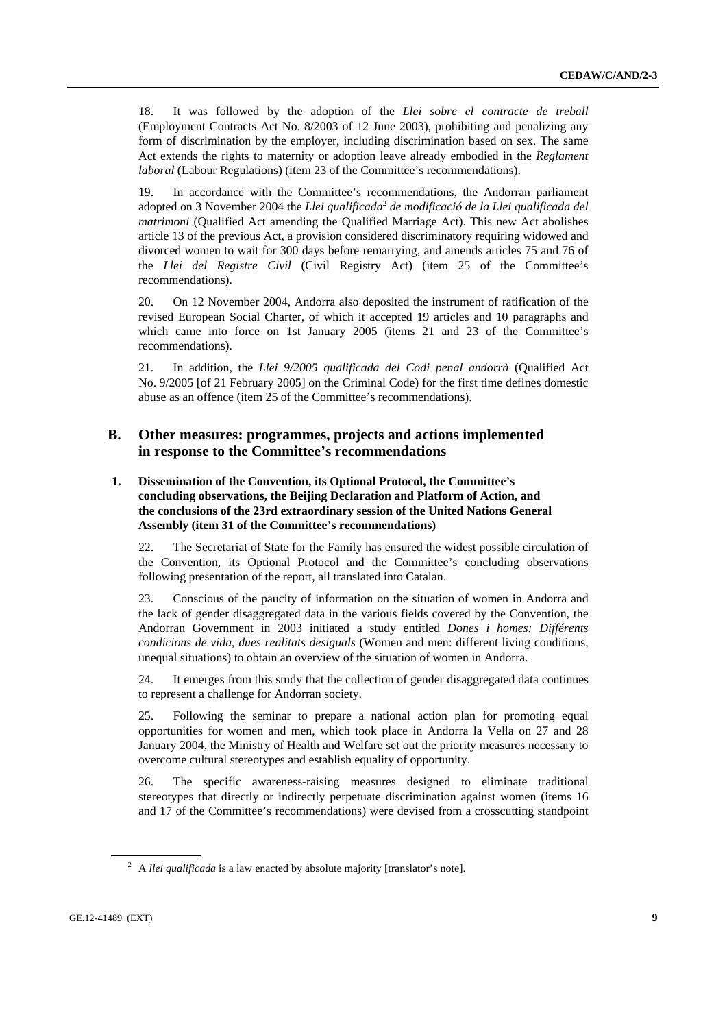18. It was followed by the adoption of the *Llei sobre el contracte de treball* (Employment Contracts Act No. 8/2003 of 12 June 2003), prohibiting and penalizing any form of discrimination by the employer, including discrimination based on sex. The same Act extends the rights to maternity or adoption leave already embodied in the *Reglament laboral* (Labour Regulations) (item 23 of the Committee's recommendations).

19. In accordance with the Committee's recommendations, the Andorran parliament adopted on 3 November 2004 the *Llei qualificada*[2] *de modificació de la Llei qualificada del matrimoni* (Qualified Act amending the Qualified Marriage Act). This new Act abolishes article 13 of the previous Act, a provision considered discriminatory requiring widowed and divorced women to wait for 300 days before remarrying, and amends articles 75 and 76 of the *Llei del Registre Civil* (Civil Registry Act) (item 25 of the Committee's recommendations).

20. On 12 November 2004, Andorra also deposited the instrument of ratification of the revised European Social Charter, of which it accepted 19 articles and 10 paragraphs and which came into force on 1st January 2005 (items 21 and 23 of the Committee's recommendations).

21. In addition, the *Llei 9/2005 qualificada del Codi penal andorrà* (Qualified Act No. 9/2005 [of 21 February 2005] on the Criminal Code) for the first time defines domestic abuse as an offence (item 25 of the Committee's recommendations).

## B. Other measures: programmes, projects and actions implemented in response to the Committee's recommendations

### 1. Dissemination of the Convention, its Optional Protocol, the Committee's concluding observations, the Beijing Declaration and Platform of Action, and the conclusions of the 23rd extraordinary session of the United Nations General Assembly (item 31 of the Committee's recommendations)

22. The Secretariat of State for the Family has ensured the widest possible circulation of the Convention, its Optional Protocol and the Committee's concluding observations following presentation of the report, all translated into Catalan.

23. Conscious of the paucity of information on the situation of women in Andorra and the lack of gender disaggregated data in the various fields covered by the Convention, the Andorran Government in 2003 initiated a study entitled *Dones i homes: Différents condicions de vida, dues realitats desiguals* (Women and men: different living conditions, unequal situations) to obtain an overview of the situation of women in Andorra.

24. It emerges from this study that the collection of gender disaggregated data continues to represent a challenge for Andorran society.

25. Following the seminar to prepare a national action plan for promoting equal opportunities for women and men, which took place in Andorra la Vella on 27 and 28 January 2004, the Ministry of Health and Welfare set out the priority measures necessary to overcome cultural stereotypes and establish equality of opportunity.

26. The specific awareness-raising measures designed to eliminate traditional stereotypes that directly or indirectly perpetuate discrimination against women (items 16 and 17 of the Committee's recommendations) were devised from a crosscutting standpoint

---

[2] A *llei qualificada* is a law enacted by absolute majority [translator's note].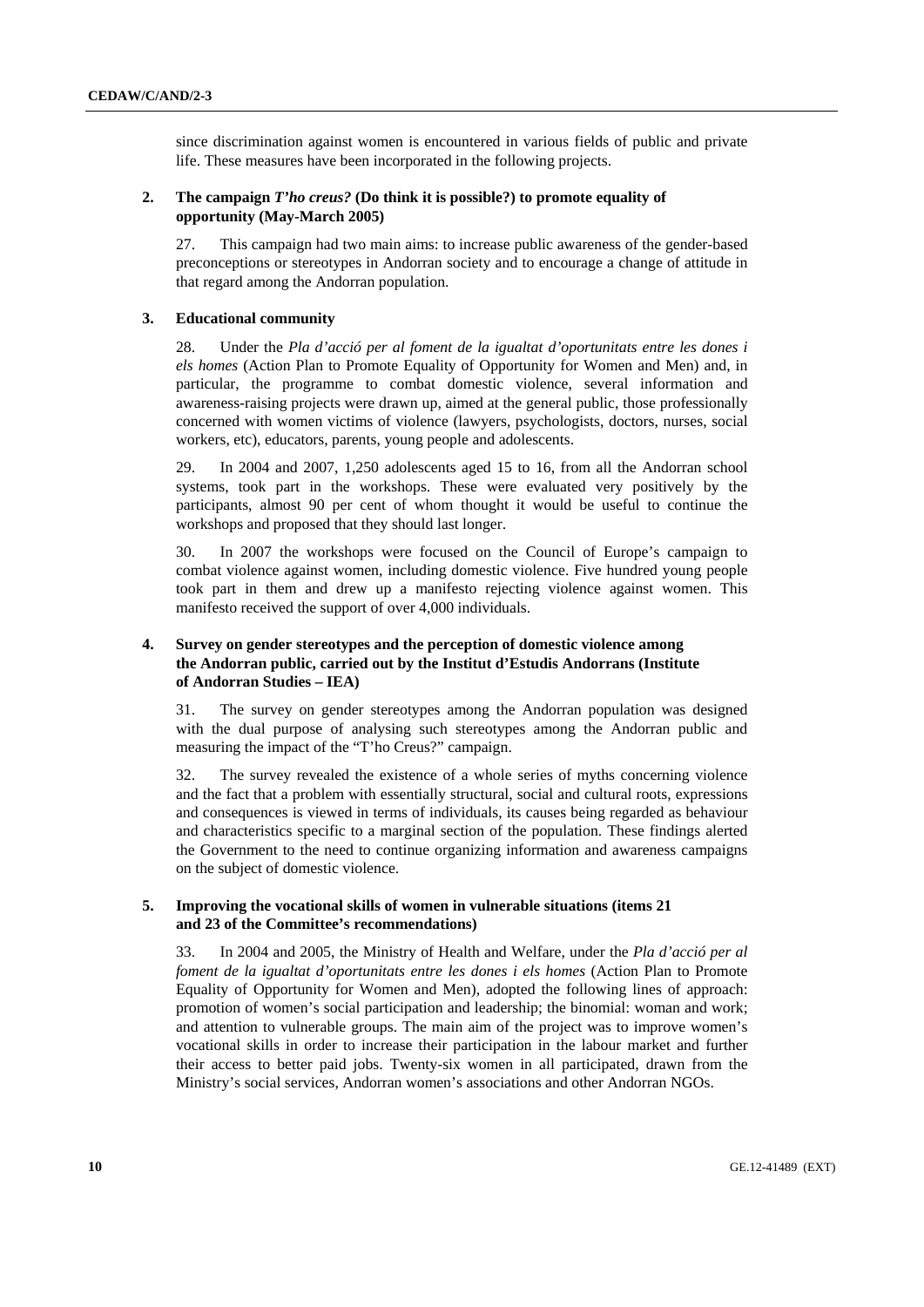since discrimination against women is encountered in various fields of public and private life. These measures have been incorporated in the following projects.

### 2. The campaign *T'ho creus?* (Do think it is possible?) to promote equality of opportunity (May-March 2005)

27. This campaign had two main aims: to increase public awareness of the gender-based preconceptions or stereotypes in Andorran society and to encourage a change of attitude in that regard among the Andorran population.

### 3. Educational community

28. Under the *Pla d'acció per al foment de la igualtat d'oportunitats entre les dones i els homes* (Action Plan to Promote Equality of Opportunity for Women and Men) and, in particular, the programme to combat domestic violence, several information and awareness-raising projects were drawn up, aimed at the general public, those professionally concerned with women victims of violence (lawyers, psychologists, doctors, nurses, social workers, etc), educators, parents, young people and adolescents.

29. In 2004 and 2007, 1,250 adolescents aged 15 to 16, from all the Andorran school systems, took part in the workshops. These were evaluated very positively by the participants, almost 90 per cent of whom thought it would be useful to continue the workshops and proposed that they should last longer.

30. In 2007 the workshops were focused on the Council of Europe's campaign to combat violence against women, including domestic violence. Five hundred young people took part in them and drew up a manifesto rejecting violence against women. This manifesto received the support of over 4,000 individuals.

### 4. Survey on gender stereotypes and the perception of domestic violence among the Andorran public, carried out by the Institut d'Estudis Andorrans (Institute of Andorran Studies – IEA)

31. The survey on gender stereotypes among the Andorran population was designed with the dual purpose of analysing such stereotypes among the Andorran public and measuring the impact of the "T'ho Creus?" campaign.

32. The survey revealed the existence of a whole series of myths concerning violence and the fact that a problem with essentially structural, social and cultural roots, expressions and consequences is viewed in terms of individuals, its causes being regarded as behaviour and characteristics specific to a marginal section of the population. These findings alerted the Government to the need to continue organizing information and awareness campaigns on the subject of domestic violence.

### 5. Improving the vocational skills of women in vulnerable situations (items 21 and 23 of the Committee's recommendations)

33. In 2004 and 2005, the Ministry of Health and Welfare, under the *Pla d'acció per al foment de la igualtat d'oportunitats entre les dones i els homes* (Action Plan to Promote Equality of Opportunity for Women and Men), adopted the following lines of approach: promotion of women's social participation and leadership; the binomial: woman and work; and attention to vulnerable groups. The main aim of the project was to improve women's vocational skills in order to increase their participation in the labour market and further their access to better paid jobs. Twenty-six women in all participated, drawn from the Ministry's social services, Andorran women's associations and other Andorran NGOs.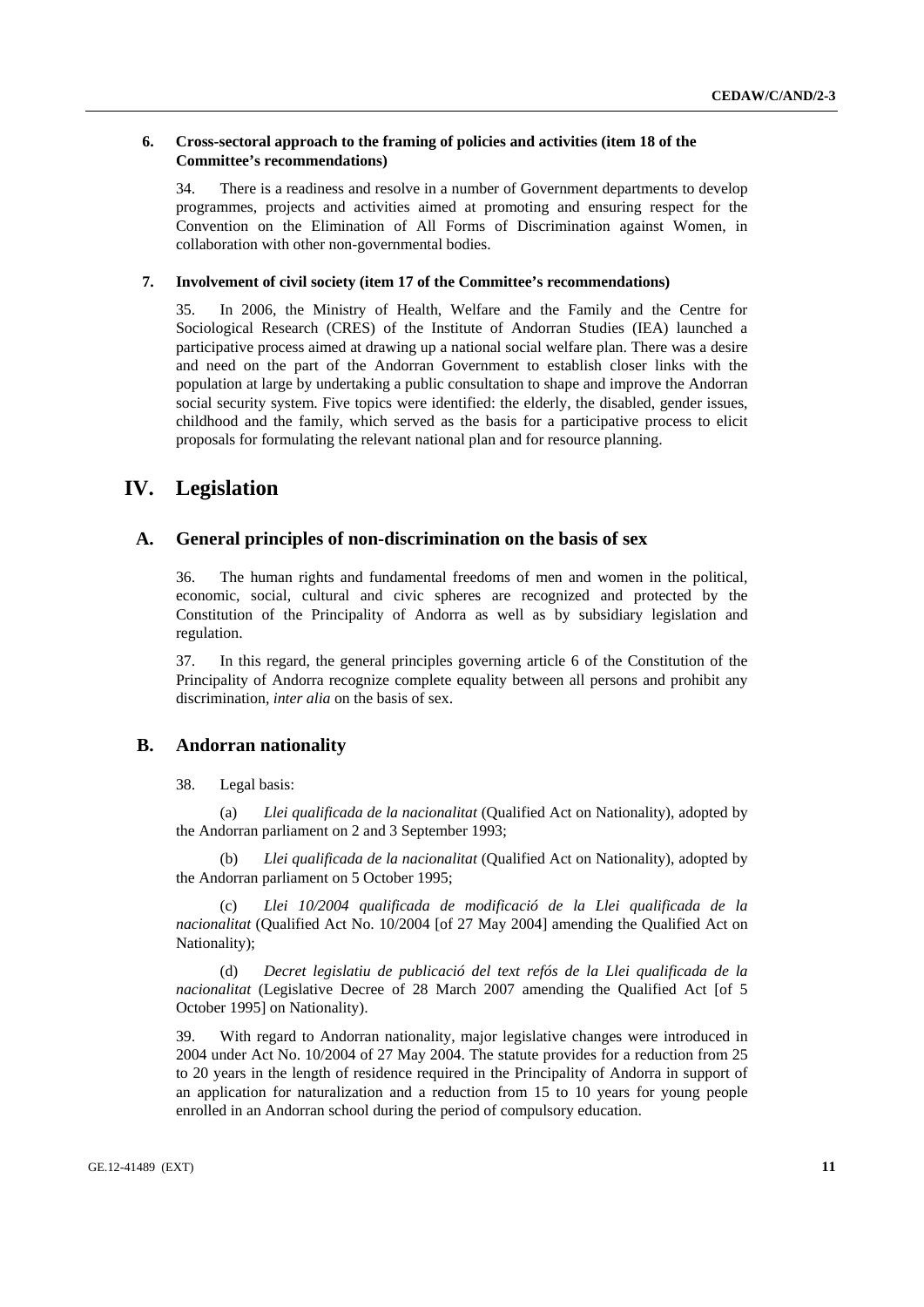### 6. Cross-sectoral approach to the framing of policies and activities (item 18 of the Committee's recommendations)

34. There is a readiness and resolve in a number of Government departments to develop programmes, projects and activities aimed at promoting and ensuring respect for the Convention on the Elimination of All Forms of Discrimination against Women, in collaboration with other non-governmental bodies.

### 7. Involvement of civil society (item 17 of the Committee's recommendations)

35. In 2006, the Ministry of Health, Welfare and the Family and the Centre for Sociological Research (CRES) of the Institute of Andorran Studies (IEA) launched a participative process aimed at drawing up a national social welfare plan. There was a desire and need on the part of the Andorran Government to establish closer links with the population at large by undertaking a public consultation to shape and improve the Andorran social security system. Five topics were identified: the elderly, the disabled, gender issues, childhood and the family, which served as the basis for a participative process to elicit proposals for formulating the relevant national plan and for resource planning.

# IV. Legislation

## A. General principles of non-discrimination on the basis of sex

36. The human rights and fundamental freedoms of men and women in the political, economic, social, cultural and civic spheres are recognized and protected by the Constitution of the Principality of Andorra as well as by subsidiary legislation and regulation.

37. In this regard, the general principles governing article 6 of the Constitution of the Principality of Andorra recognize complete equality between all persons and prohibit any discrimination, *inter alia* on the basis of sex.

## B. Andorran nationality

38. Legal basis:

(a) *Llei qualificada de la nacionalitat* (Qualified Act on Nationality), adopted by the Andorran parliament on 2 and 3 September 1993;

(b) *Llei qualificada de la nacionalitat* (Qualified Act on Nationality), adopted by the Andorran parliament on 5 October 1995;

(c) *Llei 10/2004 qualificada de modificació de la Llei qualificada de la nacionalitat* (Qualified Act No. 10/2004 [of 27 May 2004] amending the Qualified Act on Nationality);

(d) *Decret legislatiu de publicació del text refós de la Llei qualificada de la nacionalitat* (Legislative Decree of 28 March 2007 amending the Qualified Act [of 5 October 1995] on Nationality).

39. With regard to Andorran nationality, major legislative changes were introduced in 2004 under Act No. 10/2004 of 27 May 2004. The statute provides for a reduction from 25 to 20 years in the length of residence required in the Principality of Andorra in support of an application for naturalization and a reduction from 15 to 10 years for young people enrolled in an Andorran school during the period of compulsory education.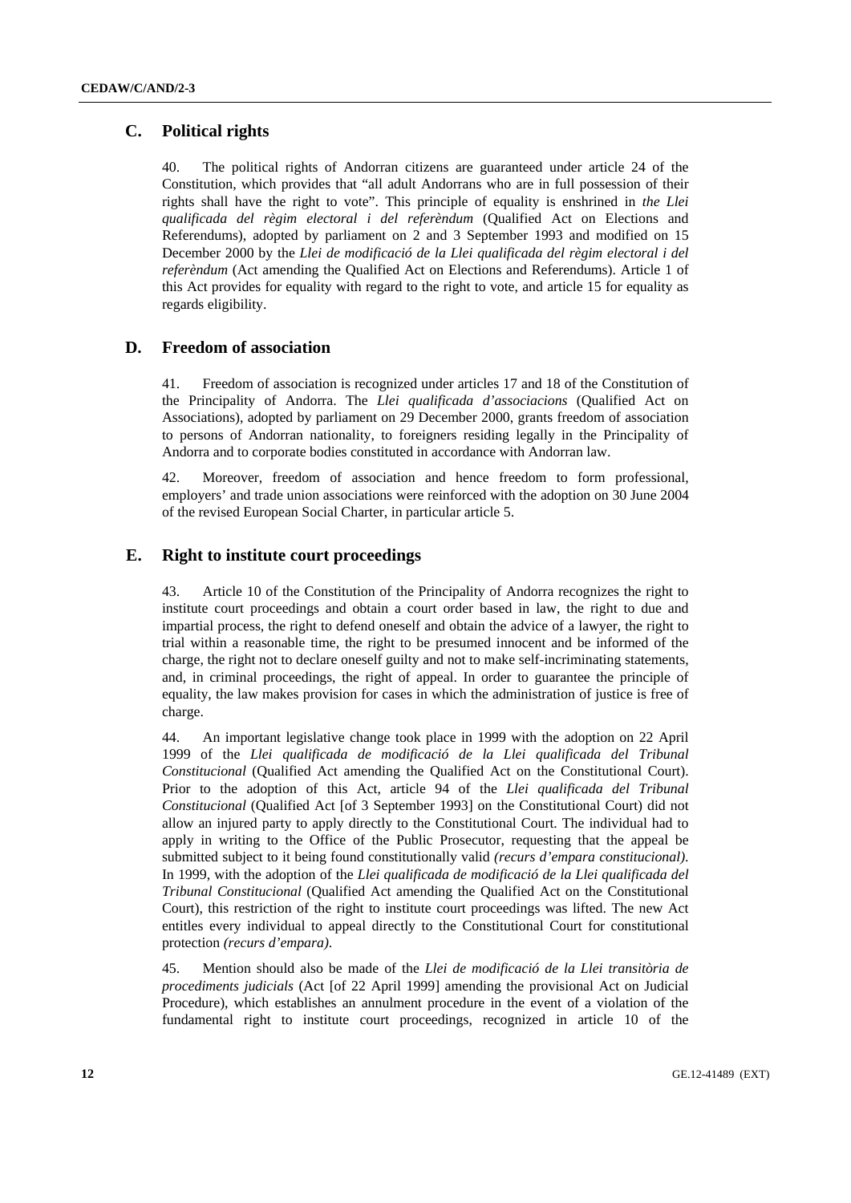## C. Political rights

40. The political rights of Andorran citizens are guaranteed under article 24 of the Constitution, which provides that "all adult Andorrans who are in full possession of their rights shall have the right to vote". This principle of equality is enshrined in *the Llei qualificada del règim electoral i del referèndum* (Qualified Act on Elections and Referendums), adopted by parliament on 2 and 3 September 1993 and modified on 15 December 2000 by the *Llei de modificació de la Llei qualificada del règim electoral i del referèndum* (Act amending the Qualified Act on Elections and Referendums). Article 1 of this Act provides for equality with regard to the right to vote, and article 15 for equality as regards eligibility.

## D. Freedom of association

41. Freedom of association is recognized under articles 17 and 18 of the Constitution of the Principality of Andorra. The *Llei qualificada d'associacions* (Qualified Act on Associations), adopted by parliament on 29 December 2000, grants freedom of association to persons of Andorran nationality, to foreigners residing legally in the Principality of Andorra and to corporate bodies constituted in accordance with Andorran law.

42. Moreover, freedom of association and hence freedom to form professional, employers' and trade union associations were reinforced with the adoption on 30 June 2004 of the revised European Social Charter, in particular article 5.

## E. Right to institute court proceedings

43. Article 10 of the Constitution of the Principality of Andorra recognizes the right to institute court proceedings and obtain a court order based in law, the right to due and impartial process, the right to defend oneself and obtain the advice of a lawyer, the right to trial within a reasonable time, the right to be presumed innocent and be informed of the charge, the right not to declare oneself guilty and not to make self-incriminating statements, and, in criminal proceedings, the right of appeal. In order to guarantee the principle of equality, the law makes provision for cases in which the administration of justice is free of charge.

44. An important legislative change took place in 1999 with the adoption on 22 April 1999 of the *Llei qualificada de modificació de la Llei qualificada del Tribunal Constitucional* (Qualified Act amending the Qualified Act on the Constitutional Court). Prior to the adoption of this Act, article 94 of the *Llei qualificada del Tribunal Constitucional* (Qualified Act [of 3 September 1993] on the Constitutional Court) did not allow an injured party to apply directly to the Constitutional Court. The individual had to apply in writing to the Office of the Public Prosecutor, requesting that the appeal be submitted subject to it being found constitutionally valid *(recurs d'empara constitucional)*. In 1999, with the adoption of the *Llei qualificada de modificació de la Llei qualificada del Tribunal Constitucional* (Qualified Act amending the Qualified Act on the Constitutional Court), this restriction of the right to institute court proceedings was lifted. The new Act entitles every individual to appeal directly to the Constitutional Court for constitutional protection *(recurs d'empara)*.

45. Mention should also be made of the *Llei de modificació de la Llei transitòria de procediments judicials* (Act [of 22 April 1999] amending the provisional Act on Judicial Procedure), which establishes an annulment procedure in the event of a violation of the fundamental right to institute court proceedings, recognized in article 10 of the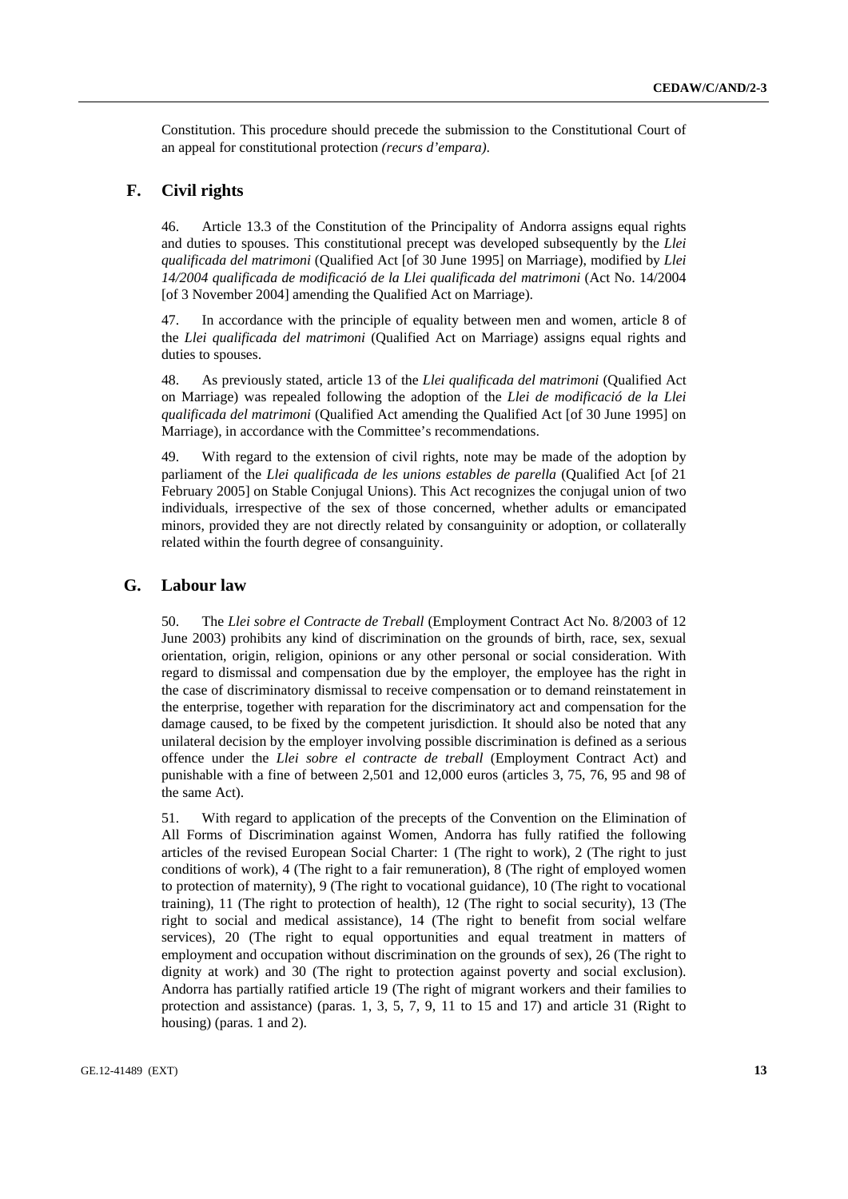Constitution. This procedure should precede the submission to the Constitutional Court of an appeal for constitutional protection *(recurs d'empara)*.

## F. Civil rights

46. Article 13.3 of the Constitution of the Principality of Andorra assigns equal rights and duties to spouses. This constitutional precept was developed subsequently by the *Llei qualificada del matrimoni* (Qualified Act [of 30 June 1995] on Marriage), modified by *Llei 14/2004 qualificada de modificació de la Llei qualificada del matrimoni* (Act No. 14/2004 [of 3 November 2004] amending the Qualified Act on Marriage).

47. In accordance with the principle of equality between men and women, article 8 of the *Llei qualificada del matrimoni* (Qualified Act on Marriage) assigns equal rights and duties to spouses.

48. As previously stated, article 13 of the *Llei qualificada del matrimoni* (Qualified Act on Marriage) was repealed following the adoption of the *Llei de modificació de la Llei qualificada del matrimoni* (Qualified Act amending the Qualified Act [of 30 June 1995] on Marriage), in accordance with the Committee's recommendations.

49. With regard to the extension of civil rights, note may be made of the adoption by parliament of the *Llei qualificada de les unions estables de parella* (Qualified Act [of 21 February 2005] on Stable Conjugal Unions). This Act recognizes the conjugal union of two individuals, irrespective of the sex of those concerned, whether adults or emancipated minors, provided they are not directly related by consanguinity or adoption, or collaterally related within the fourth degree of consanguinity.

## G. Labour law

50. The *Llei sobre el Contracte de Treball* (Employment Contract Act No. 8/2003 of 12 June 2003) prohibits any kind of discrimination on the grounds of birth, race, sex, sexual orientation, origin, religion, opinions or any other personal or social consideration. With regard to dismissal and compensation due by the employer, the employee has the right in the case of discriminatory dismissal to receive compensation or to demand reinstatement in the enterprise, together with reparation for the discriminatory act and compensation for the damage caused, to be fixed by the competent jurisdiction. It should also be noted that any unilateral decision by the employer involving possible discrimination is defined as a serious offence under the *Llei sobre el contracte de treball* (Employment Contract Act) and punishable with a fine of between 2,501 and 12,000 euros (articles 3, 75, 76, 95 and 98 of the same Act).

51. With regard to application of the precepts of the Convention on the Elimination of All Forms of Discrimination against Women, Andorra has fully ratified the following articles of the revised European Social Charter: 1 (The right to work), 2 (The right to just conditions of work), 4 (The right to a fair remuneration), 8 (The right of employed women to protection of maternity), 9 (The right to vocational guidance), 10 (The right to vocational training), 11 (The right to protection of health), 12 (The right to social security), 13 (The right to social and medical assistance), 14 (The right to benefit from social welfare services), 20 (The right to equal opportunities and equal treatment in matters of employment and occupation without discrimination on the grounds of sex), 26 (The right to dignity at work) and 30 (The right to protection against poverty and social exclusion). Andorra has partially ratified article 19 (The right of migrant workers and their families to protection and assistance) (paras. 1, 3, 5, 7, 9, 11 to 15 and 17) and article 31 (Right to housing) (paras. 1 and 2).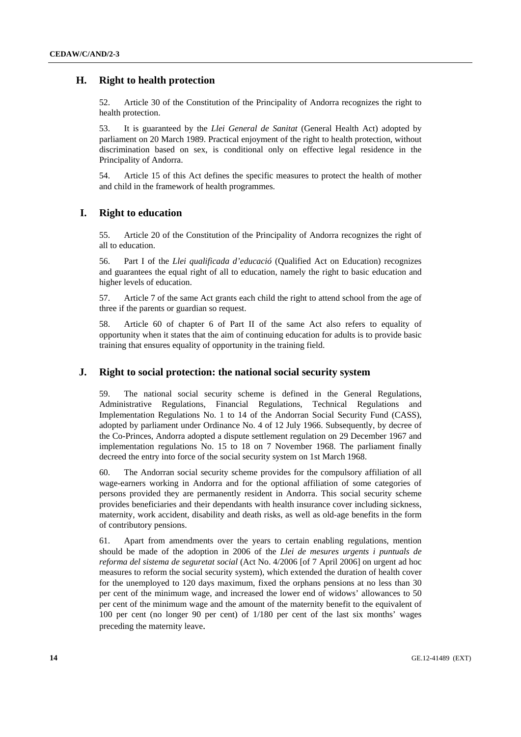## H. Right to health protection

52. Article 30 of the Constitution of the Principality of Andorra recognizes the right to health protection.

53. It is guaranteed by the *Llei General de Sanitat* (General Health Act) adopted by parliament on 20 March 1989. Practical enjoyment of the right to health protection, without discrimination based on sex, is conditional only on effective legal residence in the Principality of Andorra.

54. Article 15 of this Act defines the specific measures to protect the health of mother and child in the framework of health programmes.

## I. Right to education

55. Article 20 of the Constitution of the Principality of Andorra recognizes the right of all to education.

56. Part I of the *Llei qualificada d'educació* (Qualified Act on Education) recognizes and guarantees the equal right of all to education, namely the right to basic education and higher levels of education.

57. Article 7 of the same Act grants each child the right to attend school from the age of three if the parents or guardian so request.

58. Article 60 of chapter 6 of Part II of the same Act also refers to equality of opportunity when it states that the aim of continuing education for adults is to provide basic training that ensures equality of opportunity in the training field.

## J. Right to social protection: the national social security system

59. The national social security scheme is defined in the General Regulations, Administrative Regulations, Financial Regulations, Technical Regulations and Implementation Regulations No. 1 to 14 of the Andorran Social Security Fund (CASS), adopted by parliament under Ordinance No. 4 of 12 July 1966. Subsequently, by decree of the Co-Princes, Andorra adopted a dispute settlement regulation on 29 December 1967 and implementation regulations No. 15 to 18 on 7 November 1968. The parliament finally decreed the entry into force of the social security system on 1st March 1968.

60. The Andorran social security scheme provides for the compulsory affiliation of all wage-earners working in Andorra and for the optional affiliation of some categories of persons provided they are permanently resident in Andorra. This social security scheme provides beneficiaries and their dependants with health insurance cover including sickness, maternity, work accident, disability and death risks, as well as old-age benefits in the form of contributory pensions.

61. Apart from amendments over the years to certain enabling regulations, mention should be made of the adoption in 2006 of the *Llei de mesures urgents i puntuals de reforma del sistema de seguretat social* (Act No. 4/2006 [of 7 April 2006] on urgent ad hoc measures to reform the social security system), which extended the duration of health cover for the unemployed to 120 days maximum, fixed the orphans pensions at no less than 30 per cent of the minimum wage, and increased the lower end of widows' allowances to 50 per cent of the minimum wage and the amount of the maternity benefit to the equivalent of 100 per cent (no longer 90 per cent) of 1/180 per cent of the last six months' wages preceding the maternity leave.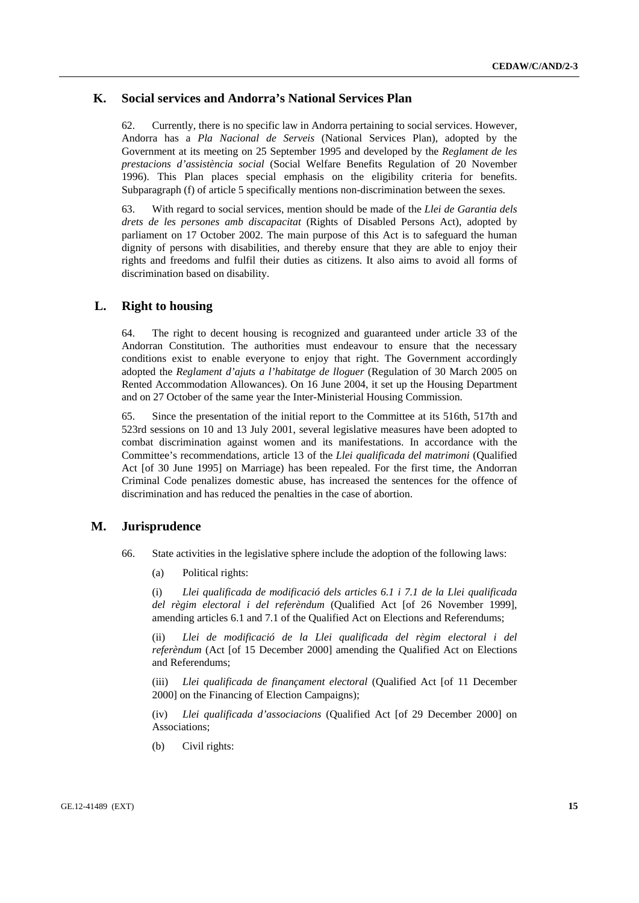## K. Social services and Andorra's National Services Plan

62. Currently, there is no specific law in Andorra pertaining to social services. However, Andorra has a *Pla Nacional de Serveis* (National Services Plan), adopted by the Government at its meeting on 25 September 1995 and developed by the *Reglament de les prestacions d'assistència social* (Social Welfare Benefits Regulation of 20 November 1996). This Plan places special emphasis on the eligibility criteria for benefits. Subparagraph (f) of article 5 specifically mentions non-discrimination between the sexes.

63. With regard to social services, mention should be made of the *Llei de Garantia dels drets de les persones amb discapacitat* (Rights of Disabled Persons Act), adopted by parliament on 17 October 2002. The main purpose of this Act is to safeguard the human dignity of persons with disabilities, and thereby ensure that they are able to enjoy their rights and freedoms and fulfil their duties as citizens. It also aims to avoid all forms of discrimination based on disability.

## L. Right to housing

64. The right to decent housing is recognized and guaranteed under article 33 of the Andorran Constitution. The authorities must endeavour to ensure that the necessary conditions exist to enable everyone to enjoy that right. The Government accordingly adopted the *Reglament d'ajuts a l'habitatge de lloguer* (Regulation of 30 March 2005 on Rented Accommodation Allowances). On 16 June 2004, it set up the Housing Department and on 27 October of the same year the Inter-Ministerial Housing Commission.

65. Since the presentation of the initial report to the Committee at its 516th, 517th and 523rd sessions on 10 and 13 July 2001, several legislative measures have been adopted to combat discrimination against women and its manifestations. In accordance with the Committee's recommendations, article 13 of the *Llei qualificada del matrimoni* (Qualified Act [of 30 June 1995] on Marriage) has been repealed. For the first time, the Andorran Criminal Code penalizes domestic abuse, has increased the sentences for the offence of discrimination and has reduced the penalties in the case of abortion.

## M. Jurisprudence

66. State activities in the legislative sphere include the adoption of the following laws:

(a) Political rights:

(i) *Llei qualificada de modificació dels articles 6.1 i 7.1 de la Llei qualificada del règim electoral i del referèndum* (Qualified Act [of 26 November 1999], amending articles 6.1 and 7.1 of the Qualified Act on Elections and Referendums;

(ii) *Llei de modificació de la Llei qualificada del règim electoral i del referèndum* (Act [of 15 December 2000] amending the Qualified Act on Elections and Referendums;

(iii) *Llei qualificada de finançament electoral* (Qualified Act [of 11 December 2000] on the Financing of Election Campaigns);

(iv) *Llei qualificada d'associacions* (Qualified Act [of 29 December 2000] on Associations;

(b) Civil rights: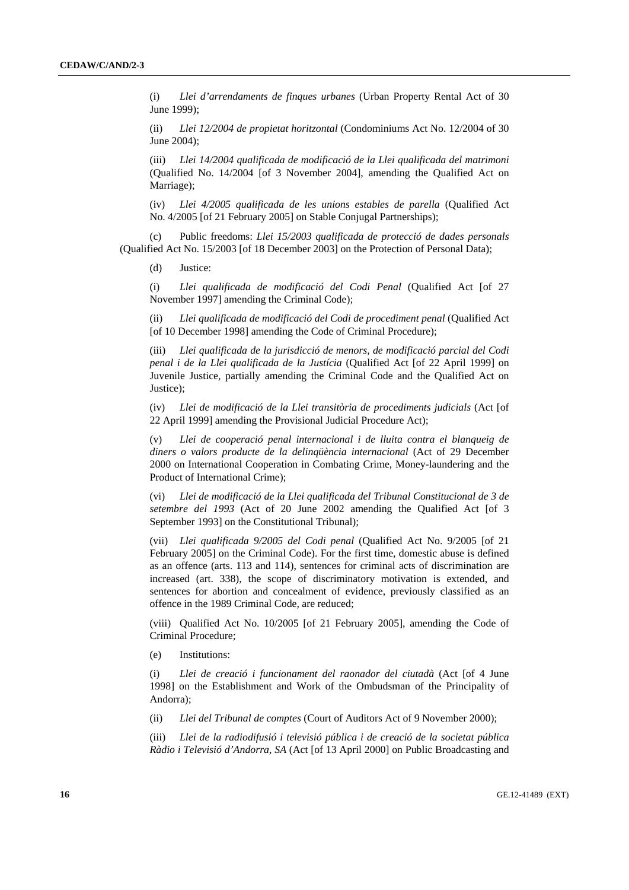(i) *Llei d'arrendaments de finques urbanes* (Urban Property Rental Act of 30 June 1999);

(ii) *Llei 12/2004 de propietat horitzontal* (Condominiums Act No. 12/2004 of 30 June 2004);

(iii) *Llei 14/2004 qualificada de modificació de la Llei qualificada del matrimoni* (Qualified No. 14/2004 [of 3 November 2004], amending the Qualified Act on Marriage);

(iv) *Llei 4/2005 qualificada de les unions estables de parella* (Qualified Act No. 4/2005 [of 21 February 2005] on Stable Conjugal Partnerships);

(c) Public freedoms: *Llei 15/2003 qualificada de protecció de dades personals* (Qualified Act No. 15/2003 [of 18 December 2003] on the Protection of Personal Data);

(d) Justice:

(i) *Llei qualificada de modificació del Codi Penal* (Qualified Act [of 27 November 1997] amending the Criminal Code);

(ii) *Llei qualificada de modificació del Codi de procediment penal* (Qualified Act [of 10 December 1998] amending the Code of Criminal Procedure);

(iii) *Llei qualificada de la jurisdicció de menors, de modificació parcial del Codi penal i de la Llei qualificada de la Justícia* (Qualified Act [of 22 April 1999] on Juvenile Justice, partially amending the Criminal Code and the Qualified Act on Justice);

(iv) *Llei de modificació de la Llei transitòria de procediments judicials* (Act [of 22 April 1999] amending the Provisional Judicial Procedure Act);

(v) *Llei de cooperació penal internacional i de lluita contra el blanqueig de diners o valors producte de la delinqüència internacional* (Act of 29 December 2000 on International Cooperation in Combating Crime, Money-laundering and the Product of International Crime);

(vi) *Llei de modificació de la Llei qualificada del Tribunal Constitucional de 3 de setembre del 1993* (Act of 20 June 2002 amending the Qualified Act [of 3 September 1993] on the Constitutional Tribunal);

(vii) *Llei qualificada 9/2005 del Codi penal* (Qualified Act No. 9/2005 [of 21 February 2005] on the Criminal Code). For the first time, domestic abuse is defined as an offence (arts. 113 and 114), sentences for criminal acts of discrimination are increased (art. 338), the scope of discriminatory motivation is extended, and sentences for abortion and concealment of evidence, previously classified as an offence in the 1989 Criminal Code, are reduced;

(viii) Qualified Act No. 10/2005 [of 21 February 2005], amending the Code of Criminal Procedure;

(e) Institutions:

(i) *Llei de creació i funcionament del raonador del ciutadà* (Act [of 4 June 1998] on the Establishment and Work of the Ombudsman of the Principality of Andorra);

(ii) *Llei del Tribunal de comptes* (Court of Auditors Act of 9 November 2000);

(iii) *Llei de la radiodifusió i televisió pública i de creació de la societat pública Ràdio i Televisió d'Andorra, SA* (Act [of 13 April 2000] on Public Broadcasting and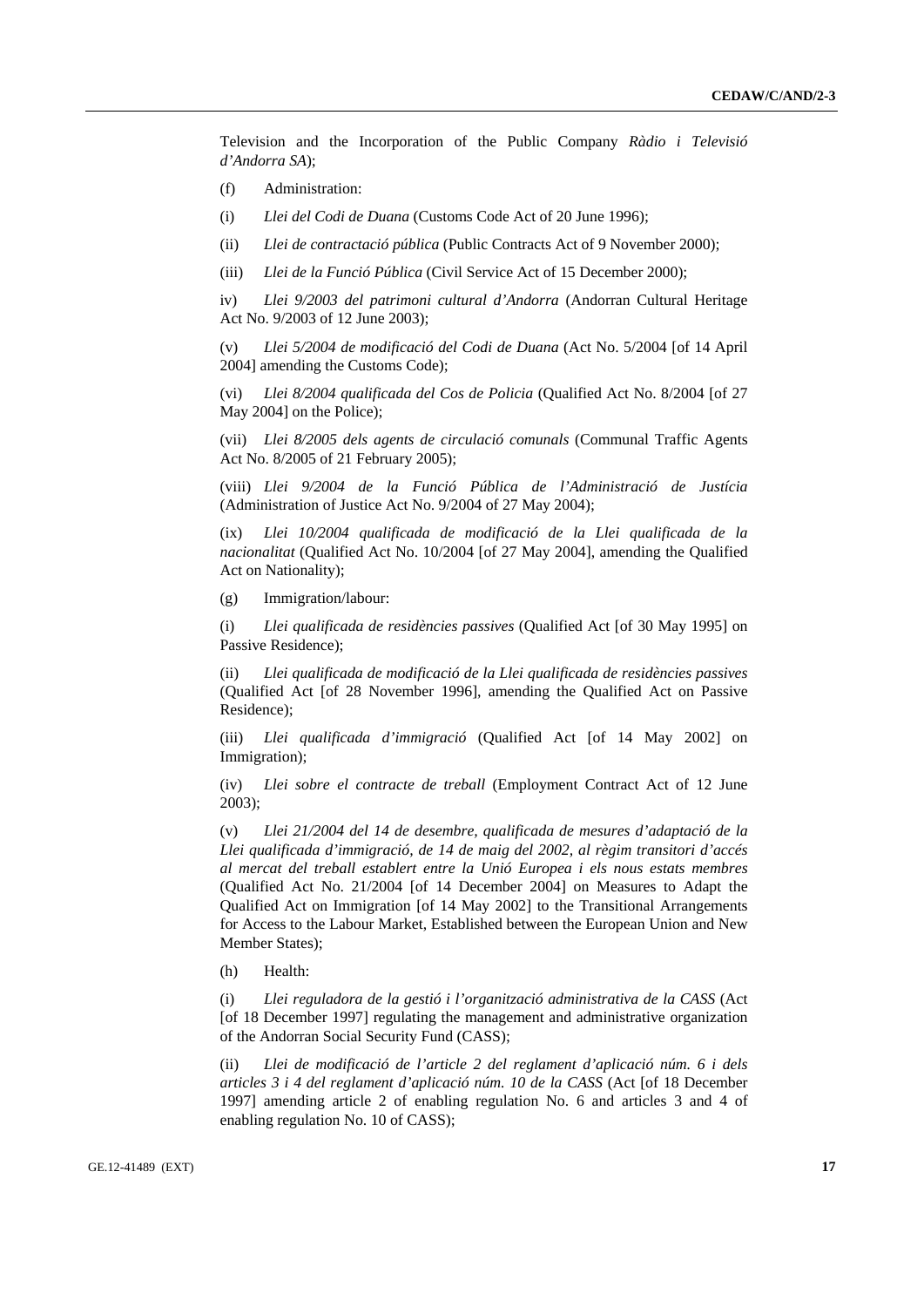Television and the Incorporation of the Public Company *Ràdio i Televisió d'Andorra SA*);

(f) Administration:

(i) *Llei del Codi de Duana* (Customs Code Act of 20 June 1996);

(ii) *Llei de contractació pública* (Public Contracts Act of 9 November 2000);

(iii) *Llei de la Funció Pública* (Civil Service Act of 15 December 2000);

iv) *Llei 9/2003 del patrimoni cultural d'Andorra* (Andorran Cultural Heritage Act No. 9/2003 of 12 June 2003);

(v) *Llei 5/2004 de modificació del Codi de Duana* (Act No. 5/2004 [of 14 April 2004] amending the Customs Code);

(vi) *Llei 8/2004 qualificada del Cos de Policia* (Qualified Act No. 8/2004 [of 27 May 2004] on the Police);

(vii) *Llei 8/2005 dels agents de circulació comunals* (Communal Traffic Agents Act No. 8/2005 of 21 February 2005);

(viii) *Llei 9/2004 de la Funció Pública de l'Administració de Justícia* (Administration of Justice Act No. 9/2004 of 27 May 2004);

(ix) *Llei 10/2004 qualificada de modificació de la Llei qualificada de la nacionalitat* (Qualified Act No. 10/2004 [of 27 May 2004], amending the Qualified Act on Nationality);

(g) Immigration/labour:

(i) *Llei qualificada de residències passives* (Qualified Act [of 30 May 1995] on Passive Residence);

(ii) *Llei qualificada de modificació de la Llei qualificada de residències passives* (Qualified Act [of 28 November 1996], amending the Qualified Act on Passive Residence);

(iii) *Llei qualificada d'immigració* (Qualified Act [of 14 May 2002] on Immigration);

(iv) *Llei sobre el contracte de treball* (Employment Contract Act of 12 June 2003);

(v) *Llei 21/2004 del 14 de desembre, qualificada de mesures d'adaptació de la Llei qualificada d'immigració, de 14 de maig del 2002, al règim transitori d'accés al mercat del treball establert entre la Unió Europea i els nous estats membres* (Qualified Act No. 21/2004 [of 14 December 2004] on Measures to Adapt the Qualified Act on Immigration [of 14 May 2002] to the Transitional Arrangements for Access to the Labour Market, Established between the European Union and New Member States);

(h) Health:

(i) *Llei reguladora de la gestió i l'organització administrativa de la CASS* (Act [of 18 December 1997] regulating the management and administrative organization of the Andorran Social Security Fund (CASS);

(ii) *Llei de modificació de l'article 2 del reglament d'aplicació núm. 6 i dels articles 3 i 4 del reglament d'aplicació núm. 10 de la CASS* (Act [of 18 December 1997] amending article 2 of enabling regulation No. 6 and articles 3 and 4 of enabling regulation No. 10 of CASS);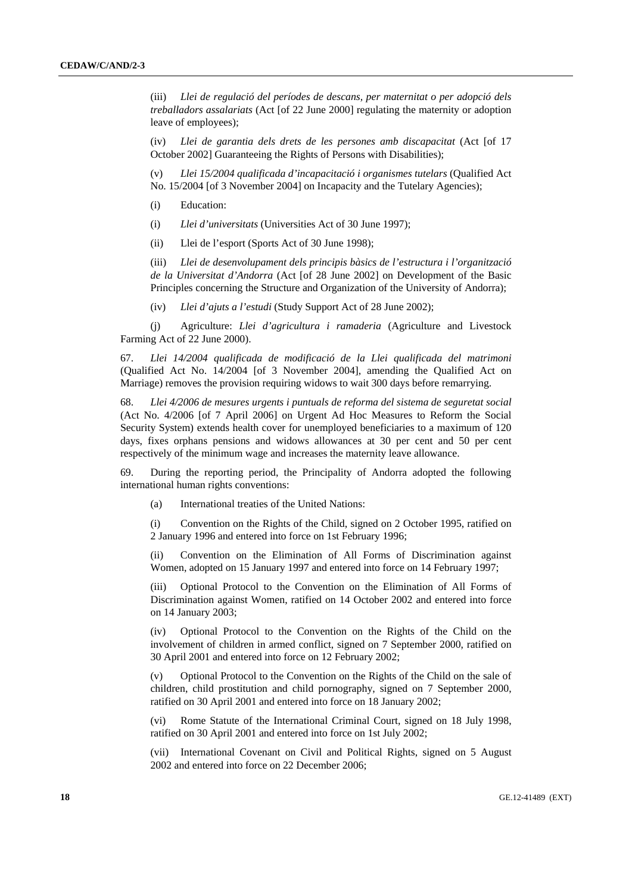(iii) *Llei de regulació del períodes de descans, per maternitat o per adopció dels treballadors assalariats* (Act [of 22 June 2000] regulating the maternity or adoption leave of employees);

(iv) *Llei de garantia dels drets de les persones amb discapacitat* (Act [of 17 October 2002] Guaranteeing the Rights of Persons with Disabilities);

(v) *Llei 15/2004 qualificada d'incapacitació i organismes tutelars* (Qualified Act No. 15/2004 [of 3 November 2004] on Incapacity and the Tutelary Agencies);

(i) Education:

(i) *Llei d'universitats* (Universities Act of 30 June 1997);

(ii) Llei de l'esport (Sports Act of 30 June 1998);

(iii) *Llei de desenvolupament dels principis bàsics de l'estructura i l'organització de la Universitat d'Andorra* (Act [of 28 June 2002] on Development of the Basic Principles concerning the Structure and Organization of the University of Andorra);

(iv) *Llei d'ajuts a l'estudi* (Study Support Act of 28 June 2002);

(j) Agriculture: *Llei d'agricultura i ramaderia* (Agriculture and Livestock Farming Act of 22 June 2000).

67. *Llei 14/2004 qualificada de modificació de la Llei qualificada del matrimoni* (Qualified Act No. 14/2004 [of 3 November 2004], amending the Qualified Act on Marriage) removes the provision requiring widows to wait 300 days before remarrying.

68. *Llei 4/2006 de mesures urgents i puntuals de reforma del sistema de seguretat social* (Act No. 4/2006 [of 7 April 2006] on Urgent Ad Hoc Measures to Reform the Social Security System) extends health cover for unemployed beneficiaries to a maximum of 120 days, fixes orphans pensions and widows allowances at 30 per cent and 50 per cent respectively of the minimum wage and increases the maternity leave allowance.

69. During the reporting period, the Principality of Andorra adopted the following international human rights conventions:

(a) International treaties of the United Nations:

(i) Convention on the Rights of the Child, signed on 2 October 1995, ratified on 2 January 1996 and entered into force on 1st February 1996;

(ii) Convention on the Elimination of All Forms of Discrimination against Women, adopted on 15 January 1997 and entered into force on 14 February 1997;

(iii) Optional Protocol to the Convention on the Elimination of All Forms of Discrimination against Women, ratified on 14 October 2002 and entered into force on 14 January 2003;

(iv) Optional Protocol to the Convention on the Rights of the Child on the involvement of children in armed conflict, signed on 7 September 2000, ratified on 30 April 2001 and entered into force on 12 February 2002;

(v) Optional Protocol to the Convention on the Rights of the Child on the sale of children, child prostitution and child pornography, signed on 7 September 2000, ratified on 30 April 2001 and entered into force on 18 January 2002;

(vi) Rome Statute of the International Criminal Court, signed on 18 July 1998, ratified on 30 April 2001 and entered into force on 1st July 2002;

(vii) International Covenant on Civil and Political Rights, signed on 5 August 2002 and entered into force on 22 December 2006;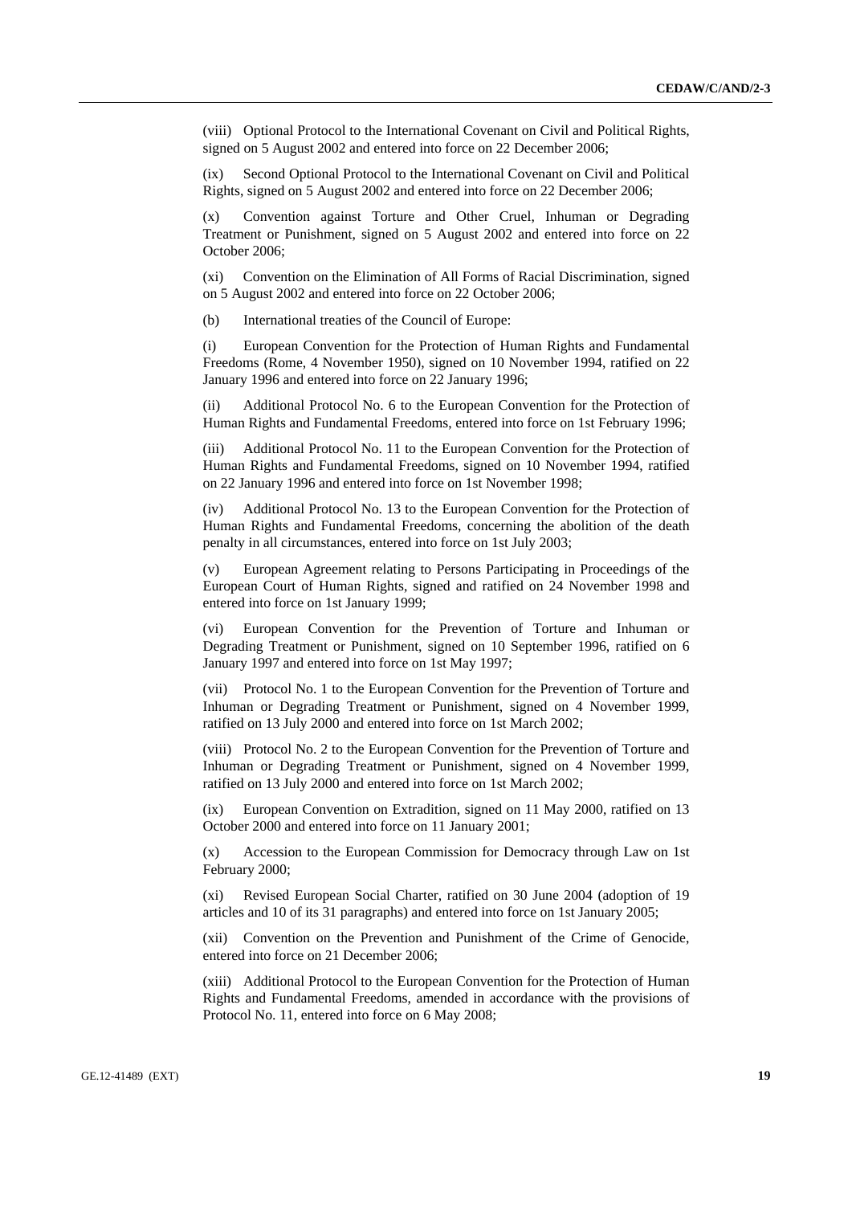(viii) Optional Protocol to the International Covenant on Civil and Political Rights, signed on 5 August 2002 and entered into force on 22 December 2006;

(ix) Second Optional Protocol to the International Covenant on Civil and Political Rights, signed on 5 August 2002 and entered into force on 22 December 2006;

(x) Convention against Torture and Other Cruel, Inhuman or Degrading Treatment or Punishment, signed on 5 August 2002 and entered into force on 22 October 2006;

(xi) Convention on the Elimination of All Forms of Racial Discrimination, signed on 5 August 2002 and entered into force on 22 October 2006;

(b) International treaties of the Council of Europe:

(i) European Convention for the Protection of Human Rights and Fundamental Freedoms (Rome, 4 November 1950), signed on 10 November 1994, ratified on 22 January 1996 and entered into force on 22 January 1996;

(ii) Additional Protocol No. 6 to the European Convention for the Protection of Human Rights and Fundamental Freedoms, entered into force on 1st February 1996;

(iii) Additional Protocol No. 11 to the European Convention for the Protection of Human Rights and Fundamental Freedoms, signed on 10 November 1994, ratified on 22 January 1996 and entered into force on 1st November 1998;

(iv) Additional Protocol No. 13 to the European Convention for the Protection of Human Rights and Fundamental Freedoms, concerning the abolition of the death penalty in all circumstances, entered into force on 1st July 2003;

(v) European Agreement relating to Persons Participating in Proceedings of the European Court of Human Rights, signed and ratified on 24 November 1998 and entered into force on 1st January 1999;

(vi) European Convention for the Prevention of Torture and Inhuman or Degrading Treatment or Punishment, signed on 10 September 1996, ratified on 6 January 1997 and entered into force on 1st May 1997;

(vii) Protocol No. 1 to the European Convention for the Prevention of Torture and Inhuman or Degrading Treatment or Punishment, signed on 4 November 1999, ratified on 13 July 2000 and entered into force on 1st March 2002;

(viii) Protocol No. 2 to the European Convention for the Prevention of Torture and Inhuman or Degrading Treatment or Punishment, signed on 4 November 1999, ratified on 13 July 2000 and entered into force on 1st March 2002;

(ix) European Convention on Extradition, signed on 11 May 2000, ratified on 13 October 2000 and entered into force on 11 January 2001;

(x) Accession to the European Commission for Democracy through Law on 1st February 2000;

(xi) Revised European Social Charter, ratified on 30 June 2004 (adoption of 19 articles and 10 of its 31 paragraphs) and entered into force on 1st January 2005;

(xii) Convention on the Prevention and Punishment of the Crime of Genocide, entered into force on 21 December 2006;

(xiii) Additional Protocol to the European Convention for the Protection of Human Rights and Fundamental Freedoms, amended in accordance with the provisions of Protocol No. 11, entered into force on 6 May 2008;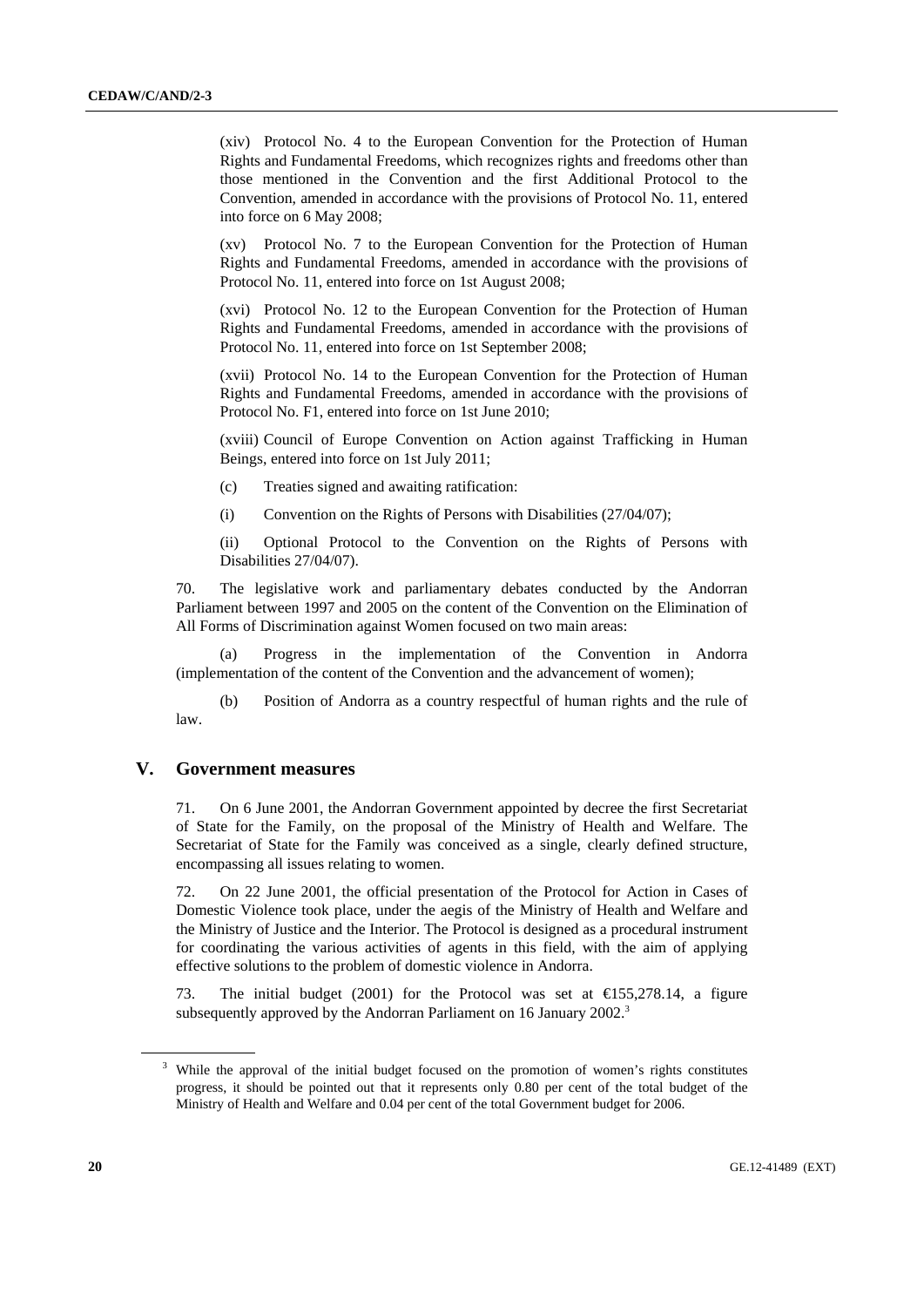(xiv) Protocol No. 4 to the European Convention for the Protection of Human Rights and Fundamental Freedoms, which recognizes rights and freedoms other than those mentioned in the Convention and the first Additional Protocol to the Convention, amended in accordance with the provisions of Protocol No. 11, entered into force on 6 May 2008;

(xv) Protocol No. 7 to the European Convention for the Protection of Human Rights and Fundamental Freedoms, amended in accordance with the provisions of Protocol No. 11, entered into force on 1st August 2008;

(xvi) Protocol No. 12 to the European Convention for the Protection of Human Rights and Fundamental Freedoms, amended in accordance with the provisions of Protocol No. 11, entered into force on 1st September 2008;

(xvii) Protocol No. 14 to the European Convention for the Protection of Human Rights and Fundamental Freedoms, amended in accordance with the provisions of Protocol No. F1, entered into force on 1st June 2010;

(xviii) Council of Europe Convention on Action against Trafficking in Human Beings, entered into force on 1st July 2011;

(c) Treaties signed and awaiting ratification:

(i) Convention on the Rights of Persons with Disabilities (27/04/07);

(ii) Optional Protocol to the Convention on the Rights of Persons with Disabilities 27/04/07).

70. The legislative work and parliamentary debates conducted by the Andorran Parliament between 1997 and 2005 on the content of the Convention on the Elimination of All Forms of Discrimination against Women focused on two main areas:

(a) Progress in the implementation of the Convention in Andorra (implementation of the content of the Convention and the advancement of women);

(b) Position of Andorra as a country respectful of human rights and the rule of law.

## V. Government measures

71. On 6 June 2001, the Andorran Government appointed by decree the first Secretariat of State for the Family, on the proposal of the Ministry of Health and Welfare. The Secretariat of State for the Family was conceived as a single, clearly defined structure, encompassing all issues relating to women.

72. On 22 June 2001, the official presentation of the Protocol for Action in Cases of Domestic Violence took place, under the aegis of the Ministry of Health and Welfare and the Ministry of Justice and the Interior. The Protocol is designed as a procedural instrument for coordinating the various activities of agents in this field, with the aim of applying effective solutions to the problem of domestic violence in Andorra.

73. The initial budget (2001) for the Protocol was set at €155,278.14, a figure subsequently approved by the Andorran Parliament on 16 January 2002.[3]

[3] While the approval of the initial budget focused on the promotion of women's rights constitutes progress, it should be pointed out that it represents only 0.80 per cent of the total budget of the Ministry of Health and Welfare and 0.04 per cent of the total Government budget for 2006.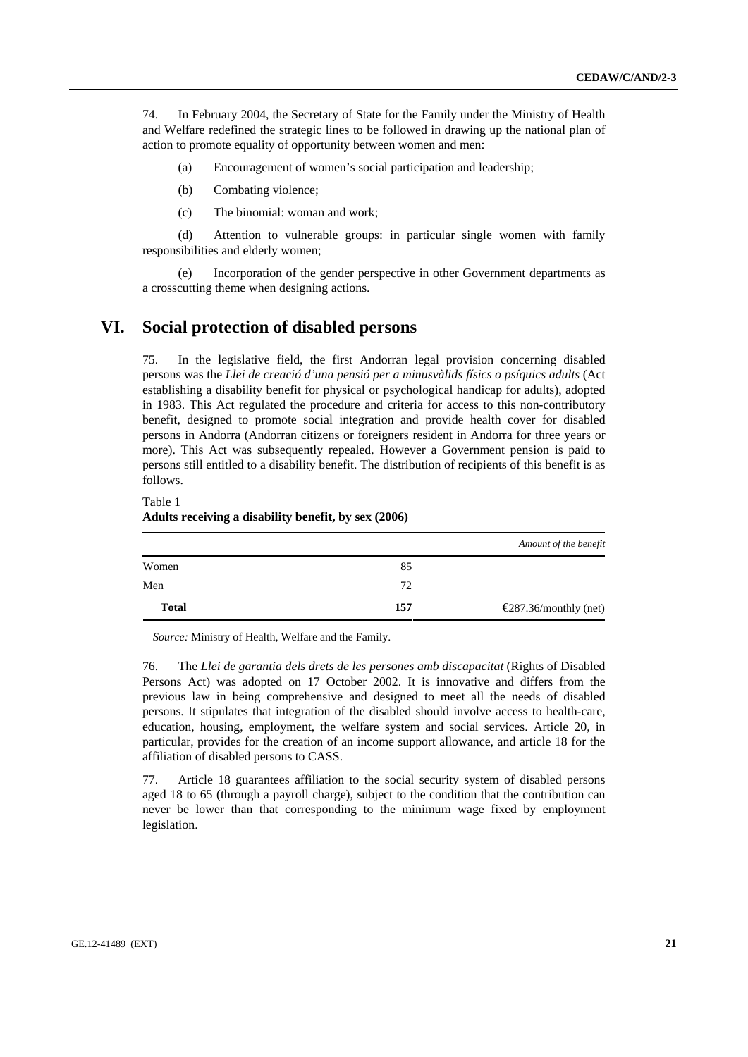74. In February 2004, the Secretary of State for the Family under the Ministry of Health and Welfare redefined the strategic lines to be followed in drawing up the national plan of action to promote equality of opportunity between women and men:

(a) Encouragement of women's social participation and leadership;

(b) Combating violence;

(c) The binomial: woman and work;

(d) Attention to vulnerable groups: in particular single women with family responsibilities and elderly women;

(e) Incorporation of the gender perspective in other Government departments as a crosscutting theme when designing actions.

# VI. Social protection of disabled persons

75. In the legislative field, the first Andorran legal provision concerning disabled persons was the *Llei de creació d'una pensió per a minusvàlids físics o psíquics adults* (Act establishing a disability benefit for physical or psychological handicap for adults), adopted in 1983. This Act regulated the procedure and criteria for access to this non-contributory benefit, designed to promote social integration and provide health cover for disabled persons in Andorra (Andorran citizens or foreigners resident in Andorra for three years or more). This Act was subsequently repealed. However a Government pension is paid to persons still entitled to a disability benefit. The distribution of recipients of this benefit is as follows.

Table 1
**Adults receiving a disability benefit, by sex (2006)**

| | | *Amount of the benefit* |
|---|---|---|
| Women | 85 | |
| Men | 72 | |
| **Total** | **157** | €287.36/monthly (net) |

*Source:* Ministry of Health, Welfare and the Family.

76. The *Llei de garantia dels drets de les persones amb discapacitat* (Rights of Disabled Persons Act) was adopted on 17 October 2002. It is innovative and differs from the previous law in being comprehensive and designed to meet all the needs of disabled persons. It stipulates that integration of the disabled should involve access to health-care, education, housing, employment, the welfare system and social services. Article 20, in particular, provides for the creation of an income support allowance, and article 18 for the affiliation of disabled persons to CASS.

77. Article 18 guarantees affiliation to the social security system of disabled persons aged 18 to 65 (through a payroll charge), subject to the condition that the contribution can never be lower than that corresponding to the minimum wage fixed by employment legislation.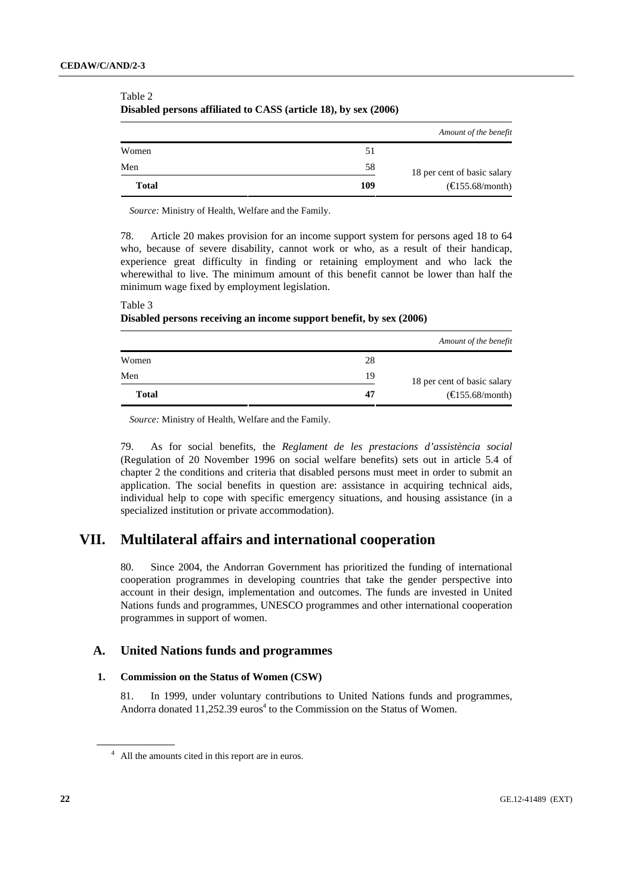Table 2
**Disabled persons affiliated to CASS (article 18), by sex (2006)**

| | | *Amount of the benefit* |
|---|---|---|
| Women | 51 | |
| Men | 58 | 18 per cent of basic salary |
| **Total** | **109** | (€155.68/month) |

*Source:* Ministry of Health, Welfare and the Family.

78. Article 20 makes provision for an income support system for persons aged 18 to 64 who, because of severe disability, cannot work or who, as a result of their handicap, experience great difficulty in finding or retaining employment and who lack the wherewithal to live. The minimum amount of this benefit cannot be lower than half the minimum wage fixed by employment legislation.

Table 3
**Disabled persons receiving an income support benefit, by sex (2006)**

| | | *Amount of the benefit* |
|---|---|---|
| Women | 28 | |
| Men | 19 | 18 per cent of basic salary |
| **Total** | **47** | (€155.68/month) |

*Source:* Ministry of Health, Welfare and the Family.

79. As for social benefits, the *Reglament de les prestacions d'assistència social* (Regulation of 20 November 1996 on social welfare benefits) sets out in article 5.4 of chapter 2 the conditions and criteria that disabled persons must meet in order to submit an application. The social benefits in question are: assistance in acquiring technical aids, individual help to cope with specific emergency situations, and housing assistance (in a specialized institution or private accommodation).

# VII. Multilateral affairs and international cooperation

80. Since 2004, the Andorran Government has prioritized the funding of international cooperation programmes in developing countries that take the gender perspective into account in their design, implementation and outcomes. The funds are invested in United Nations funds and programmes, UNESCO programmes and other international cooperation programmes in support of women.

## A. United Nations funds and programmes

### 1. Commission on the Status of Women (CSW)

81. In 1999, under voluntary contributions to United Nations funds and programmes, Andorra donated 11,252.39 euros[4] to the Commission on the Status of Women.

[4] All the amounts cited in this report are in euros.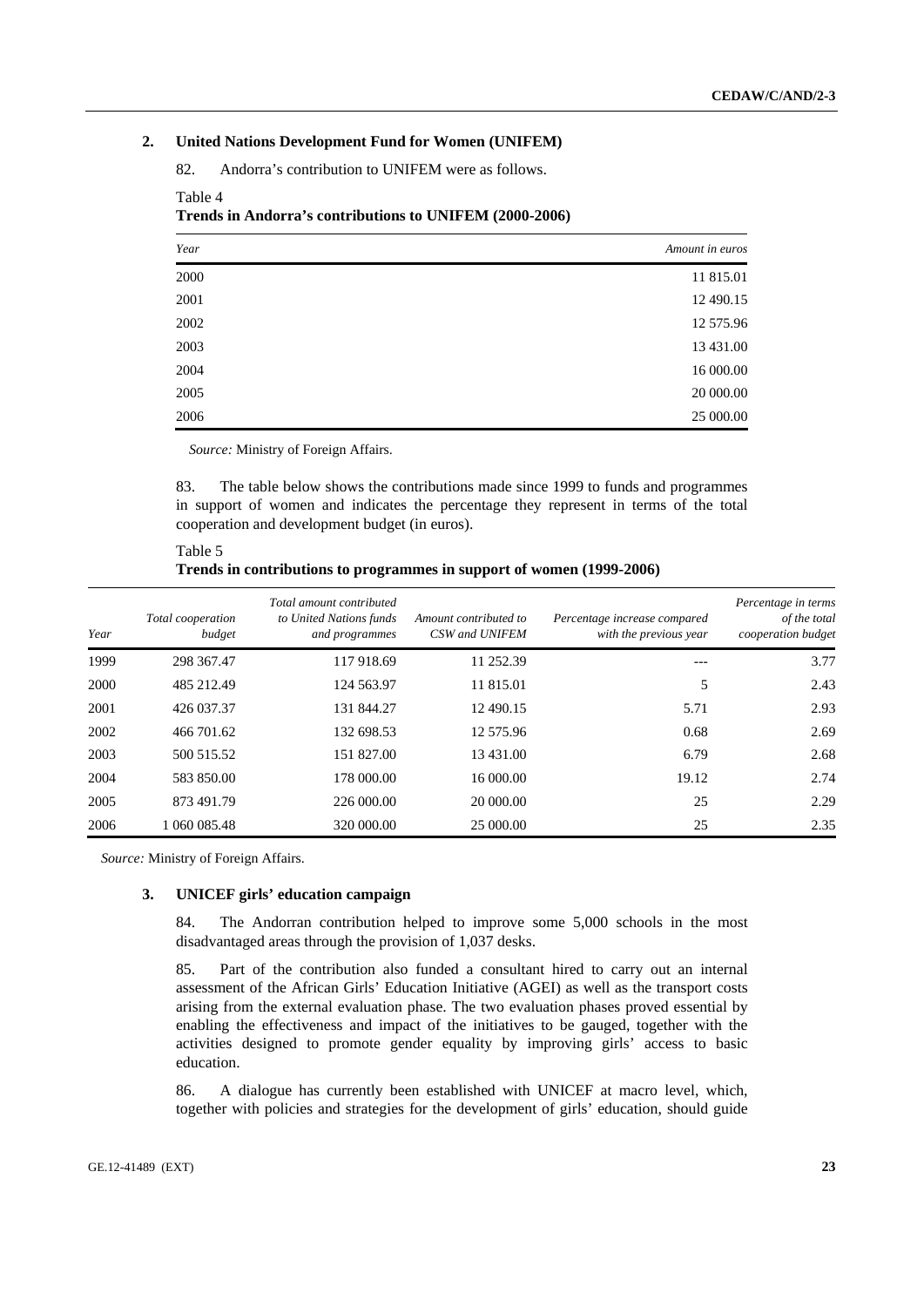## 2. United Nations Development Fund for Women (UNIFEM)

82. Andorra's contribution to UNIFEM were as follows.

Table 4
**Trends in Andorra's contributions to UNIFEM (2000-2006)**

| *Year* | *Amount in euros* |
|---|---|
| 2000 | 11 815.01 |
| 2001 | 12 490.15 |
| 2002 | 12 575.96 |
| 2003 | 13 431.00 |
| 2004 | 16 000.00 |
| 2005 | 20 000.00 |
| 2006 | 25 000.00 |

*Source:* Ministry of Foreign Affairs.

83. The table below shows the contributions made since 1999 to funds and programmes in support of women and indicates the percentage they represent in terms of the total cooperation and development budget (in euros).

Table 5
**Trends in contributions to programmes in support of women (1999-2006)**

| *Year* | *Total cooperation budget* | *Total amount contributed to United Nations funds and programmes* | *Amount contributed to CSW and UNIFEM* | *Percentage increase compared with the previous year* | *Percentage in terms of the total cooperation budget* |
|---|---|---|---|---|---|
| 1999 | 298 367.47 | 117 918.69 | 11 252.39 | --- | 3.77 |
| 2000 | 485 212.49 | 124 563.97 | 11 815.01 | 5 | 2.43 |
| 2001 | 426 037.37 | 131 844.27 | 12 490.15 | 5.71 | 2.93 |
| 2002 | 466 701.62 | 132 698.53 | 12 575.96 | 0.68 | 2.69 |
| 2003 | 500 515.52 | 151 827.00 | 13 431.00 | 6.79 | 2.68 |
| 2004 | 583 850.00 | 178 000.00 | 16 000.00 | 19.12 | 2.74 |
| 2005 | 873 491.79 | 226 000.00 | 20 000.00 | 25 | 2.29 |
| 2006 | 1 060 085.48 | 320 000.00 | 25 000.00 | 25 | 2.35 |

*Source:* Ministry of Foreign Affairs.

## 3. UNICEF girls' education campaign

84. The Andorran contribution helped to improve some 5,000 schools in the most disadvantaged areas through the provision of 1,037 desks.

85. Part of the contribution also funded a consultant hired to carry out an internal assessment of the African Girls' Education Initiative (AGEI) as well as the transport costs arising from the external evaluation phase. The two evaluation phases proved essential by enabling the effectiveness and impact of the initiatives to be gauged, together with the activities designed to promote gender equality by improving girls' access to basic education.

86. A dialogue has currently been established with UNICEF at macro level, which, together with policies and strategies for the development of girls' education, should guide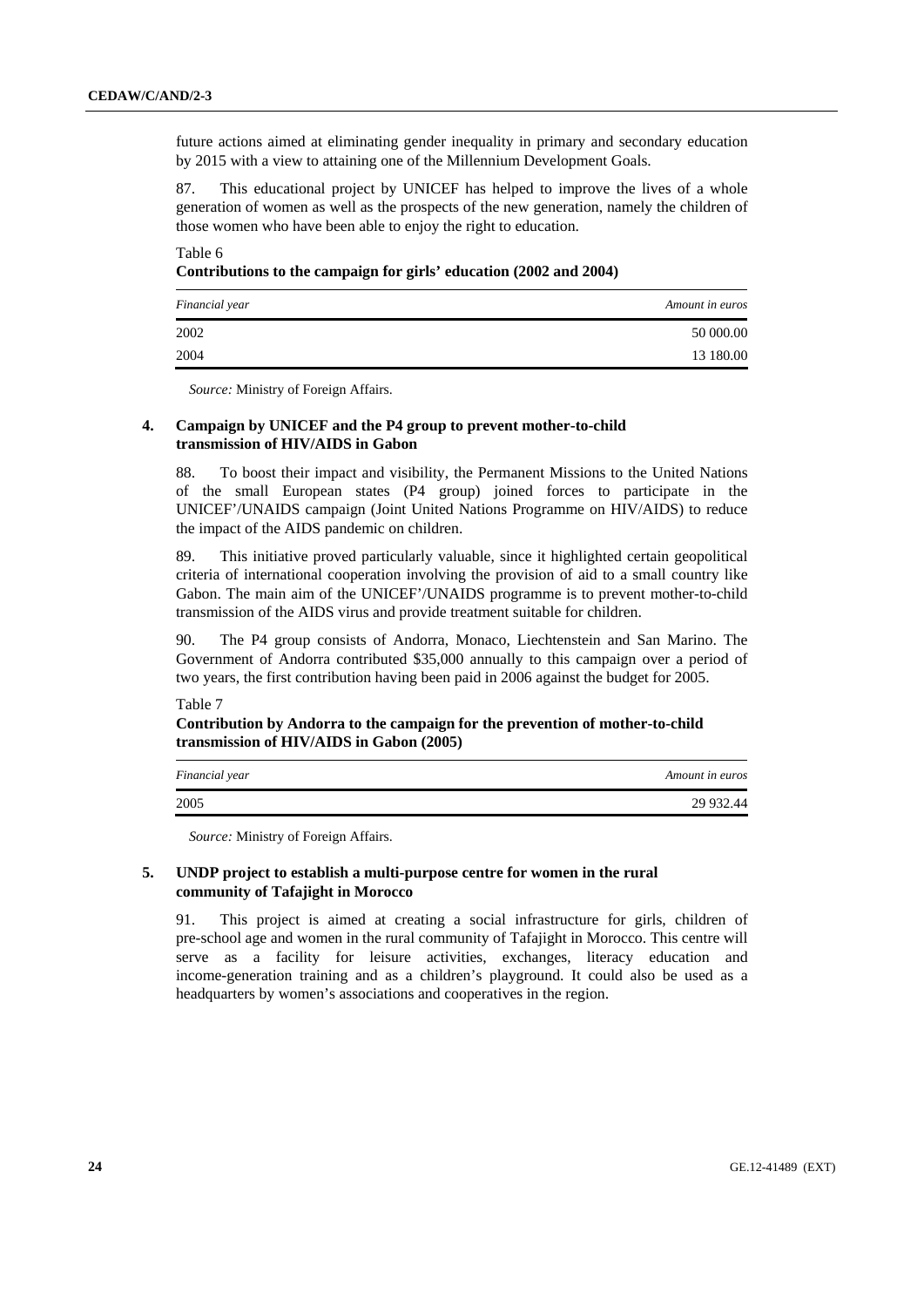future actions aimed at eliminating gender inequality in primary and secondary education by 2015 with a view to attaining one of the Millennium Development Goals.

87. This educational project by UNICEF has helped to improve the lives of a whole generation of women as well as the prospects of the new generation, namely the children of those women who have been able to enjoy the right to education.

Table 6
**Contributions to the campaign for girls' education (2002 and 2004)**

| *Financial year* | *Amount in euros* |
|---|---|
| 2002 | 50 000.00 |
| 2004 | 13 180.00 |

*Source:* Ministry of Foreign Affairs.

### 4. Campaign by UNICEF and the P4 group to prevent mother-to-child transmission of HIV/AIDS in Gabon

88. To boost their impact and visibility, the Permanent Missions to the United Nations of the small European states (P4 group) joined forces to participate in the UNICEF'/UNAIDS campaign (Joint United Nations Programme on HIV/AIDS) to reduce the impact of the AIDS pandemic on children.

89. This initiative proved particularly valuable, since it highlighted certain geopolitical criteria of international cooperation involving the provision of aid to a small country like Gabon. The main aim of the UNICEF'/UNAIDS programme is to prevent mother-to-child transmission of the AIDS virus and provide treatment suitable for children.

90. The P4 group consists of Andorra, Monaco, Liechtenstein and San Marino. The Government of Andorra contributed $35,000 annually to this campaign over a period of two years, the first contribution having been paid in 2006 against the budget for 2005.

Table 7
**Contribution by Andorra to the campaign for the prevention of mother-to-child transmission of HIV/AIDS in Gabon (2005)**

| *Financial year* | *Amount in euros* |
|---|---|
| 2005 | 29 932.44 |

*Source:* Ministry of Foreign Affairs.

### 5. UNDP project to establish a multi-purpose centre for women in the rural community of Tafajight in Morocco

91. This project is aimed at creating a social infrastructure for girls, children of pre-school age and women in the rural community of Tafajight in Morocco. This centre will serve as a facility for leisure activities, exchanges, literacy education and income-generation training and as a children's playground. It could also be used as a headquarters by women's associations and cooperatives in the region.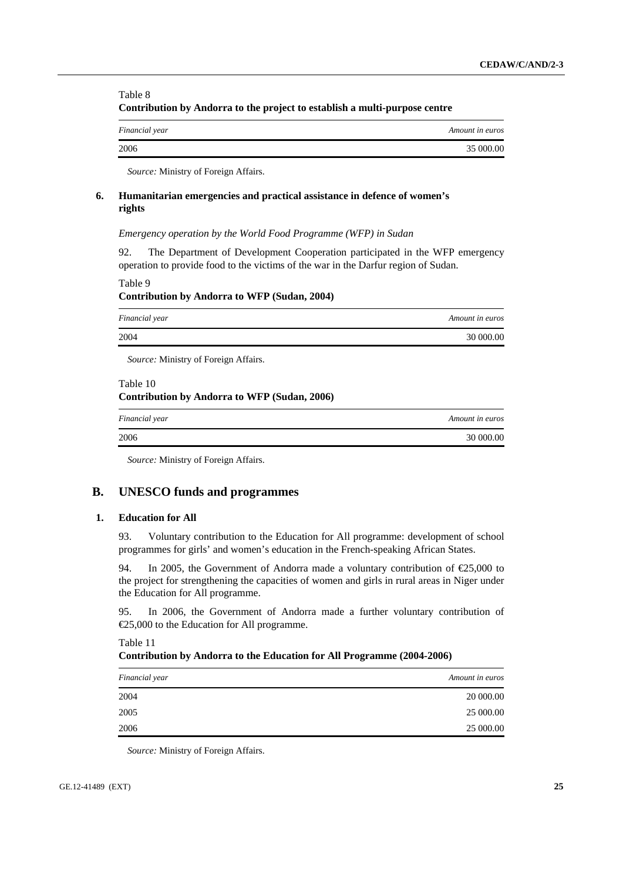Table 8

**Contribution by Andorra to the project to establish a multi-purpose centre**

| *Financial year* | *Amount in euros* |
|---|---:|
| 2006 | 35 000.00 |

*Source:* Ministry of Foreign Affairs.

### 6. Humanitarian emergencies and practical assistance in defence of women's rights

*Emergency operation by the World Food Programme (WFP) in Sudan*

92. The Department of Development Cooperation participated in the WFP emergency operation to provide food to the victims of the war in the Darfur region of Sudan.

Table 9

**Contribution by Andorra to WFP (Sudan, 2004)**

| *Financial year* | *Amount in euros* |
|---|---:|
| 2004 | 30 000.00 |

*Source:* Ministry of Foreign Affairs.

Table 10

**Contribution by Andorra to WFP (Sudan, 2006)**

| *Financial year* | *Amount in euros* |
|---|---:|
| 2006 | 30 000.00 |

*Source:* Ministry of Foreign Affairs.

## B. UNESCO funds and programmes

### 1. Education for All

93. Voluntary contribution to the Education for All programme: development of school programmes for girls' and women's education in the French-speaking African States.

94. In 2005, the Government of Andorra made a voluntary contribution of €25,000 to the project for strengthening the capacities of women and girls in rural areas in Niger under the Education for All programme.

95. In 2006, the Government of Andorra made a further voluntary contribution of €25,000 to the Education for All programme.

Table 11

**Contribution by Andorra to the Education for All Programme (2004-2006)**

| *Financial year* | *Amount in euros* |
|---|---:|
| 2004 | 20 000.00 |
| 2005 | 25 000.00 |
| 2006 | 25 000.00 |

*Source:* Ministry of Foreign Affairs.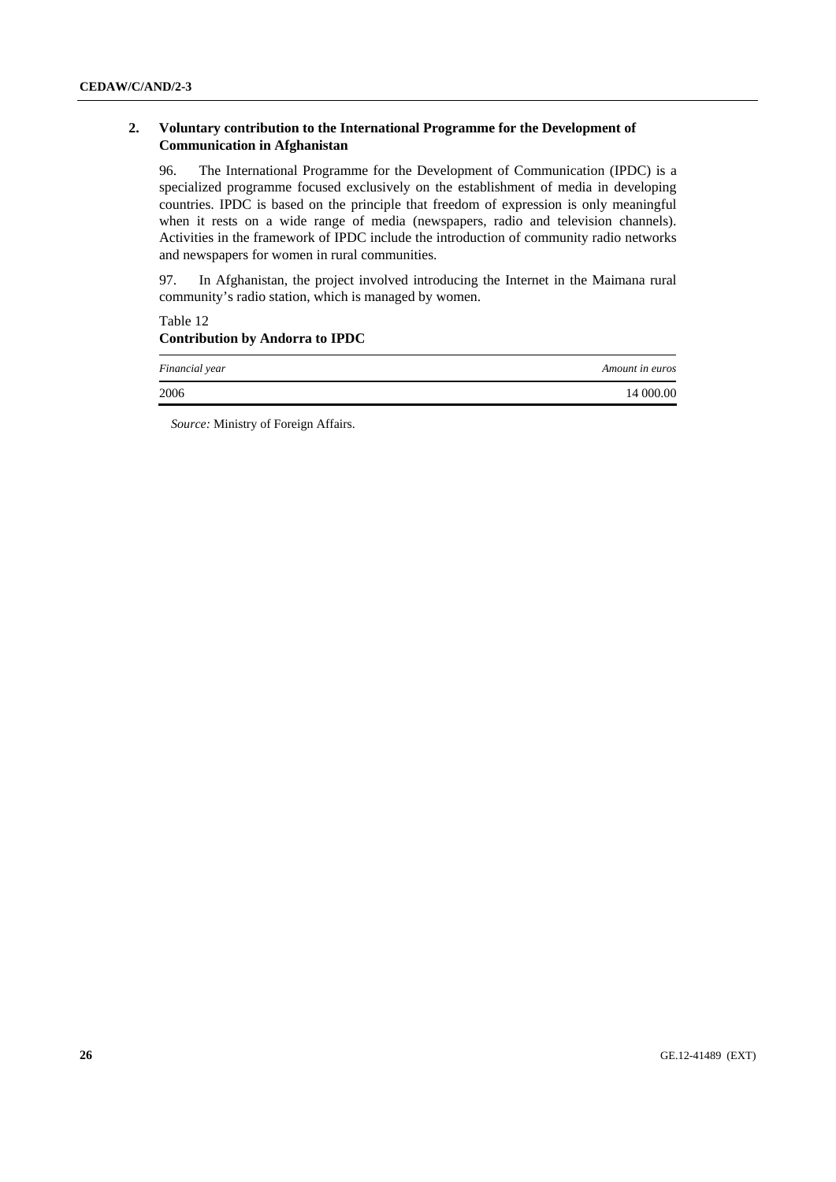## 2. Voluntary contribution to the International Programme for the Development of Communication in Afghanistan

96. The International Programme for the Development of Communication (IPDC) is a specialized programme focused exclusively on the establishment of media in developing countries. IPDC is based on the principle that freedom of expression is only meaningful when it rests on a wide range of media (newspapers, radio and television channels). Activities in the framework of IPDC include the introduction of community radio networks and newspapers for women in rural communities.

97. In Afghanistan, the project involved introducing the Internet in the Maimana rural community's radio station, which is managed by women.

Table 12
**Contribution by Andorra to IPDC**

| *Financial year* | *Amount in euros* |
|---|---|
| 2006 | 14 000.00 |

*Source:* Ministry of Foreign Affairs.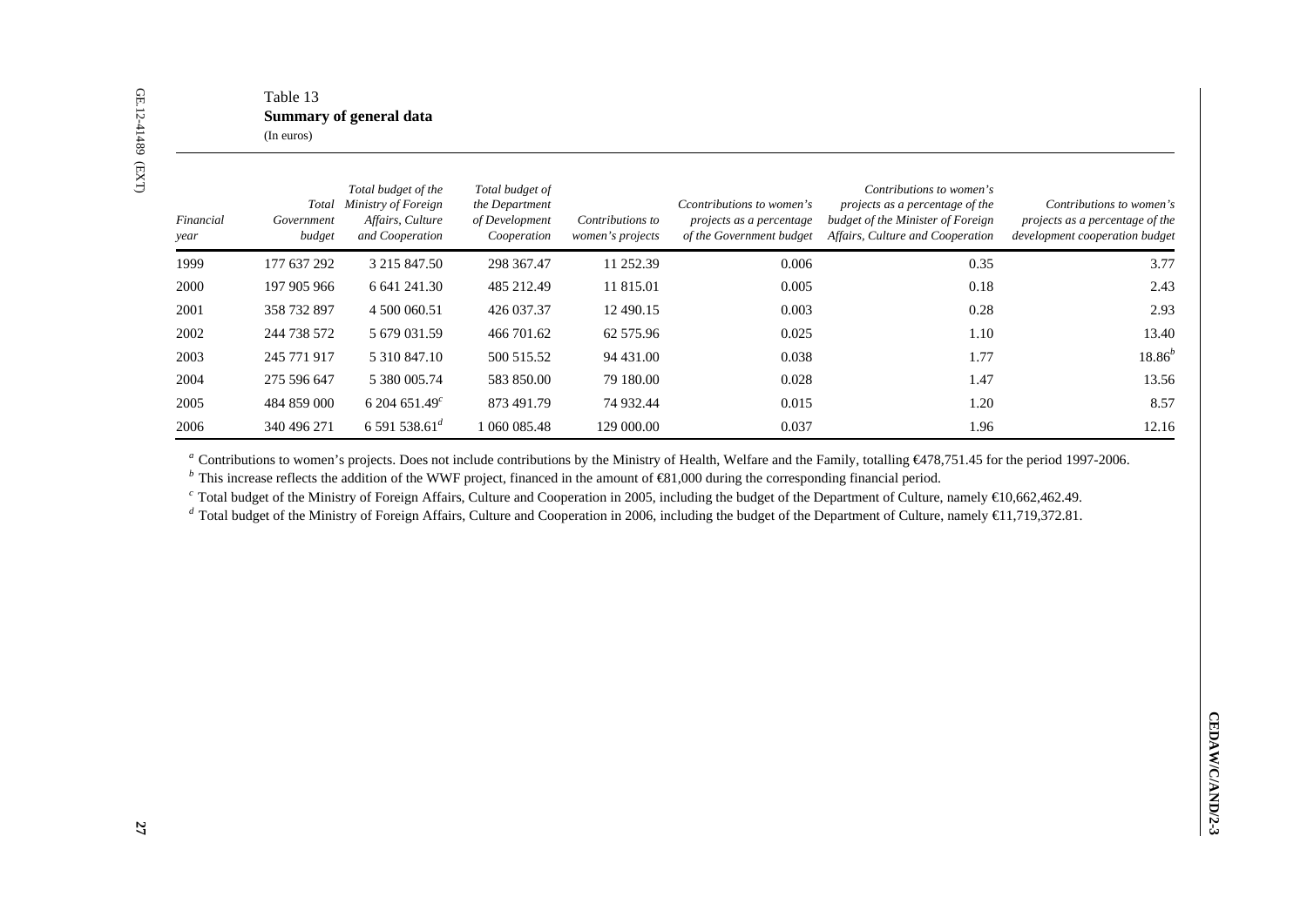Table 13

**Summary of general data**

(In euros)

| *Financial year* | *Total Government budget* | *Total budget of the Ministry of Foreign Affairs, Culture and Cooperation* | *Total budget of the Department of Development Cooperation* | *Contributions to women's projects* | *Ccontributions to women's projects as a percentage of the Government budget* | *Contributions to women's projects as a percentage of the budget of the Minister of Foreign Affairs, Culture and Cooperation* | *Contributions to women's projects as a percentage of the development cooperation budget* |
|---|---|---|---|---|---|---|---|
| 1999 | 177 637 292 | 3 215 847.50 | 298 367.47 | 11 252.39 | 0.006 | 0.35 | 3.77 |
| 2000 | 197 905 966 | 6 641 241.30 | 485 212.49 | 11 815.01 | 0.005 | 0.18 | 2.43 |
| 2001 | 358 732 897 | 4 500 060.51 | 426 037.37 | 12 490.15 | 0.003 | 0.28 | 2.93 |
| 2002 | 244 738 572 | 5 679 031.59 | 466 701.62 | 62 575.96 | 0.025 | 1.10 | 13.40 |
| 2003 | 245 771 917 | 5 310 847.10 | 500 515.52 | 94 431.00 | 0.038 | 1.77 | 18.86[b] |
| 2004 | 275 596 647 | 5 380 005.74 | 583 850.00 | 79 180.00 | 0.028 | 1.47 | 13.56 |
| 2005 | 484 859 000 | 6 204 651.49[c] | 873 491.79 | 74 932.44 | 0.015 | 1.20 | 8.57 |
| 2006 | 340 496 271 | 6 591 538.61[d] | 1 060 085.48 | 129 000.00 | 0.037 | 1.96 | 12.16 |

[a] Contributions to women's projects. Does not include contributions by the Ministry of Health, Welfare and the Family, totalling €478,751.45 for the period 1997-2006.

[b] This increase reflects the addition of the WWF project, financed in the amount of €81,000 during the corresponding financial period.

[c] Total budget of the Ministry of Foreign Affairs, Culture and Cooperation in 2005, including the budget of the Department of Culture, namely €10,662,462.49.

[d] Total budget of the Ministry of Foreign Affairs, Culture and Cooperation in 2006, including the budget of the Department of Culture, namely €11,719,372.81.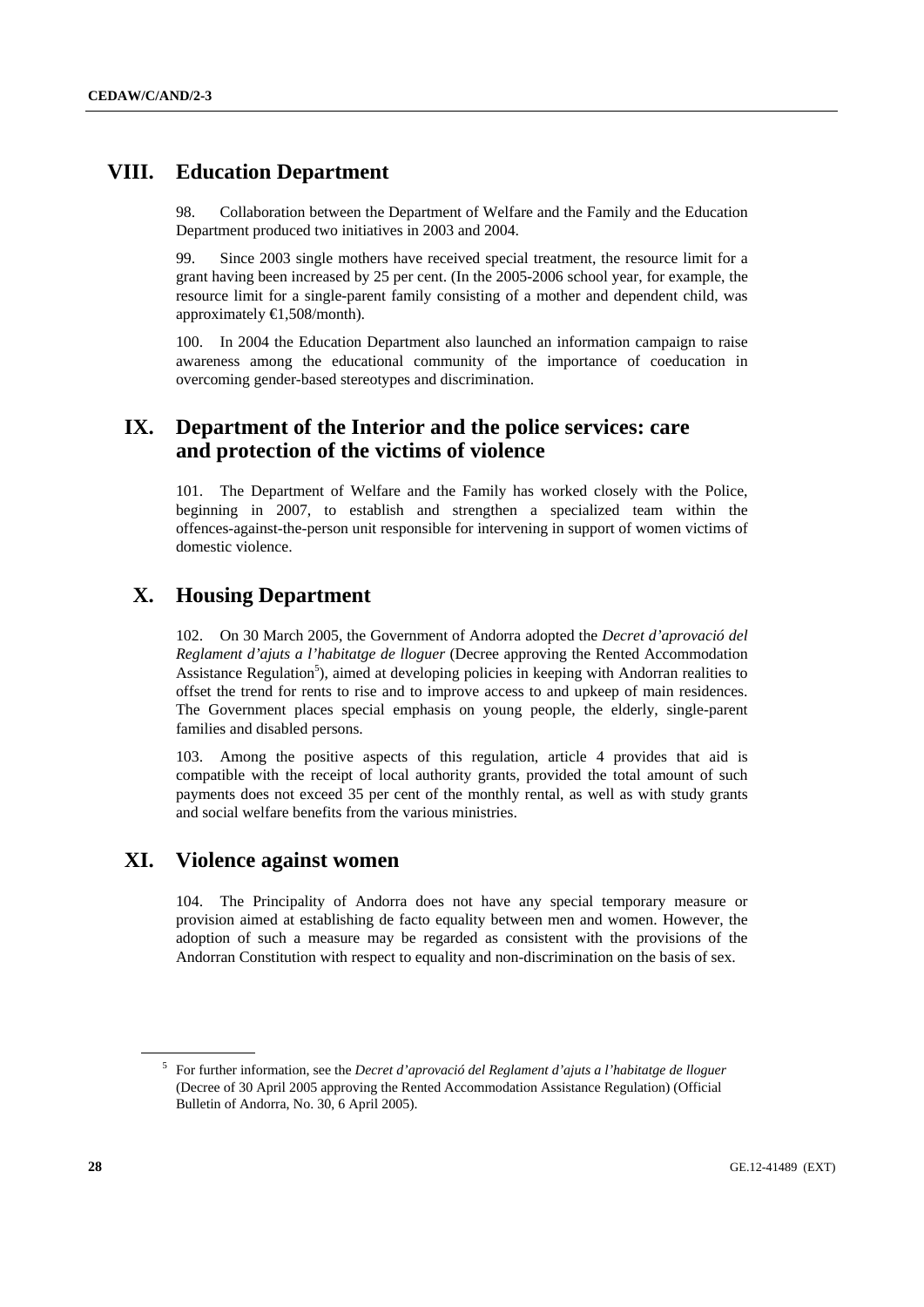## VIII. Education Department

98. Collaboration between the Department of Welfare and the Family and the Education Department produced two initiatives in 2003 and 2004.

99. Since 2003 single mothers have received special treatment, the resource limit for a grant having been increased by 25 per cent. (In the 2005-2006 school year, for example, the resource limit for a single-parent family consisting of a mother and dependent child, was approximately €1,508/month).

100. In 2004 the Education Department also launched an information campaign to raise awareness among the educational community of the importance of coeducation in overcoming gender-based stereotypes and discrimination.

## IX. Department of the Interior and the police services: care and protection of the victims of violence

101. The Department of Welfare and the Family has worked closely with the Police, beginning in 2007, to establish and strengthen a specialized team within the offences-against-the-person unit responsible for intervening in support of women victims of domestic violence.

## X. Housing Department

102. On 30 March 2005, the Government of Andorra adopted the *Decret d'aprovació del Reglament d'ajuts a l'habitatge de lloguer* (Decree approving the Rented Accommodation Assistance Regulation[5]), aimed at developing policies in keeping with Andorran realities to offset the trend for rents to rise and to improve access to and upkeep of main residences. The Government places special emphasis on young people, the elderly, single-parent families and disabled persons.

103. Among the positive aspects of this regulation, article 4 provides that aid is compatible with the receipt of local authority grants, provided the total amount of such payments does not exceed 35 per cent of the monthly rental, as well as with study grants and social welfare benefits from the various ministries.

## XI. Violence against women

104. The Principality of Andorra does not have any special temporary measure or provision aimed at establishing de facto equality between men and women. However, the adoption of such a measure may be regarded as consistent with the provisions of the Andorran Constitution with respect to equality and non-discrimination on the basis of sex.

---

[5] For further information, see the *Decret d'aprovació del Reglament d'ajuts a l'habitatge de lloguer* (Decree of 30 April 2005 approving the Rented Accommodation Assistance Regulation) (Official Bulletin of Andorra, No. 30, 6 April 2005).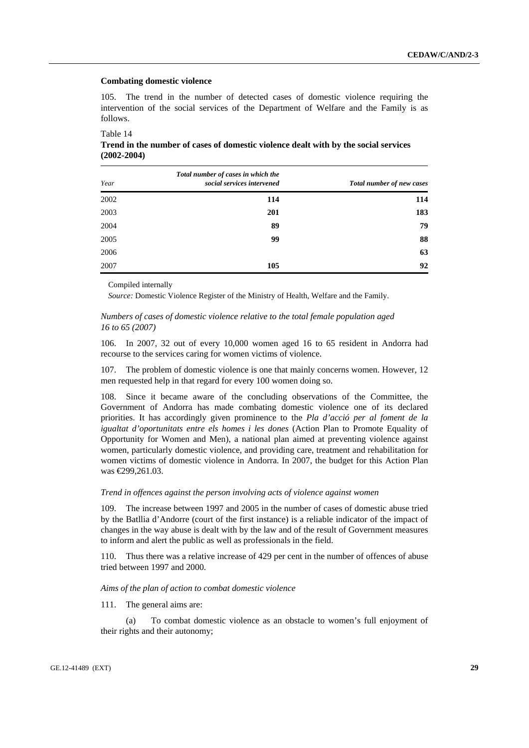**Combating domestic violence**

105. The trend in the number of detected cases of domestic violence requiring the intervention of the social services of the Department of Welfare and the Family is as follows.

Table 14
**Trend in the number of cases of domestic violence dealt with by the social services (2002-2004)**

| *Year* | *Total number of cases in which the social services intervened* | *Total number of new cases* |
|---|---|---|
| 2002 | **114** | **114** |
| 2003 | **201** | **183** |
| 2004 | **89** | **79** |
| 2005 | **99** | **88** |
| 2006 | | **63** |
| 2007 | **105** | **92** |

Compiled internally

*Source:* Domestic Violence Register of the Ministry of Health, Welfare and the Family.

*Numbers of cases of domestic violence relative to the total female population aged 16 to 65 (2007)*

106. In 2007, 32 out of every 10,000 women aged 16 to 65 resident in Andorra had recourse to the services caring for women victims of violence.

107. The problem of domestic violence is one that mainly concerns women. However, 12 men requested help in that regard for every 100 women doing so.

108. Since it became aware of the concluding observations of the Committee, the Government of Andorra has made combating domestic violence one of its declared priorities. It has accordingly given prominence to the *Pla d'acció per al foment de la igualtat d'oportunitats entre els homes i les dones* (Action Plan to Promote Equality of Opportunity for Women and Men), a national plan aimed at preventing violence against women, particularly domestic violence, and providing care, treatment and rehabilitation for women victims of domestic violence in Andorra. In 2007, the budget for this Action Plan was €299,261.03.

*Trend in offences against the person involving acts of violence against women*

109. The increase between 1997 and 2005 in the number of cases of domestic abuse tried by the Batllia d'Andorre (court of the first instance) is a reliable indicator of the impact of changes in the way abuse is dealt with by the law and of the result of Government measures to inform and alert the public as well as professionals in the field.

110. Thus there was a relative increase of 429 per cent in the number of offences of abuse tried between 1997 and 2000.

*Aims of the plan of action to combat domestic violence*

111. The general aims are:

(a) To combat domestic violence as an obstacle to women's full enjoyment of their rights and their autonomy;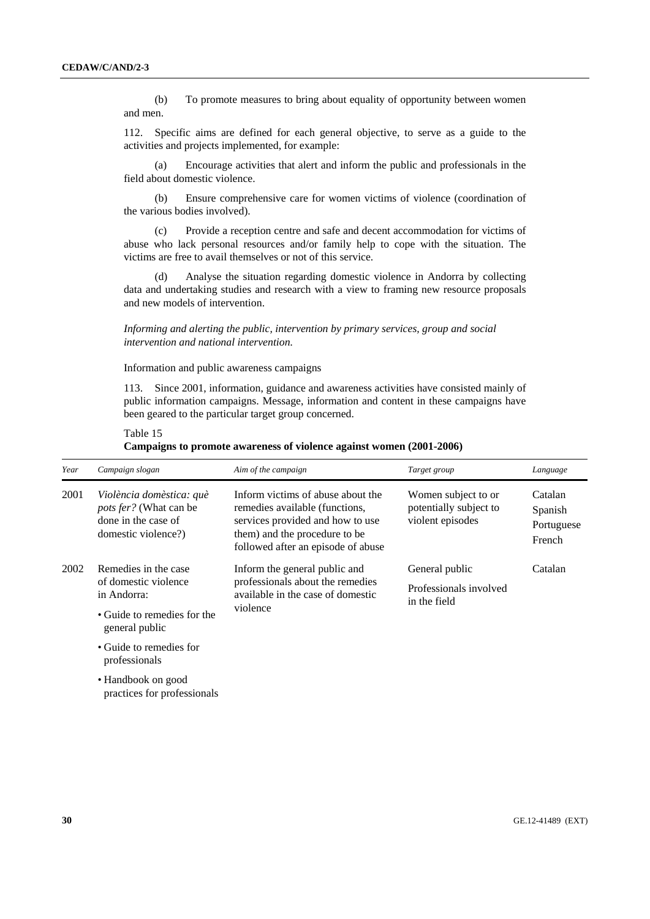(b) To promote measures to bring about equality of opportunity between women and men.

112. Specific aims are defined for each general objective, to serve as a guide to the activities and projects implemented, for example:

(a) Encourage activities that alert and inform the public and professionals in the field about domestic violence.

(b) Ensure comprehensive care for women victims of violence (coordination of the various bodies involved).

(c) Provide a reception centre and safe and decent accommodation for victims of abuse who lack personal resources and/or family help to cope with the situation. The victims are free to avail themselves or not of this service.

(d) Analyse the situation regarding domestic violence in Andorra by collecting data and undertaking studies and research with a view to framing new resource proposals and new models of intervention.

*Informing and alerting the public, intervention by primary services, group and social intervention and national intervention.*

Information and public awareness campaigns

113. Since 2001, information, guidance and awareness activities have consisted mainly of public information campaigns. Message, information and content in these campaigns have been geared to the particular target group concerned.

Table 15
**Campaigns to promote awareness of violence against women (2001-2006)**

| *Year* | *Campaign slogan* | *Aim of the campaign* | *Target group* | *Language* |
|---|---|---|---|---|
| 2001 | *Violència domèstica: què pots fer?* (What can be done in the case of domestic violence?) | Inform victims of abuse about the remedies available (functions, services provided and how to use them) and the procedure to be followed after an episode of abuse | Women subject to or potentially subject to violent episodes | Catalan<br>Spanish<br>Portuguese<br>French |
| 2002 | Remedies in the case of domestic violence in Andorra:<br>• Guide to remedies for the general public<br>• Guide to remedies for professionals<br>• Handbook on good practices for professionals | Inform the general public and professionals about the remedies available in the case of domestic violence | General public<br>Professionals involved in the field | Catalan |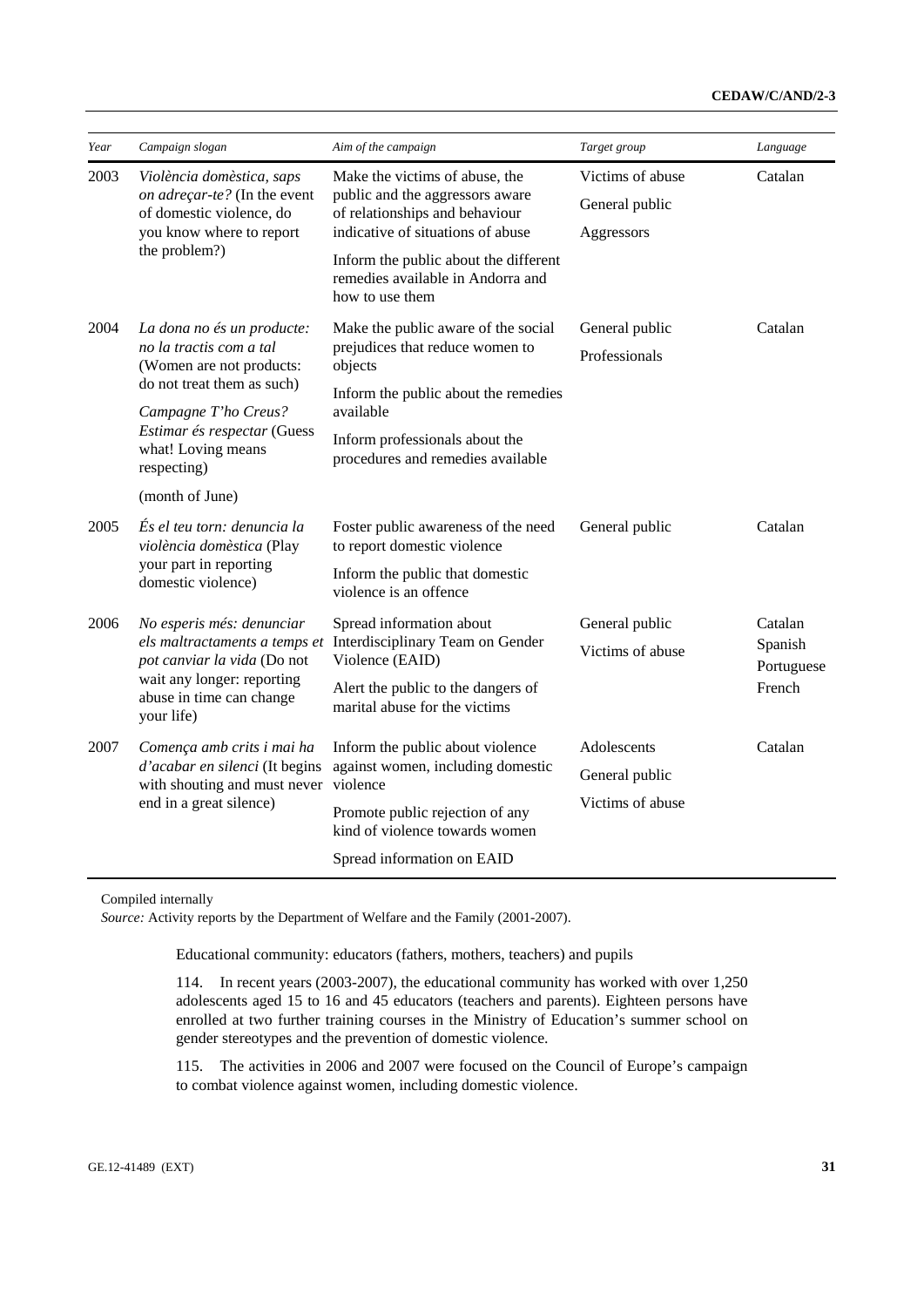| Year | Campaign slogan | Aim of the campaign | Target group | Language |
|---|---|---|---|---|
| 2003 | *Violència domèstica, saps on adreçar-te?* (In the event of domestic violence, do you know where to report the problem?) | Make the victims of abuse, the public and the aggressors aware of relationships and behaviour indicative of situations of abuse<br><br>Inform the public about the different remedies available in Andorra and how to use them | Victims of abuse<br><br>General public<br><br>Aggressors | Catalan |
| 2004 | *La dona no és un producte: no la tractis com a tal* (Women are not products: do not treat them as such)<br><br>*Campagne T'ho Creus? Estimar és respectar* (Guess what! Loving means respecting)<br><br>(month of June) | Make the public aware of the social prejudices that reduce women to objects<br><br>Inform the public about the remedies available<br><br>Inform professionals about the procedures and remedies available | General public<br><br>Professionals | Catalan |
| 2005 | *És el teu torn: denuncia la violència domèstica* (Play your part in reporting domestic violence) | Foster public awareness of the need to report domestic violence<br><br>Inform the public that domestic violence is an offence | General public | Catalan |
| 2006 | *No esperis més: denunciar els maltractaments a temps et pot canviar la vida* (Do not wait any longer: reporting abuse in time can change your life) | Spread information about Interdisciplinary Team on Gender Violence (EAID)<br><br>Alert the public to the dangers of marital abuse for the victims | General public<br><br>Victims of abuse | Catalan<br>Spanish<br>Portuguese<br>French |
| 2007 | *Comença amb crits i mai ha d'acabar en silenci* (It begins with shouting and must never end in a great silence) | Inform the public about violence against women, including domestic violence<br><br>Promote public rejection of any kind of violence towards women<br><br>Spread information on EAID | Adolescents<br><br>General public<br><br>Victims of abuse | Catalan |

Compiled internally

*Source:* Activity reports by the Department of Welfare and the Family (2001-2007).

Educational community: educators (fathers, mothers, teachers) and pupils

114. In recent years (2003-2007), the educational community has worked with over 1,250 adolescents aged 15 to 16 and 45 educators (teachers and parents). Eighteen persons have enrolled at two further training courses in the Ministry of Education's summer school on gender stereotypes and the prevention of domestic violence.

115. The activities in 2006 and 2007 were focused on the Council of Europe's campaign to combat violence against women, including domestic violence.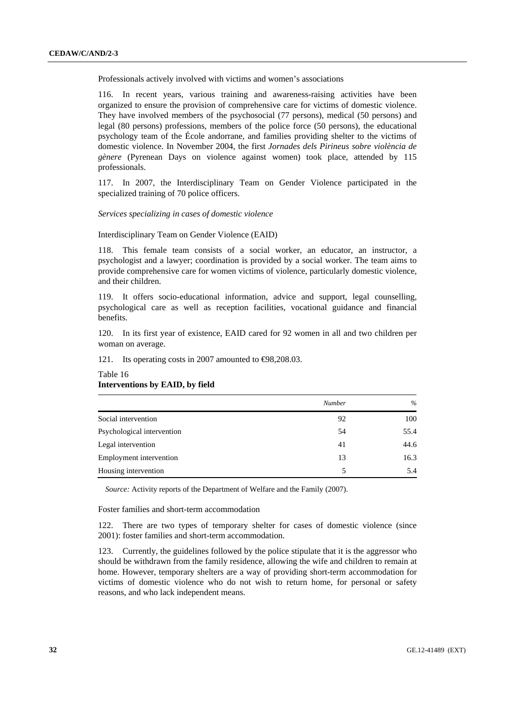Professionals actively involved with victims and women's associations

116. In recent years, various training and awareness-raising activities have been organized to ensure the provision of comprehensive care for victims of domestic violence. They have involved members of the psychosocial (77 persons), medical (50 persons) and legal (80 persons) professions, members of the police force (50 persons), the educational psychology team of the École andorrane, and families providing shelter to the victims of domestic violence. In November 2004, the first *Jornades dels Pirineus sobre violència de gènere* (Pyrenean Days on violence against women) took place, attended by 115 professionals.

117. In 2007, the Interdisciplinary Team on Gender Violence participated in the specialized training of 70 police officers.

*Services specializing in cases of domestic violence*

Interdisciplinary Team on Gender Violence (EAID)

118. This female team consists of a social worker, an educator, an instructor, a psychologist and a lawyer; coordination is provided by a social worker. The team aims to provide comprehensive care for women victims of violence, particularly domestic violence, and their children.

119. It offers socio-educational information, advice and support, legal counselling, psychological care as well as reception facilities, vocational guidance and financial benefits.

120. In its first year of existence, EAID cared for 92 women in all and two children per woman on average.

121. Its operating costs in 2007 amounted to €98,208.03.

Table 16
**Interventions by EAID, by field**

| | *Number* | *%* |
|---|---|---|
| Social intervention | 92 | 100 |
| Psychological intervention | 54 | 55.4 |
| Legal intervention | 41 | 44.6 |
| Employment intervention | 13 | 16.3 |
| Housing intervention | 5 | 5.4 |

*Source:* Activity reports of the Department of Welfare and the Family (2007).

Foster families and short-term accommodation

122. There are two types of temporary shelter for cases of domestic violence (since 2001): foster families and short-term accommodation.

123. Currently, the guidelines followed by the police stipulate that it is the aggressor who should be withdrawn from the family residence, allowing the wife and children to remain at home. However, temporary shelters are a way of providing short-term accommodation for victims of domestic violence who do not wish to return home, for personal or safety reasons, and who lack independent means.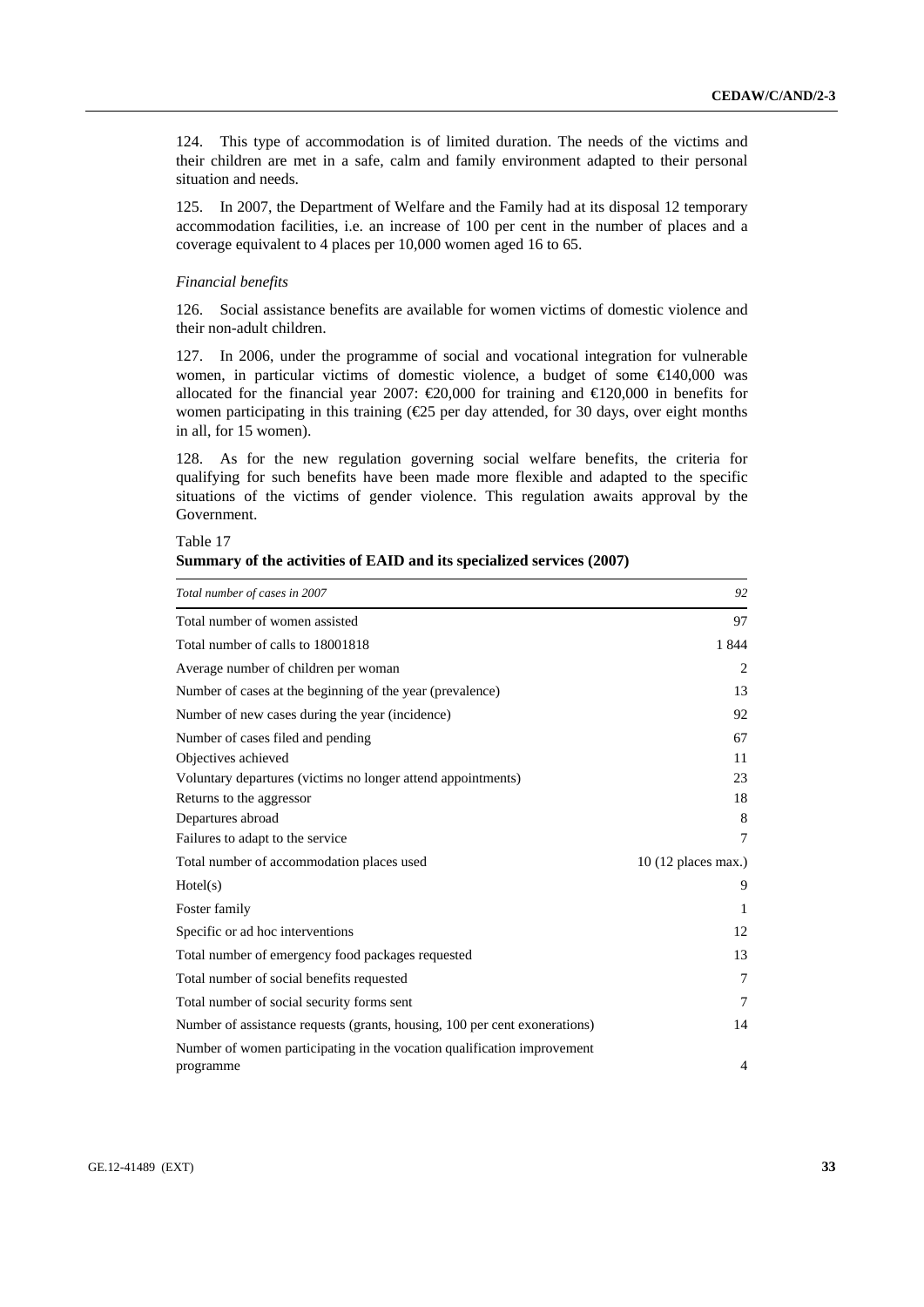124. This type of accommodation is of limited duration. The needs of the victims and their children are met in a safe, calm and family environment adapted to their personal situation and needs.

125. In 2007, the Department of Welfare and the Family had at its disposal 12 temporary accommodation facilities, i.e. an increase of 100 per cent in the number of places and a coverage equivalent to 4 places per 10,000 women aged 16 to 65.

*Financial benefits*

126. Social assistance benefits are available for women victims of domestic violence and their non-adult children.

127. In 2006, under the programme of social and vocational integration for vulnerable women, in particular victims of domestic violence, a budget of some €140,000 was allocated for the financial year 2007: €20,000 for training and €120,000 in benefits for women participating in this training (€25 per day attended, for 30 days, over eight months in all, for 15 women).

128. As for the new regulation governing social welfare benefits, the criteria for qualifying for such benefits have been made more flexible and adapted to the specific situations of the victims of gender violence. This regulation awaits approval by the Government.

Table 17
**Summary of the activities of EAID and its specialized services (2007)**

| *Total number of cases in 2007* | *92* |
|---|---|
| Total number of women assisted | 97 |
| Total number of calls to 18001818 | 1 844 |
| Average number of children per woman | 2 |
| Number of cases at the beginning of the year (prevalence) | 13 |
| Number of new cases during the year (incidence) | 92 |
| Number of cases filed and pending | 67 |
| Objectives achieved | 11 |
| Voluntary departures (victims no longer attend appointments) | 23 |
| Returns to the aggressor | 18 |
| Departures abroad | 8 |
| Failures to adapt to the service | 7 |
| Total number of accommodation places used | 10 (12 places max.) |
| Hotel(s) | 9 |
| Foster family | 1 |
| Specific or ad hoc interventions | 12 |
| Total number of emergency food packages requested | 13 |
| Total number of social benefits requested | 7 |
| Total number of social security forms sent | 7 |
| Number of assistance requests (grants, housing, 100 per cent exonerations) | 14 |
| Number of women participating in the vocation qualification improvement programme | 4 |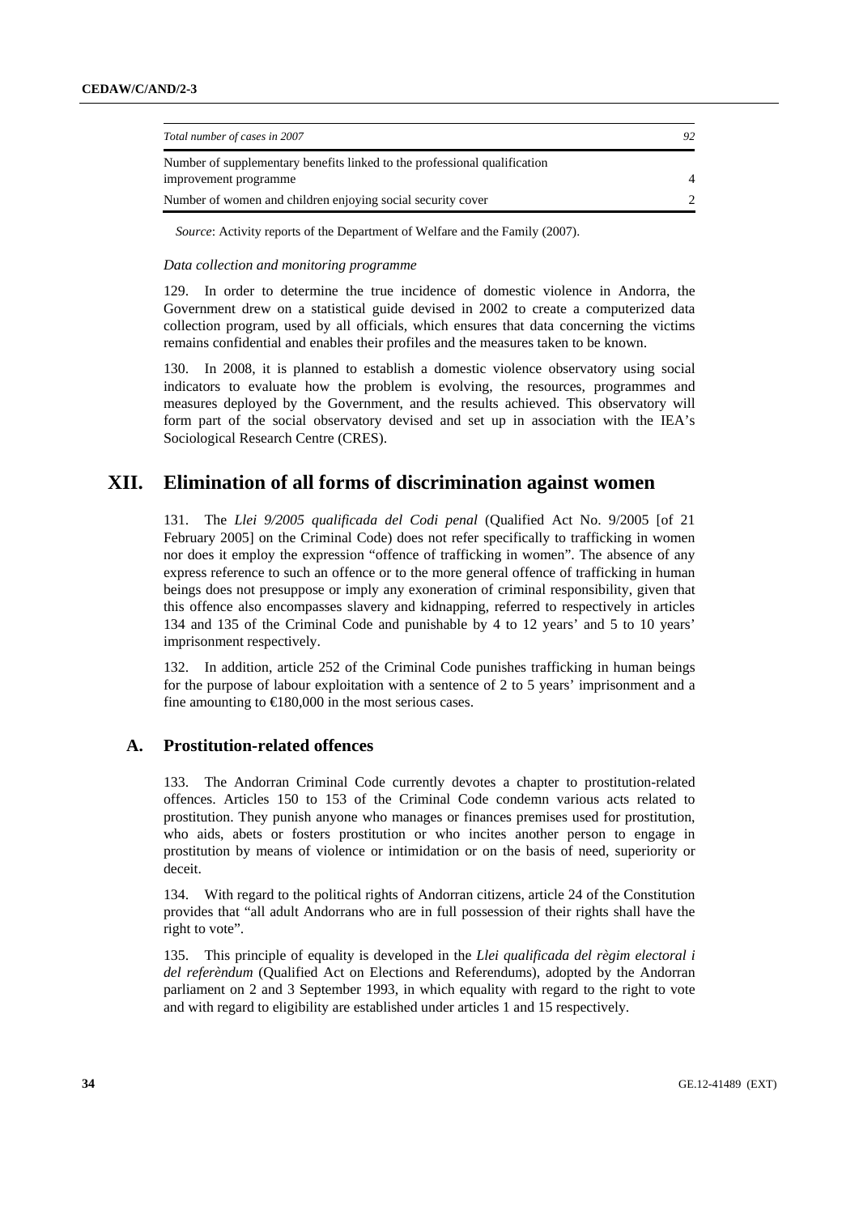| *Total number of cases in 2007* | *92* |
| --- | --- |
| Number of supplementary benefits linked to the professional qualification improvement programme | 4 |
| Number of women and children enjoying social security cover | 2 |

*Source*: Activity reports of the Department of Welfare and the Family (2007).

*Data collection and monitoring programme*

129. In order to determine the true incidence of domestic violence in Andorra, the Government drew on a statistical guide devised in 2002 to create a computerized data collection program, used by all officials, which ensures that data concerning the victims remains confidential and enables their profiles and the measures taken to be known.

130. In 2008, it is planned to establish a domestic violence observatory using social indicators to evaluate how the problem is evolving, the resources, programmes and measures deployed by the Government, and the results achieved. This observatory will form part of the social observatory devised and set up in association with the IEA's Sociological Research Centre (CRES).

# XII. Elimination of all forms of discrimination against women

131. The *Llei 9/2005 qualificada del Codi penal* (Qualified Act No. 9/2005 [of 21 February 2005] on the Criminal Code) does not refer specifically to trafficking in women nor does it employ the expression "offence of trafficking in women". The absence of any express reference to such an offence or to the more general offence of trafficking in human beings does not presuppose or imply any exoneration of criminal responsibility, given that this offence also encompasses slavery and kidnapping, referred to respectively in articles 134 and 135 of the Criminal Code and punishable by 4 to 12 years' and 5 to 10 years' imprisonment respectively.

132. In addition, article 252 of the Criminal Code punishes trafficking in human beings for the purpose of labour exploitation with a sentence of 2 to 5 years' imprisonment and a fine amounting to €180,000 in the most serious cases.

## A. Prostitution-related offences

133. The Andorran Criminal Code currently devotes a chapter to prostitution-related offences. Articles 150 to 153 of the Criminal Code condemn various acts related to prostitution. They punish anyone who manages or finances premises used for prostitution, who aids, abets or fosters prostitution or who incites another person to engage in prostitution by means of violence or intimidation or on the basis of need, superiority or deceit.

134. With regard to the political rights of Andorran citizens, article 24 of the Constitution provides that "all adult Andorrans who are in full possession of their rights shall have the right to vote".

135. This principle of equality is developed in the *Llei qualificada del règim electoral i del referèndum* (Qualified Act on Elections and Referendums), adopted by the Andorran parliament on 2 and 3 September 1993, in which equality with regard to the right to vote and with regard to eligibility are established under articles 1 and 15 respectively.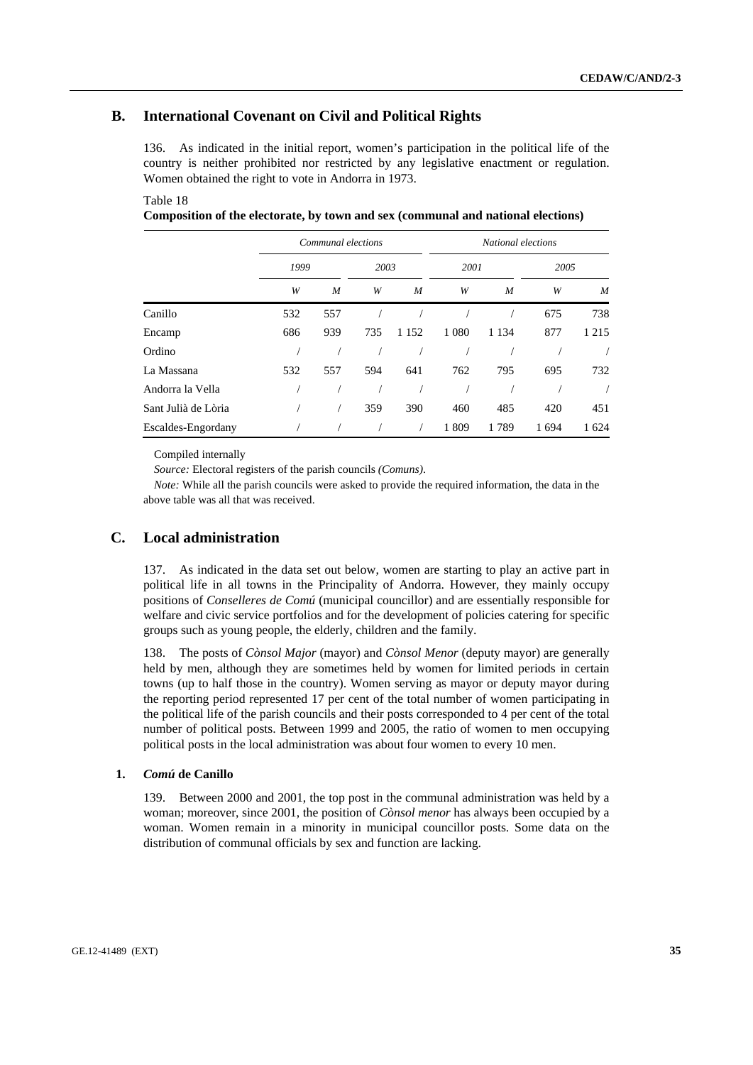## B. International Covenant on Civil and Political Rights

136. As indicated in the initial report, women's participation in the political life of the country is neither prohibited nor restricted by any legislative enactment or regulation. Women obtained the right to vote in Andorra in 1973.

Table 18

**Composition of the electorate, by town and sex (communal and national elections)**

| | *Communal elections* | | | | *National elections* | | | |
|---|---|---|---|---|---|---|---|---|
| | *1999* | | *2003* | | *2001* | | *2005* | |
| | *W* | *M* | *W* | *M* | *W* | *M* | *W* | *M* |
| Canillo | 532 | 557 | / | / | / | / | 675 | 738 |
| Encamp | 686 | 939 | 735 | 1 152 | 1 080 | 1 134 | 877 | 1 215 |
| Ordino | / | / | / | / | / | / | / | / |
| La Massana | 532 | 557 | 594 | 641 | 762 | 795 | 695 | 732 |
| Andorra la Vella | / | / | / | / | / | / | / | / |
| Sant Julià de Lòria | / | / | 359 | 390 | 460 | 485 | 420 | 451 |
| Escaldes-Engordany | / | / | / | / | 1 809 | 1 789 | 1 694 | 1 624 |

Compiled internally

*Source:* Electoral registers of the parish councils *(Comuns)*.

*Note:* While all the parish councils were asked to provide the required information, the data in the above table was all that was received.

## C. Local administration

137. As indicated in the data set out below, women are starting to play an active part in political life in all towns in the Principality of Andorra. However, they mainly occupy positions of *Consellers de Comú* (municipal councillor) and are essentially responsible for welfare and civic service portfolios and for the development of policies catering for specific groups such as young people, the elderly, children and the family.

138. The posts of *Cònsol Major* (mayor) and *Cònsol Menor* (deputy mayor) are generally held by men, although they are sometimes held by women for limited periods in certain towns (up to half those in the country). Women serving as mayor or deputy mayor during the reporting period represented 17 per cent of the total number of women participating in the political life of the parish councils and their posts corresponded to 4 per cent of the total number of political posts. Between 1999 and 2005, the ratio of women to men occupying political posts in the local administration was about four women to every 10 men.

### 1. *Comú* de Canillo

139. Between 2000 and 2001, the top post in the communal administration was held by a woman; moreover, since 2001, the position of *Cònsol menor* has always been occupied by a woman. Women remain in a minority in municipal councillor posts. Some data on the distribution of communal officials by sex and function are lacking.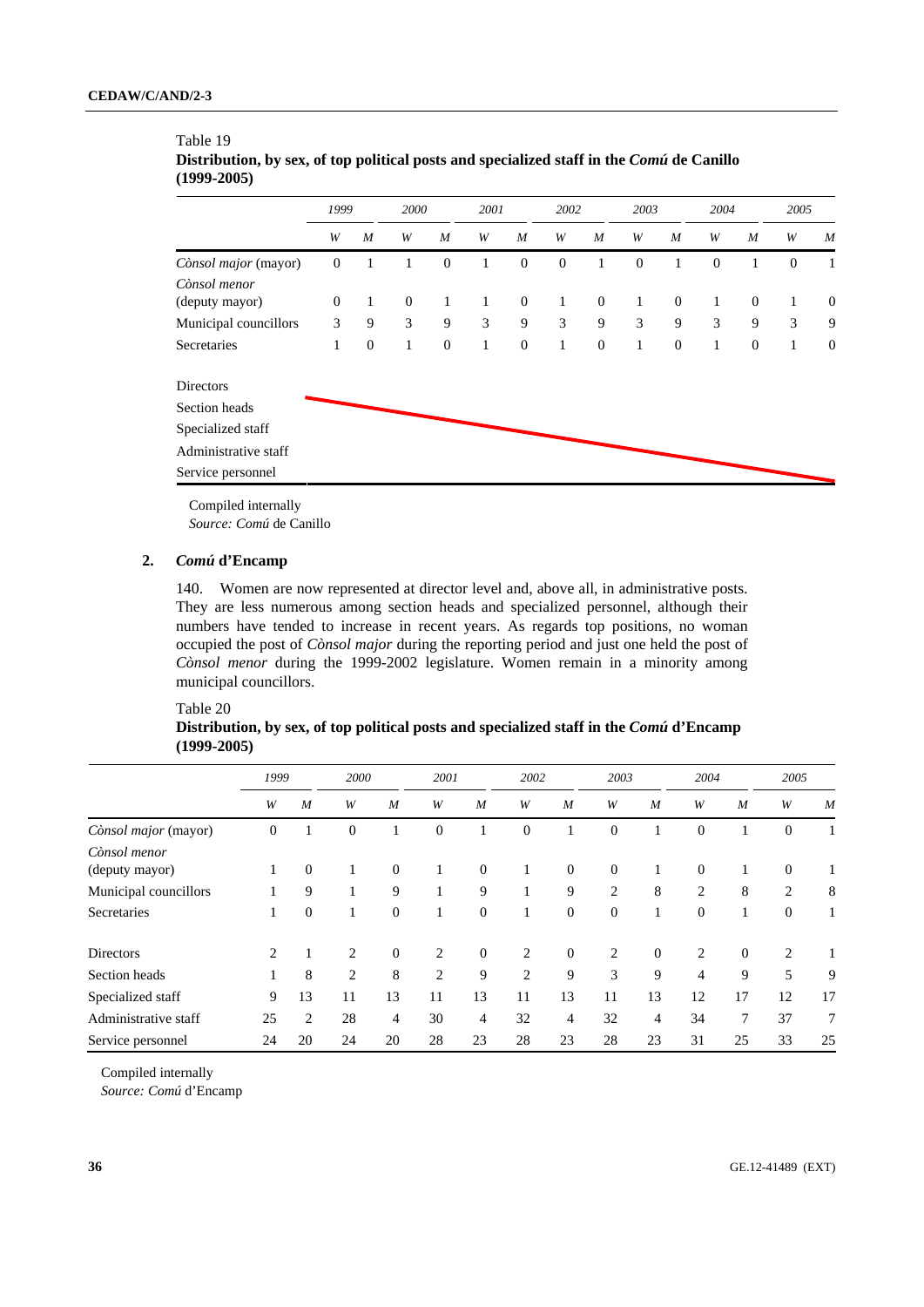Table 19

**Distribution, by sex, of top political posts and specialized staff in the *Comú* de Canillo (1999-2005)**

| | 1999 | | 2000 | | 2001 | | 2002 | | 2003 | | 2004 | | 2005 | |
|---|---|---|---|---|---|---|---|---|---|---|---|---|---|---|
| | *W* | *M* | *W* | *M* | *W* | *M* | *W* | *M* | *W* | *M* | *W* | *M* | *W* | *M* |
| *Cònsol major* (mayor) | 0 | 1 | 1 | 0 | 1 | 0 | 0 | 1 | 0 | 1 | 0 | 1 | 0 | 1 |
| *Cònsol menor* (deputy mayor) | 0 | 1 | 0 | 1 | 1 | 0 | 1 | 0 | 1 | 0 | 1 | 0 | 1 | 0 |
| Municipal councillors | 3 | 9 | 3 | 9 | 3 | 9 | 3 | 9 | 3 | 9 | 3 | 9 | 3 | 9 |
| Secretaries | 1 | 0 | 1 | 0 | 1 | 0 | 1 | 0 | 1 | 0 | 1 | 0 | 1 | 0 |
| Directors | | | | | | | | | | | | | | |
| Section heads | | | | | | | | | | | | | | |
| Specialized staff | | | | | | | | | | | | | | |
| Administrative staff | | | | | | | | | | | | | | |
| Service personnel | | | | | | | | | | | | | | |

Compiled internally

*Source: Comú* de Canillo

### 2. *Comú* d'Encamp

140. Women are now represented at director level and, above all, in administrative posts. They are less numerous among section heads and specialized personnel, although their numbers have tended to increase in recent years. As regards top positions, no woman occupied the post of *Cònsol major* during the reporting period and just one held the post of *Cònsol menor* during the 1999-2002 legislature. Women remain in a minority among municipal councillors.

Table 20

**Distribution, by sex, of top political posts and specialized staff in the *Comú* d'Encamp (1999-2005)**

| | 1999 | | 2000 | | 2001 | | 2002 | | 2003 | | 2004 | | 2005 | |
|---|---|---|---|---|---|---|---|---|---|---|---|---|---|---|
| | *W* | *M* | *W* | *M* | *W* | *M* | *W* | *M* | *W* | *M* | *W* | *M* | *W* | *M* |
| *Cònsol major* (mayor) | 0 | 1 | 0 | 1 | 0 | 1 | 0 | 1 | 0 | 1 | 0 | 1 | 0 | 1 |
| *Cònsol menor* (deputy mayor) | 1 | 0 | 1 | 0 | 1 | 0 | 1 | 0 | 0 | 1 | 0 | 1 | 0 | 1 |
| Municipal councillors | 1 | 9 | 1 | 9 | 1 | 9 | 1 | 9 | 2 | 8 | 2 | 8 | 2 | 8 |
| Secretaries | 1 | 0 | 1 | 0 | 1 | 0 | 1 | 0 | 0 | 1 | 0 | 1 | 0 | 1 |
| Directors | 2 | 1 | 2 | 0 | 2 | 0 | 2 | 0 | 2 | 0 | 2 | 0 | 2 | 1 |
| Section heads | 1 | 8 | 2 | 8 | 2 | 9 | 2 | 9 | 3 | 9 | 4 | 9 | 5 | 9 |
| Specialized staff | 9 | 13 | 11 | 13 | 11 | 13 | 11 | 13 | 11 | 13 | 12 | 17 | 12 | 17 |
| Administrative staff | 25 | 2 | 28 | 4 | 30 | 4 | 32 | 4 | 32 | 4 | 34 | 7 | 37 | 7 |
| Service personnel | 24 | 20 | 24 | 20 | 28 | 23 | 28 | 23 | 28 | 23 | 31 | 25 | 33 | 25 |

Compiled internally

*Source: Comú* d'Encamp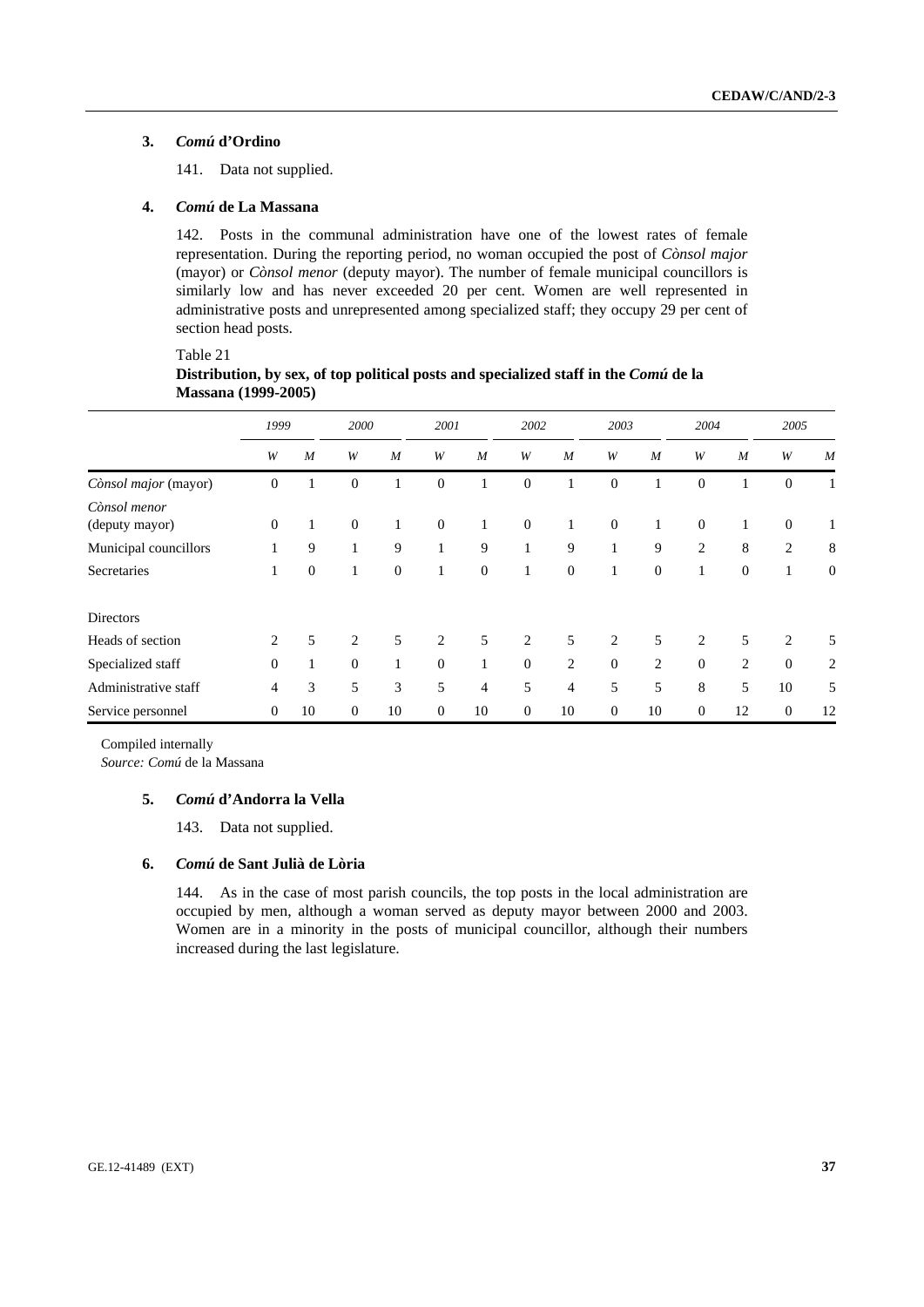### 3. *Comú* d'Ordino

141. Data not supplied.

### 4. *Comú* de La Massana

142. Posts in the communal administration have one of the lowest rates of female representation. During the reporting period, no woman occupied the post of *Cònsol major* (mayor) or *Cònsol menor* (deputy mayor). The number of female municipal councillors is similarly low and has never exceeded 20 per cent. Women are well represented in administrative posts and unrepresented among specialized staff; they occupy 29 per cent of section head posts.

Table 21
**Distribution, by sex, of top political posts and specialized staff in the *Comú* de la Massana (1999-2005)**

| | 1999 | | 2000 | | 2001 | | 2002 | | 2003 | | 2004 | | 2005 | |
|---|---|---|---|---|---|---|---|---|---|---|---|---|---|---|
| | *W* | *M* | *W* | *M* | *W* | *M* | *W* | *M* | *W* | *M* | *W* | *M* | *W* | *M* |
| *Cònsol major* (mayor) | 0 | 1 | 0 | 1 | 0 | 1 | 0 | 1 | 0 | 1 | 0 | 1 | 0 | 1 |
| *Cònsol menor* (deputy mayor) | 0 | 1 | 0 | 1 | 0 | 1 | 0 | 1 | 0 | 1 | 0 | 1 | 0 | 1 |
| Municipal councillors | 1 | 9 | 1 | 9 | 1 | 9 | 1 | 9 | 1 | 9 | 2 | 8 | 2 | 8 |
| Secretaries | 1 | 0 | 1 | 0 | 1 | 0 | 1 | 0 | 1 | 0 | 1 | 0 | 1 | 0 |
| Directors | | | | | | | | | | | | | | |
| Heads of section | 2 | 5 | 2 | 5 | 2 | 5 | 2 | 5 | 2 | 5 | 2 | 5 | 2 | 5 |
| Specialized staff | 0 | 1 | 0 | 1 | 0 | 1 | 0 | 2 | 0 | 2 | 0 | 2 | 0 | 2 |
| Administrative staff | 4 | 3 | 5 | 3 | 5 | 4 | 5 | 4 | 5 | 5 | 8 | 5 | 10 | 5 |
| Service personnel | 0 | 10 | 0 | 10 | 0 | 10 | 0 | 10 | 0 | 10 | 0 | 12 | 0 | 12 |

Compiled internally
*Source: Comú* de la Massana

### 5. *Comú* d'Andorra la Vella

143. Data not supplied.

### 6. *Comú* de Sant Julià de Lòria

144. As in the case of most parish councils, the top posts in the local administration are occupied by men, although a woman served as deputy mayor between 2000 and 2003. Women are in a minority in the posts of municipal councillor, although their numbers increased during the last legislature.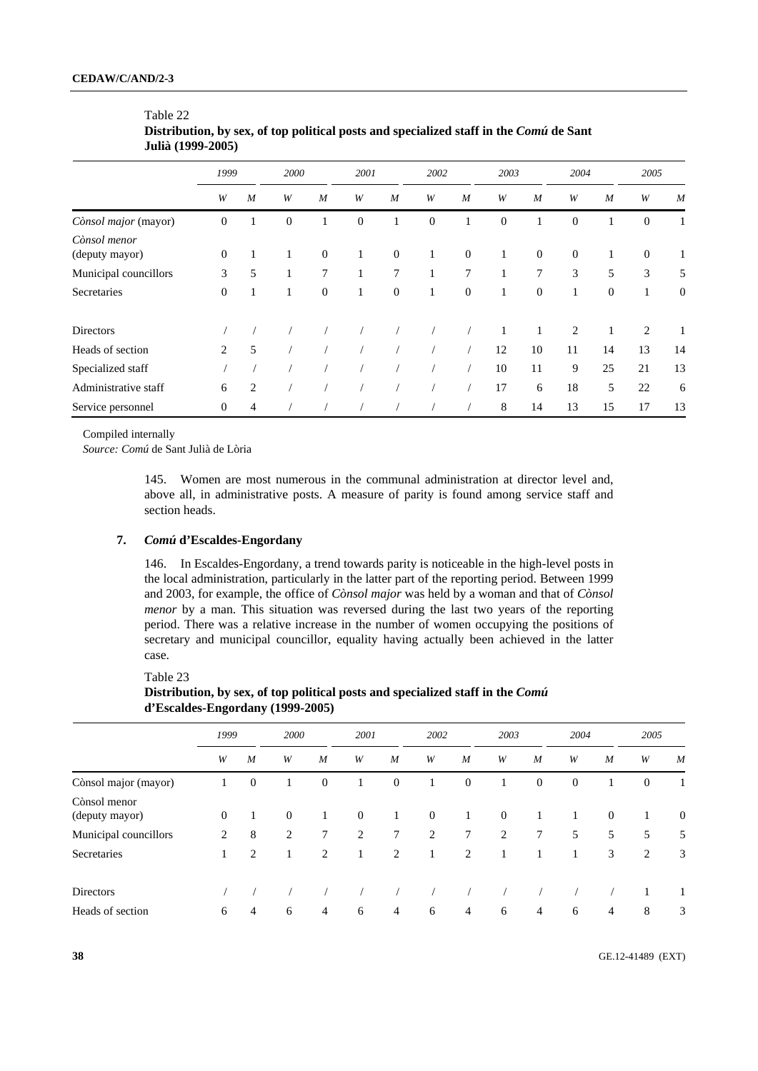Table 22
**Distribution, by sex, of top political posts and specialized staff in the *Comú* de Sant Julià (1999-2005)**

| | 1999 | | 2000 | | 2001 | | 2002 | | 2003 | | 2004 | | 2005 | |
|---|---|---|---|---|---|---|---|---|---|---|---|---|---|---|
| | *W* | *M* | *W* | *M* | *W* | *M* | *W* | *M* | *W* | *M* | *W* | *M* | *W* | *M* |
| *Cònsol major* (mayor) | 0 | 1 | 0 | 1 | 0 | 1 | 0 | 1 | 0 | 1 | 0 | 1 | 0 | 1 |
| *Cònsol menor* (deputy mayor) | 0 | 1 | 1 | 0 | 1 | 0 | 1 | 0 | 1 | 0 | 0 | 1 | 0 | 1 |
| Municipal councillors | 3 | 5 | 1 | 7 | 1 | 7 | 1 | 7 | 1 | 7 | 3 | 5 | 3 | 5 |
| Secretaries | 0 | 1 | 1 | 0 | 1 | 0 | 1 | 0 | 1 | 0 | 1 | 0 | 1 | 0 |
| Directors | / | / | / | / | / | / | / | / | 1 | 1 | 2 | 1 | 2 | 1 |
| Heads of section | 2 | 5 | / | / | / | / | / | / | 12 | 10 | 11 | 14 | 13 | 14 |
| Specialized staff | / | / | / | / | / | / | / | / | 10 | 11 | 9 | 25 | 21 | 13 |
| Administrative staff | 6 | 2 | / | / | / | / | / | / | 17 | 6 | 18 | 5 | 22 | 6 |
| Service personnel | 0 | 4 | / | / | / | / | / | / | 8 | 14 | 13 | 15 | 17 | 13 |

Compiled internally
*Source: Comú* de Sant Julià de Lòria

145. Women are most numerous in the communal administration at director level and, above all, in administrative posts. A measure of parity is found among service staff and section heads.

### 7. *Comú* d'Escaldes-Engordany

146. In Escaldes-Engordany, a trend towards parity is noticeable in the high-level posts in the local administration, particularly in the latter part of the reporting period. Between 1999 and 2003, for example, the office of *Cònsol major* was held by a woman and that of *Cònsol menor* by a man. This situation was reversed during the last two years of the reporting period. There was a relative increase in the number of women occupying the positions of secretary and municipal councillor, equality having actually been achieved in the latter case.

Table 23
**Distribution, by sex, of top political posts and specialized staff in the *Comú* d'Escaldes-Engordany (1999-2005)**

| | 1999 | | 2000 | | 2001 | | 2002 | | 2003 | | 2004 | | 2005 | |
|---|---|---|---|---|---|---|---|---|---|---|---|---|---|---|
| | *W* | *M* | *W* | *M* | *W* | *M* | *W* | *M* | *W* | *M* | *W* | *M* | *W* | *M* |
| Cònsol major (mayor) | 1 | 0 | 1 | 0 | 1 | 0 | 1 | 0 | 1 | 0 | 0 | 1 | 0 | 1 |
| Cònsol menor (deputy mayor) | 0 | 1 | 0 | 1 | 0 | 1 | 0 | 1 | 0 | 1 | 1 | 0 | 1 | 0 |
| Municipal councillors | 2 | 8 | 2 | 7 | 2 | 7 | 2 | 7 | 2 | 7 | 5 | 5 | 5 | 5 |
| Secretaries | 1 | 2 | 1 | 2 | 1 | 2 | 1 | 2 | 1 | 1 | 1 | 3 | 2 | 3 |
| Directors | / | / | / | / | / | / | / | / | / | / | / | / | 1 | 1 |
| Heads of section | 6 | 4 | 6 | 4 | 6 | 4 | 6 | 4 | 6 | 4 | 6 | 4 | 8 | 3 |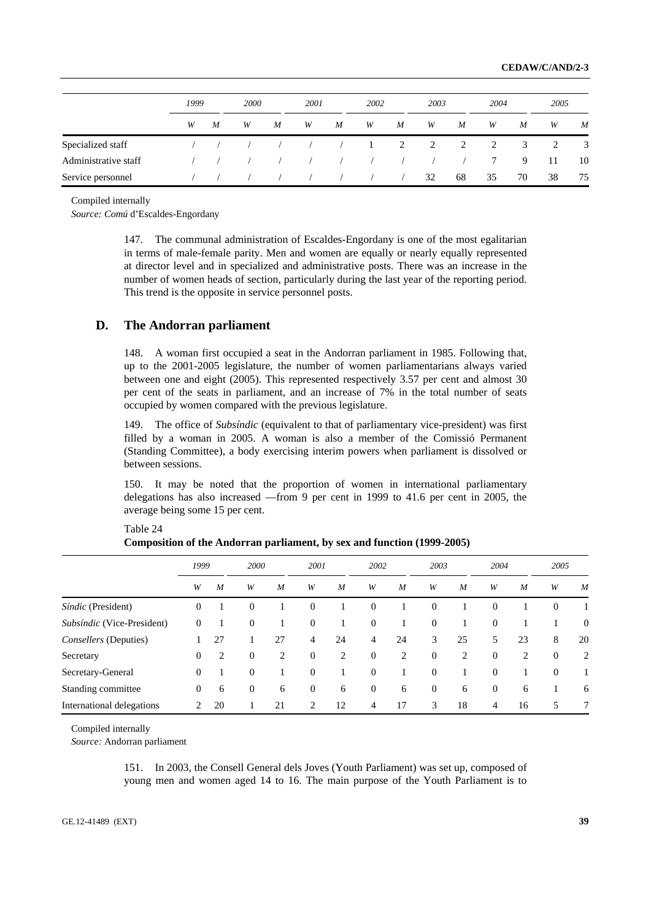| | 1999 | | 2000 | | 2001 | | 2002 | | 2003 | | 2004 | | 2005 | |
|---|---|---|---|---|---|---|---|---|---|---|---|---|---|---|
| | W | M | W | M | W | M | W | M | W | M | W | M | W | M |
| Specialized staff | / | / | / | / | / | / | 1 | 2 | 2 | 2 | 2 | 3 | 2 | 3 |
| Administrative staff | / | / | / | / | / | / | / | / | / | / | 7 | 9 | 11 | 10 |
| Service personnel | / | / | / | / | / | / | / | / | 32 | 68 | 35 | 70 | 38 | 75 |

Compiled internally

*Source: Comú* d'Escaldes-Engordany

147. The communal administration of Escaldes-Engordany is one of the most egalitarian in terms of male-female parity. Men and women are equally or nearly equally represented at director level and in specialized and administrative posts. There was an increase in the number of women heads of section, particularly during the last year of the reporting period. This trend is the opposite in service personnel posts.

## D. The Andorran parliament

148. A woman first occupied a seat in the Andorran parliament in 1985. Following that, up to the 2001-2005 legislature, the number of women parliamentarians always varied between one and eight (2005). This represented respectively 3.57 per cent and almost 30 per cent of the seats in parliament, and an increase of 7% in the total number of seats occupied by women compared with the previous legislature.

149. The office of *Subsíndic* (equivalent to that of parliamentary vice-president) was first filled by a woman in 2005. A woman is also a member of the Comissió Permanent (Standing Committee), a body exercising interim powers when parliament is dissolved or between sessions.

150. It may be noted that the proportion of women in international parliamentary delegations has also increased —from 9 per cent in 1999 to 41.6 per cent in 2005, the average being some 15 per cent.

Table 24

**Composition of the Andorran parliament, by sex and function (1999-2005)**

| | 1999 | | 2000 | | 2001 | | 2002 | | 2003 | | 2004 | | 2005 | |
|---|---|---|---|---|---|---|---|---|---|---|---|---|---|---|
| | W | M | W | M | W | M | W | M | W | M | W | M | W | M |
| *Síndic* (President) | 0 | 1 | 0 | 1 | 0 | 1 | 0 | 1 | 0 | 1 | 0 | 1 | 0 | 1 |
| *Subsíndic* (Vice-President) | 0 | 1 | 0 | 1 | 0 | 1 | 0 | 1 | 0 | 1 | 0 | 1 | 1 | 0 |
| *Consellers* (Deputies) | 1 | 27 | 1 | 27 | 4 | 24 | 4 | 24 | 3 | 25 | 5 | 23 | 8 | 20 |
| Secretary | 0 | 2 | 0 | 2 | 0 | 2 | 0 | 2 | 0 | 2 | 0 | 2 | 0 | 2 |
| Secretary-General | 0 | 1 | 0 | 1 | 0 | 1 | 0 | 1 | 0 | 1 | 0 | 1 | 0 | 1 |
| Standing committee | 0 | 6 | 0 | 6 | 0 | 6 | 0 | 6 | 0 | 6 | 0 | 6 | 1 | 6 |
| International delegations | 2 | 20 | 1 | 21 | 2 | 12 | 4 | 17 | 3 | 18 | 4 | 16 | 5 | 7 |

Compiled internally

*Source:* Andorran parliament

151. In 2003, the Consell General dels Joves (Youth Parliament) was set up, composed of young men and women aged 14 to 16. The main purpose of the Youth Parliament is to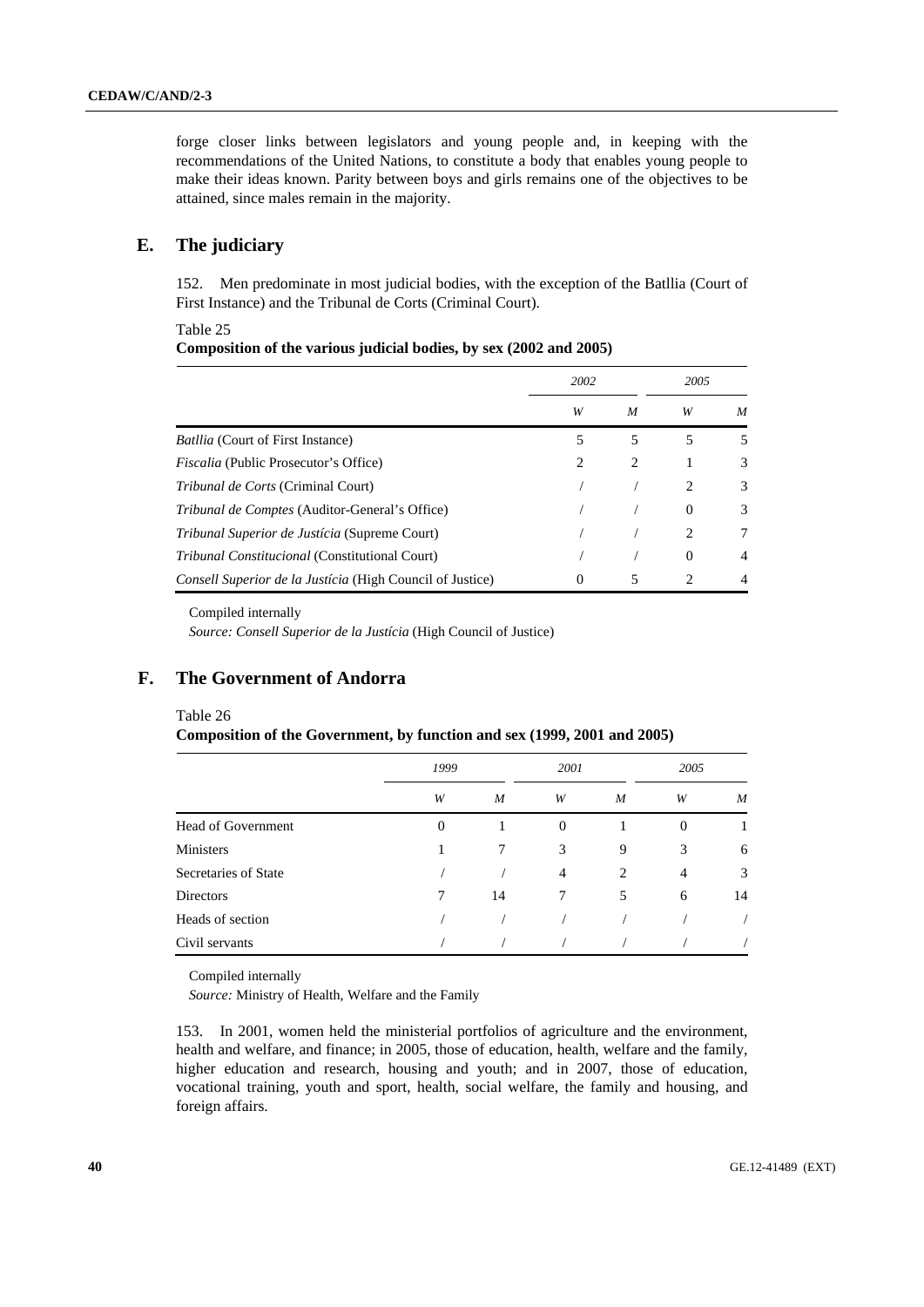forge closer links between legislators and young people and, in keeping with the recommendations of the United Nations, to constitute a body that enables young people to make their ideas known. Parity between boys and girls remains one of the objectives to be attained, since males remain in the majority.

## E. The judiciary

152. Men predominate in most judicial bodies, with the exception of the Batllia (Court of First Instance) and the Tribunal de Corts (Criminal Court).

Table 25

**Composition of the various judicial bodies, by sex (2002 and 2005)**

| | *2002* | | *2005* | |
|---|---|---|---|---|
| | *W* | *M* | *W* | *M* |
| *Batllia* (Court of First Instance) | 5 | 5 | 5 | 5 |
| *Fiscalia* (Public Prosecutor's Office) | 2 | 2 | 1 | 3 |
| *Tribunal de Corts* (Criminal Court) | / | / | 2 | 3 |
| *Tribunal de Comptes* (Auditor-General's Office) | / | / | 0 | 3 |
| *Tribunal Superior de Justícia* (Supreme Court) | / | / | 2 | 7 |
| *Tribunal Constitucional* (Constitutional Court) | / | / | 0 | 4 |
| *Consell Superior de la Justícia* (High Council of Justice) | 0 | 5 | 2 | 4 |

Compiled internally

*Source: Consell Superior de la Justícia* (High Council of Justice)

## F. The Government of Andorra

Table 26

**Composition of the Government, by function and sex (1999, 2001 and 2005)**

| | *1999* | | *2001* | | *2005* | |
|---|---|---|---|---|---|---|
| | *W* | *M* | *W* | *M* | *W* | *M* |
| Head of Government | 0 | 1 | 0 | 1 | 0 | 1 |
| Ministers | 1 | 7 | 3 | 9 | 3 | 6 |
| Secretaries of State | / | / | 4 | 2 | 4 | 3 |
| Directors | 7 | 14 | 7 | 5 | 6 | 14 |
| Heads of section | / | / | / | / | / | / |
| Civil servants | / | / | / | / | / | / |

Compiled internally

*Source:* Ministry of Health, Welfare and the Family

153. In 2001, women held the ministerial portfolios of agriculture and the environment, health and welfare, and finance; in 2005, those of education, health, welfare and the family, higher education and research, housing and youth; and in 2007, those of education, vocational training, youth and sport, health, social welfare, the family and housing, and foreign affairs.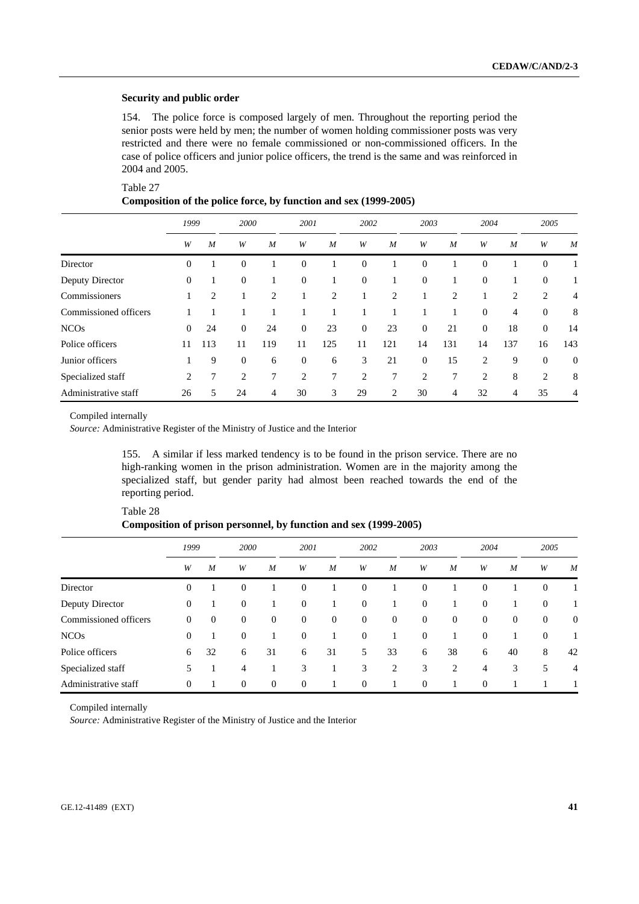### Security and public order

154. The police force is composed largely of men. Throughout the reporting period the senior posts were held by men; the number of women holding commissioner posts was very restricted and there were no female commissioned or non-commissioned officers. In the case of police officers and junior police officers, the trend is the same and was reinforced in 2004 and 2005.

Table 27
**Composition of the police force, by function and sex (1999-2005)**

| | *1999* | | *2000* | | *2001* | | *2002* | | *2003* | | *2004* | | *2005* | |
|---|---|---|---|---|---|---|---|---|---|---|---|---|---|---|
| | *W* | *M* | *W* | *M* | *W* | *M* | *W* | *M* | *W* | *M* | *W* | *M* | *W* | *M* |
| Director | 0 | 1 | 0 | 1 | 0 | 1 | 0 | 1 | 0 | 1 | 0 | 1 | 0 | 1 |
| Deputy Director | 0 | 1 | 0 | 1 | 0 | 1 | 0 | 1 | 0 | 1 | 0 | 1 | 0 | 1 |
| Commissioners | 1 | 2 | 1 | 2 | 1 | 2 | 1 | 2 | 1 | 2 | 1 | 2 | 2 | 4 |
| Commissioned officers | 1 | 1 | 1 | 1 | 1 | 1 | 1 | 1 | 1 | 1 | 0 | 4 | 0 | 8 |
| NCOs | 0 | 24 | 0 | 24 | 0 | 23 | 0 | 23 | 0 | 21 | 0 | 18 | 0 | 14 |
| Police officers | 11 | 113 | 11 | 119 | 11 | 125 | 11 | 121 | 14 | 131 | 14 | 137 | 16 | 143 |
| Junior officers | 1 | 9 | 0 | 6 | 0 | 6 | 3 | 21 | 0 | 15 | 2 | 9 | 0 | 0 |
| Specialized staff | 2 | 7 | 2 | 7 | 2 | 7 | 2 | 7 | 2 | 7 | 2 | 8 | 2 | 8 |
| Administrative staff | 26 | 5 | 24 | 4 | 30 | 3 | 29 | 2 | 30 | 4 | 32 | 4 | 35 | 4 |

Compiled internally
*Source:* Administrative Register of the Ministry of Justice and the Interior

155. A similar if less marked tendency is to be found in the prison service. There are no high-ranking women in the prison administration. Women are in the majority among the specialized staff, but gender parity had almost been reached towards the end of the reporting period.

Table 28
**Composition of prison personnel, by function and sex (1999-2005)**

| | *1999* | | *2000* | | *2001* | | *2002* | | *2003* | | *2004* | | *2005* | |
|---|---|---|---|---|---|---|---|---|---|---|---|---|---|---|
| | *W* | *M* | *W* | *M* | *W* | *M* | *W* | *M* | *W* | *M* | *W* | *M* | *W* | *M* |
| Director | 0 | 1 | 0 | 1 | 0 | 1 | 0 | 1 | 0 | 1 | 0 | 1 | 0 | 1 |
| Deputy Director | 0 | 1 | 0 | 1 | 0 | 1 | 0 | 1 | 0 | 1 | 0 | 1 | 0 | 1 |
| Commissioned officers | 0 | 0 | 0 | 0 | 0 | 0 | 0 | 0 | 0 | 0 | 0 | 0 | 0 | 0 |
| NCOs | 0 | 1 | 0 | 1 | 0 | 1 | 0 | 1 | 0 | 1 | 0 | 1 | 0 | 1 |
| Police officers | 6 | 32 | 6 | 31 | 6 | 31 | 5 | 33 | 6 | 38 | 6 | 40 | 8 | 42 |
| Specialized staff | 5 | 1 | 4 | 1 | 3 | 1 | 3 | 2 | 3 | 2 | 4 | 3 | 5 | 4 |
| Administrative staff | 0 | 1 | 0 | 0 | 0 | 1 | 0 | 1 | 0 | 1 | 0 | 1 | 1 | 1 |

Compiled internally
*Source:* Administrative Register of the Ministry of Justice and the Interior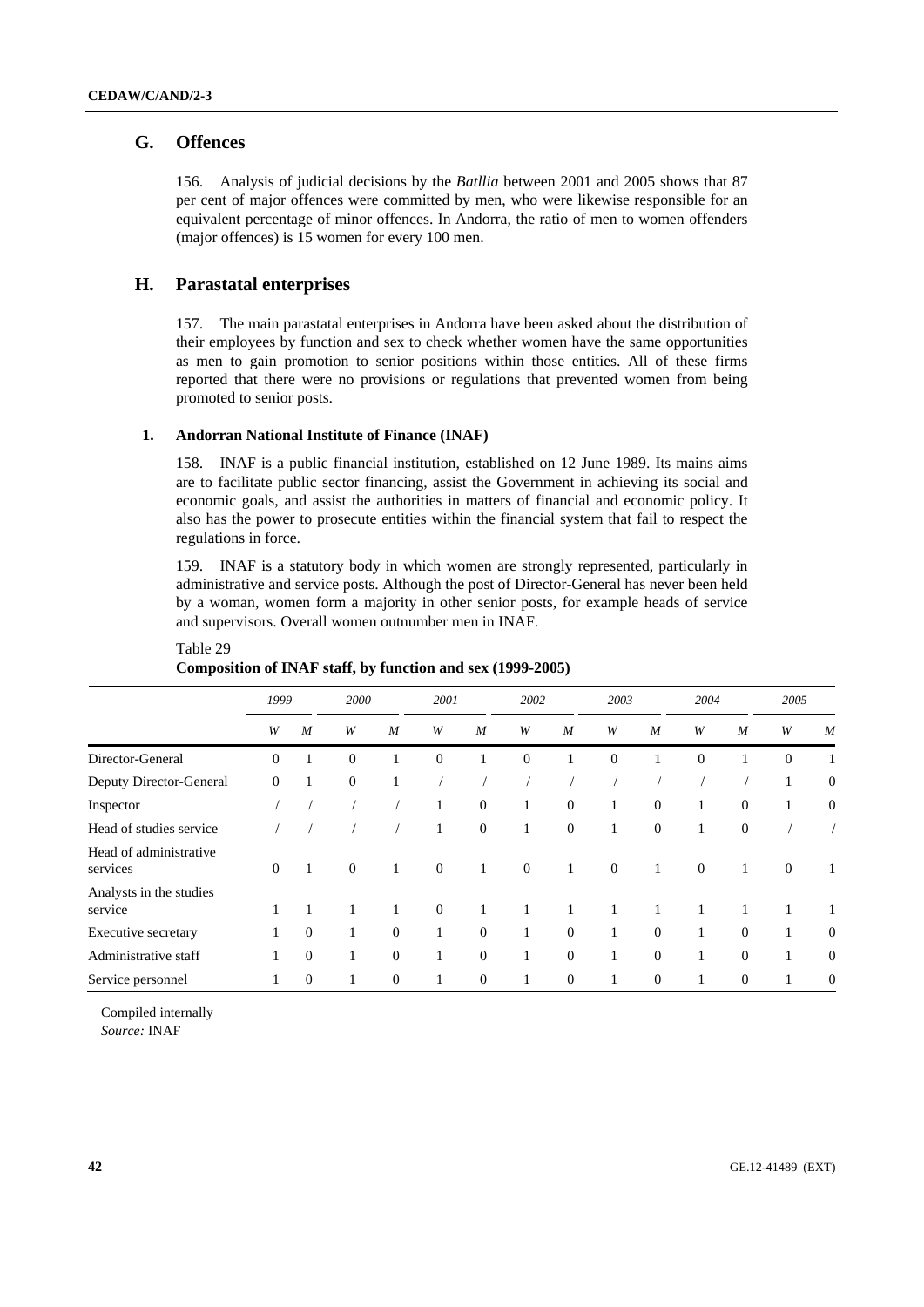## G. Offences

156. Analysis of judicial decisions by the *Batllia* between 2001 and 2005 shows that 87 per cent of major offences were committed by men, who were likewise responsible for an equivalent percentage of minor offences. In Andorra, the ratio of men to women offenders (major offences) is 15 women for every 100 men.

## H. Parastatal enterprises

157. The main parastatal enterprises in Andorra have been asked about the distribution of their employees by function and sex to check whether women have the same opportunities as men to gain promotion to senior positions within those entities. All of these firms reported that there were no provisions or regulations that prevented women from being promoted to senior posts.

### 1. Andorran National Institute of Finance (INAF)

158. INAF is a public financial institution, established on 12 June 1989. Its mains aims are to facilitate public sector financing, assist the Government in achieving its social and economic goals, and assist the authorities in matters of financial and economic policy. It also has the power to prosecute entities within the financial system that fail to respect the regulations in force.

159. INAF is a statutory body in which women are strongly represented, particularly in administrative and service posts. Although the post of Director-General has never been held by a woman, women form a majority in other senior posts, for example heads of service and supervisors. Overall women outnumber men in INAF.

Table 29
**Composition of INAF staff, by function and sex (1999-2005)**

| | *1999* | | *2000* | | *2001* | | *2002* | | *2003* | | *2004* | | *2005* | |
|---|---|---|---|---|---|---|---|---|---|---|---|---|---|---|
| | *W* | *M* | *W* | *M* | *W* | *M* | *W* | *M* | *W* | *M* | *W* | *M* | *W* | *M* |
| Director-General | 0 | 1 | 0 | 1 | 0 | 1 | 0 | 1 | 0 | 1 | 0 | 1 | 0 | 1 |
| Deputy Director-General | 0 | 1 | 0 | 1 | / | / | / | / | / | / | / | / | 1 | 0 |
| Inspector | / | / | / | / | 1 | 0 | 1 | 0 | 1 | 0 | 1 | 0 | 1 | 0 |
| Head of studies service | / | / | / | / | 1 | 0 | 1 | 0 | 1 | 0 | 1 | 0 | / | / |
| Head of administrative services | 0 | 1 | 0 | 1 | 0 | 1 | 0 | 1 | 0 | 1 | 0 | 1 | 0 | 1 |
| Analysts in the studies service | 1 | 1 | 1 | 1 | 0 | 1 | 1 | 1 | 1 | 1 | 1 | 1 | 1 | 1 |
| Executive secretary | 1 | 0 | 1 | 0 | 1 | 0 | 1 | 0 | 1 | 0 | 1 | 0 | 1 | 0 |
| Administrative staff | 1 | 0 | 1 | 0 | 1 | 0 | 1 | 0 | 1 | 0 | 1 | 0 | 1 | 0 |
| Service personnel | 1 | 0 | 1 | 0 | 1 | 0 | 1 | 0 | 1 | 0 | 1 | 0 | 1 | 0 |

Compiled internally
*Source:* INAF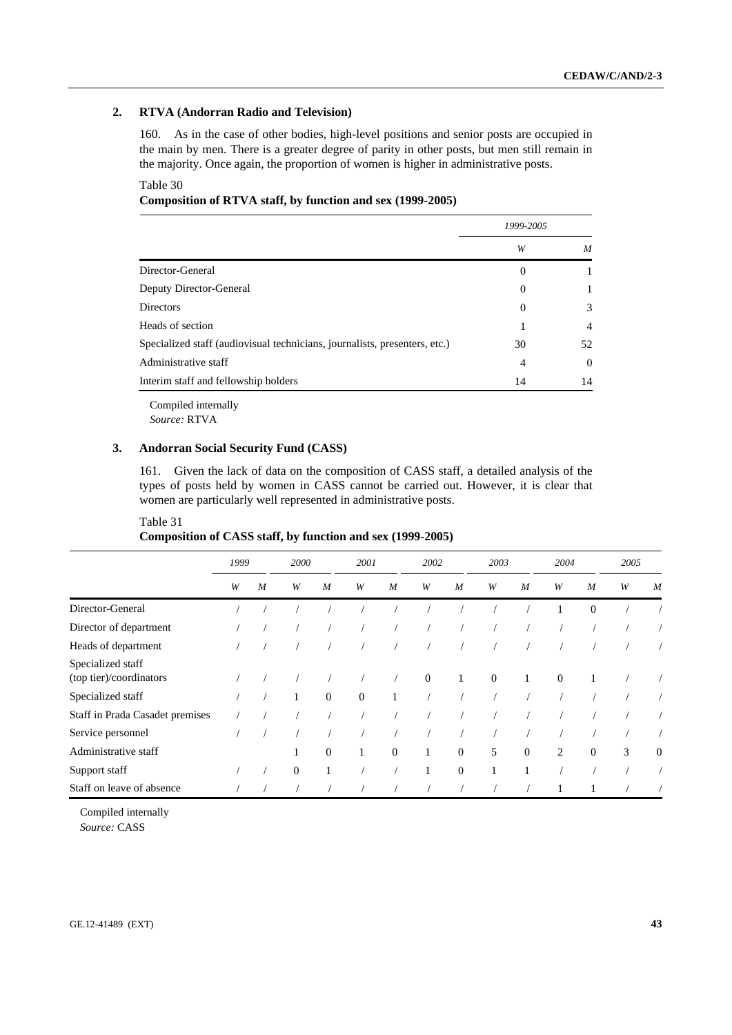### 2. RTVA (Andorran Radio and Television)

160. As in the case of other bodies, high-level positions and senior posts are occupied in the main by men. There is a greater degree of parity in other posts, but men still remain in the majority. Once again, the proportion of women is higher in administrative posts.

Table 30
**Composition of RTVA staff, by function and sex (1999-2005)**

| | *1999-2005* | |
|---|---|---|
| | *W* | *M* |
| Director-General | 0 | 1 |
| Deputy Director-General | 0 | 1 |
| Directors | 0 | 3 |
| Heads of section | 1 | 4 |
| Specialized staff (audiovisual technicians, journalists, presenters, etc.) | 30 | 52 |
| Administrative staff | 4 | 0 |
| Interim staff and fellowship holders | 14 | 14 |

Compiled internally
*Source:* RTVA

### 3. Andorran Social Security Fund (CASS)

161. Given the lack of data on the composition of CASS staff, a detailed analysis of the types of posts held by women in CASS cannot be carried out. However, it is clear that women are particularly well represented in administrative posts.

Table 31
**Composition of CASS staff, by function and sex (1999-2005)**

| | *1999* | | *2000* | | *2001* | | *2002* | | *2003* | | *2004* | | *2005* | |
|---|---|---|---|---|---|---|---|---|---|---|---|---|---|---|
| | *W* | *M* | *W* | *M* | *W* | *M* | *W* | *M* | *W* | *M* | *W* | *M* | *W* | *M* |
| Director-General | / | / | / | / | / | / | / | / | / | / | 1 | 0 | / | / |
| Director of department | / | / | / | / | / | / | / | / | / | / | / | / | / | / |
| Heads of department | / | / | / | / | / | / | / | / | / | / | / | / | / | / |
| Specialized staff (top tier)/coordinators | / | / | / | / | / | / | 0 | 1 | 0 | 1 | 0 | 1 | / | / |
| Specialized staff | / | / | 1 | 0 | 0 | 1 | / | / | / | / | / | / | / | / |
| Staff in Prada Casadet premises | / | / | / | / | / | / | / | / | / | / | / | / | / | / |
| Service personnel | / | / | / | / | / | / | / | / | / | / | / | / | / | / |
| Administrative staff | | | 1 | 0 | 1 | 0 | 1 | 0 | 5 | 0 | 2 | 0 | 3 | 0 |
| Support staff | / | / | 0 | 1 | / | / | 1 | 0 | 1 | 1 | / | / | / | / |
| Staff on leave of absence | / | / | / | / | / | / | / | / | / | / | 1 | 1 | / | / |

Compiled internally
*Source:* CASS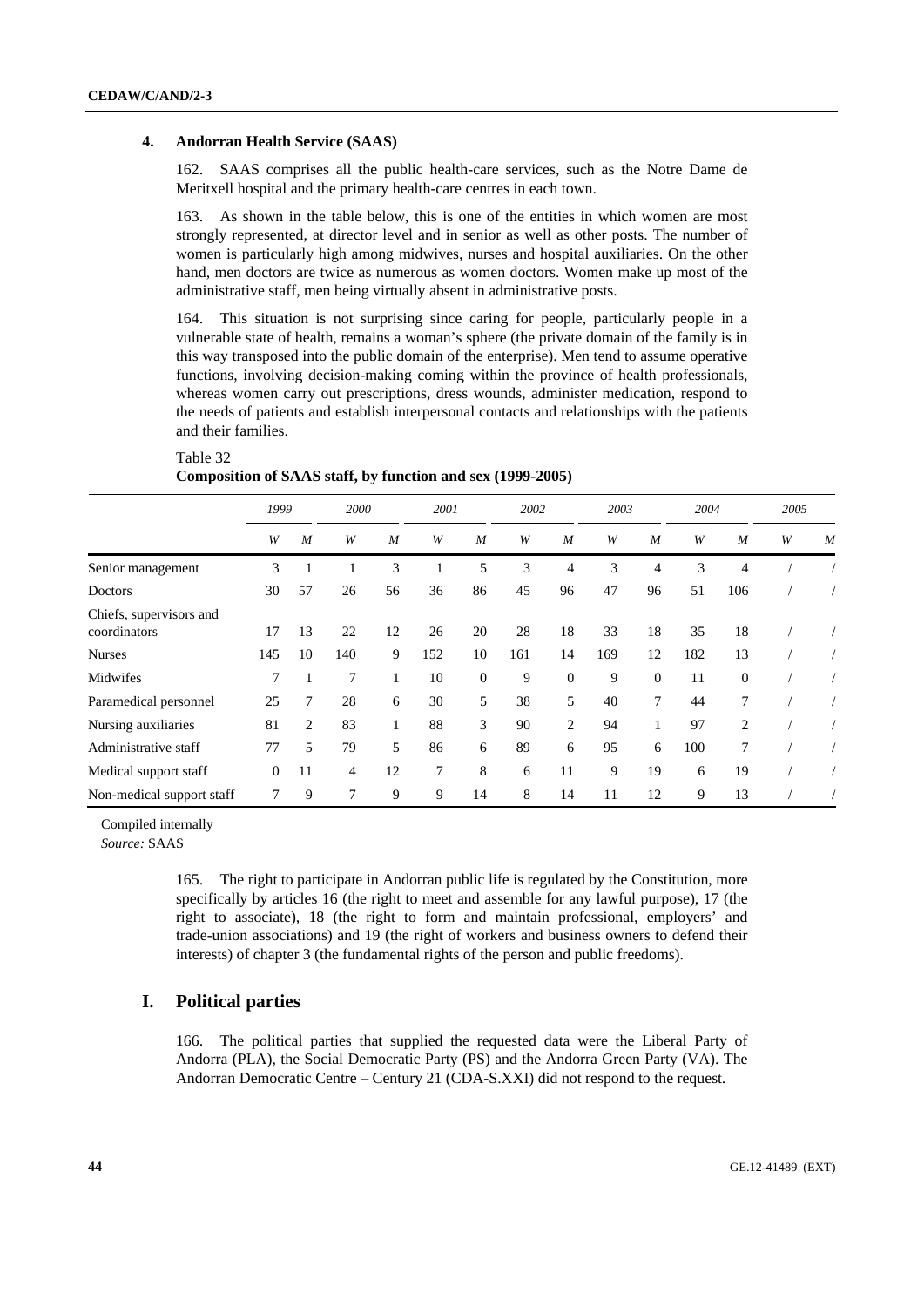### 4. Andorran Health Service (SAAS)

162. SAAS comprises all the public health-care services, such as the Notre Dame de Meritxell hospital and the primary health-care centres in each town.

163. As shown in the table below, this is one of the entities in which women are most strongly represented, at director level and in senior as well as other posts. The number of women is particularly high among midwives, nurses and hospital auxiliaries. On the other hand, men doctors are twice as numerous as women doctors. Women make up most of the administrative staff, men being virtually absent in administrative posts.

164. This situation is not surprising since caring for people, particularly people in a vulnerable state of health, remains a woman's sphere (the private domain of the family is in this way transposed into the public domain of the enterprise). Men tend to assume operative functions, involving decision-making coming within the province of health professionals, whereas women carry out prescriptions, dress wounds, administer medication, respond to the needs of patients and establish interpersonal contacts and relationships with the patients and their families.

Table 32
**Composition of SAAS staff, by function and sex (1999-2005)**

| | *1999* | | *2000* | | *2001* | | *2002* | | *2003* | | *2004* | | *2005* | |
|---|---|---|---|---|---|---|---|---|---|---|---|---|---|---|
| | *W* | *M* | *W* | *M* | *W* | *M* | *W* | *M* | *W* | *M* | *W* | *M* | *W* | *M* |
| Senior management | 3 | 1 | 1 | 3 | 1 | 5 | 3 | 4 | 3 | 4 | 3 | 4 | / | / |
| Doctors | 30 | 57 | 26 | 56 | 36 | 86 | 45 | 96 | 47 | 96 | 51 | 106 | / | / |
| Chiefs, supervisors and coordinators | 17 | 13 | 22 | 12 | 26 | 20 | 28 | 18 | 33 | 18 | 35 | 18 | / | / |
| Nurses | 145 | 10 | 140 | 9 | 152 | 10 | 161 | 14 | 169 | 12 | 182 | 13 | / | / |
| Midwifes | 7 | 1 | 7 | 1 | 10 | 0 | 9 | 0 | 9 | 0 | 11 | 0 | / | / |
| Paramedical personnel | 25 | 7 | 28 | 6 | 30 | 5 | 38 | 5 | 40 | 7 | 44 | 7 | / | / |
| Nursing auxiliaries | 81 | 2 | 83 | 1 | 88 | 3 | 90 | 2 | 94 | 1 | 97 | 2 | / | / |
| Administrative staff | 77 | 5 | 79 | 5 | 86 | 6 | 89 | 6 | 95 | 6 | 100 | 7 | / | / |
| Medical support staff | 0 | 11 | 4 | 12 | 7 | 8 | 6 | 11 | 9 | 19 | 6 | 19 | / | / |
| Non-medical support staff | 7 | 9 | 7 | 9 | 9 | 14 | 8 | 14 | 11 | 12 | 9 | 13 | / | / |

Compiled internally
*Source:* SAAS

165. The right to participate in Andorran public life is regulated by the Constitution, more specifically by articles 16 (the right to meet and assemble for any lawful purpose), 17 (the right to associate), 18 (the right to form and maintain professional, employers' and trade-union associations) and 19 (the right of workers and business owners to defend their interests) of chapter 3 (the fundamental rights of the person and public freedoms).

## I. Political parties

166. The political parties that supplied the requested data were the Liberal Party of Andorra (PLA), the Social Democratic Party (PS) and the Andorra Green Party (VA). The Andorran Democratic Centre – Century 21 (CDA-S.XXI) did not respond to the request.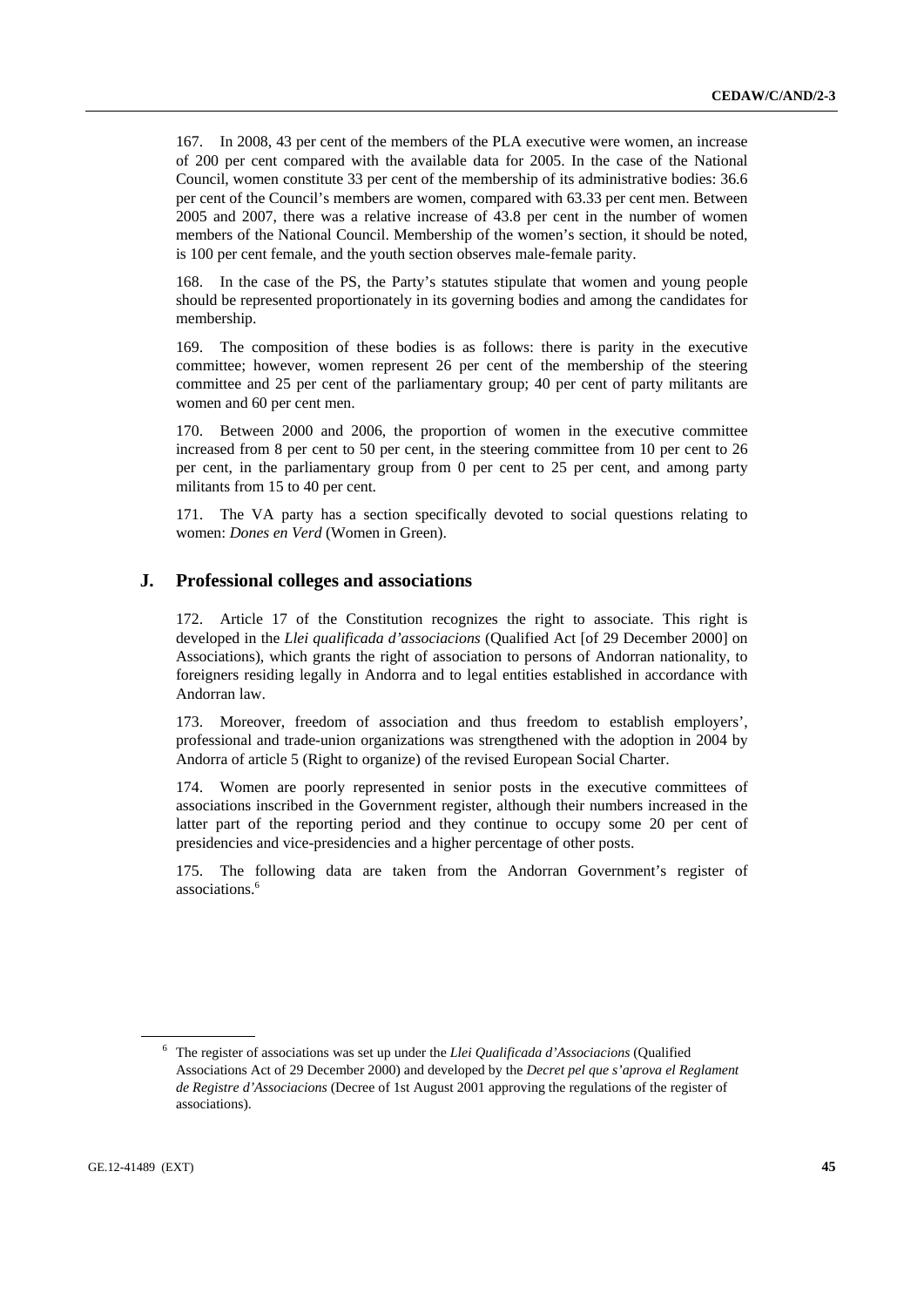167. In 2008, 43 per cent of the members of the PLA executive were women, an increase of 200 per cent compared with the available data for 2005. In the case of the National Council, women constitute 33 per cent of the membership of its administrative bodies: 36.6 per cent of the Council's members are women, compared with 63.33 per cent men. Between 2005 and 2007, there was a relative increase of 43.8 per cent in the number of women members of the National Council. Membership of the women's section, it should be noted, is 100 per cent female, and the youth section observes male-female parity.

168. In the case of the PS, the Party's statutes stipulate that women and young people should be represented proportionately in its governing bodies and among the candidates for membership.

169. The composition of these bodies is as follows: there is parity in the executive committee; however, women represent 26 per cent of the membership of the steering committee and 25 per cent of the parliamentary group; 40 per cent of party militants are women and 60 per cent men.

170. Between 2000 and 2006, the proportion of women in the executive committee increased from 8 per cent to 50 per cent, in the steering committee from 10 per cent to 26 per cent, in the parliamentary group from 0 per cent to 25 per cent, and among party militants from 15 to 40 per cent.

171. The VA party has a section specifically devoted to social questions relating to women: *Dones en Verd* (Women in Green).

## J. Professional colleges and associations

172. Article 17 of the Constitution recognizes the right to associate. This right is developed in the *Llei qualificada d'associacions* (Qualified Act [of 29 December 2000] on Associations), which grants the right of association to persons of Andorran nationality, to foreigners residing legally in Andorra and to legal entities established in accordance with Andorran law.

173. Moreover, freedom of association and thus freedom to establish employers', professional and trade-union organizations was strengthened with the adoption in 2004 by Andorra of article 5 (Right to organize) of the revised European Social Charter.

174. Women are poorly represented in senior posts in the executive committees of associations inscribed in the Government register, although their numbers increased in the latter part of the reporting period and they continue to occupy some 20 per cent of presidencies and vice-presidencies and a higher percentage of other posts.

175. The following data are taken from the Andorran Government's register of associations.[6]

[6] The register of associations was set up under the *Llei Qualificada d'Associacions* (Qualified Associations Act of 29 December 2000) and developed by the *Decret pel que s'aprova el Reglament de Registre d'Associacions* (Decree of 1st August 2001 approving the regulations of the register of associations).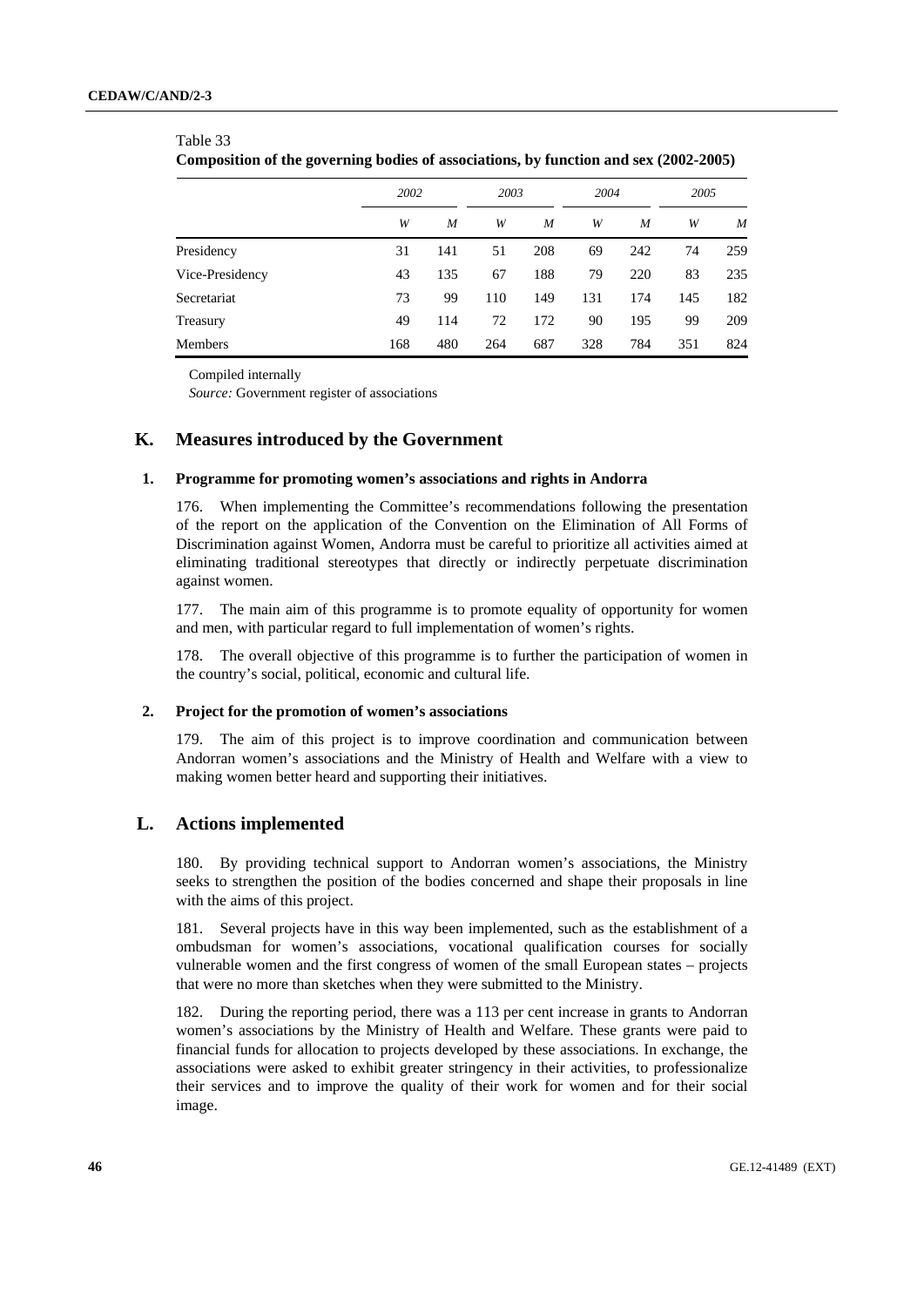Table 33

**Composition of the governing bodies of associations, by function and sex (2002-2005)**

| | *2002* | | *2003* | | *2004* | | *2005* | |
|---|---|---|---|---|---|---|---|---|
| | *W* | *M* | *W* | *M* | *W* | *M* | *W* | *M* |
| Presidency | 31 | 141 | 51 | 208 | 69 | 242 | 74 | 259 |
| Vice-Presidency | 43 | 135 | 67 | 188 | 79 | 220 | 83 | 235 |
| Secretariat | 73 | 99 | 110 | 149 | 131 | 174 | 145 | 182 |
| Treasury | 49 | 114 | 72 | 172 | 90 | 195 | 99 | 209 |
| Members | 168 | 480 | 264 | 687 | 328 | 784 | 351 | 824 |

Compiled internally

*Source:* Government register of associations

## K. Measures introduced by the Government

### 1. Programme for promoting women's associations and rights in Andorra

176. When implementing the Committee's recommendations following the presentation of the report on the application of the Convention on the Elimination of All Forms of Discrimination against Women, Andorra must be careful to prioritize all activities aimed at eliminating traditional stereotypes that directly or indirectly perpetuate discrimination against women.

177. The main aim of this programme is to promote equality of opportunity for women and men, with particular regard to full implementation of women's rights.

178. The overall objective of this programme is to further the participation of women in the country's social, political, economic and cultural life.

### 2. Project for the promotion of women's associations

179. The aim of this project is to improve coordination and communication between Andorran women's associations and the Ministry of Health and Welfare with a view to making women better heard and supporting their initiatives.

## L. Actions implemented

180. By providing technical support to Andorran women's associations, the Ministry seeks to strengthen the position of the bodies concerned and shape their proposals in line with the aims of this project.

181. Several projects have in this way been implemented, such as the establishment of a ombudsman for women's associations, vocational qualification courses for socially vulnerable women and the first congress of women of the small European states – projects that were no more than sketches when they were submitted to the Ministry.

182. During the reporting period, there was a 113 per cent increase in grants to Andorran women's associations by the Ministry of Health and Welfare. These grants were paid to financial funds for allocation to projects developed by these associations. In exchange, the associations were asked to exhibit greater stringency in their activities, to professionalize their services and to improve the quality of their work for women and for their social image.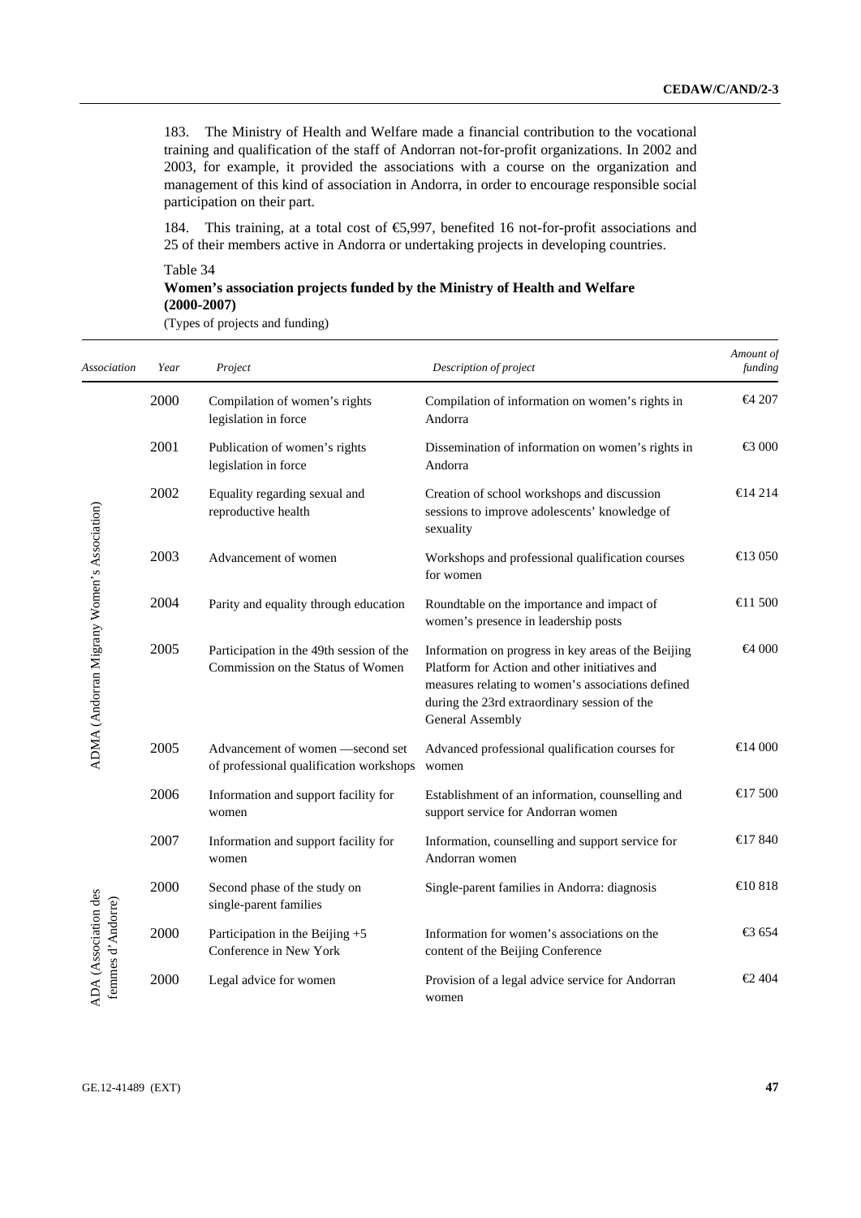183. The Ministry of Health and Welfare made a financial contribution to the vocational training and qualification of the staff of Andorran not-for-profit organizations. In 2002 and 2003, for example, it provided the associations with a course on the organization and management of this kind of association in Andorra, in order to encourage responsible social participation on their part.

184. This training, at a total cost of €5,997, benefited 16 not-for-profit associations and 25 of their members active in Andorra or undertaking projects in developing countries.

Table 34

**Women's association projects funded by the Ministry of Health and Welfare (2000-2007)**

(Types of projects and funding)

| *Association* | *Year* | *Project* | *Description of project* | *Amount of funding* |
|---|---|---|---|---|
| ADMA (Andorran Migrany Women's Association) | 2000 | Compilation of women's rights legislation in force | Compilation of information on women's rights in Andorra | €4 207 |
| | 2001 | Publication of women's rights legislation in force | Dissemination of information on women's rights in Andorra | €3 000 |
| | 2002 | Equality regarding sexual and reproductive health | Creation of school workshops and discussion sessions to improve adolescents' knowledge of sexuality | €14 214 |
| | 2003 | Advancement of women | Workshops and professional qualification courses for women | €13 050 |
| | 2004 | Parity and equality through education | Roundtable on the importance and impact of women's presence in leadership posts | €11 500 |
| | 2005 | Participation in the 49th session of the Commission on the Status of Women | Information on progress in key areas of the Beijing Platform for Action and other initiatives and measures relating to women's associations defined during the 23rd extraordinary session of the General Assembly | €4 000 |
| | 2005 | Advancement of women —second set of professional qualification workshops | Advanced professional qualification courses for women | €14 000 |
| | 2006 | Information and support facility for women | Establishment of an information, counselling and support service for Andorran women | €17 500 |
| | 2007 | Information and support facility for women | Information, counselling and support service for Andorran women | €17 840 |
| ADA (Association des femmes d'Andorre) | 2000 | Second phase of the study on single-parent families | Single-parent families in Andorra: diagnosis | €10 818 |
| | 2000 | Participation in the Beijing +5 Conference in New York | Information for women's associations on the content of the Beijing Conference | €3 654 |
| | 2000 | Legal advice for women | Provision of a legal advice service for Andorran women | €2 404 |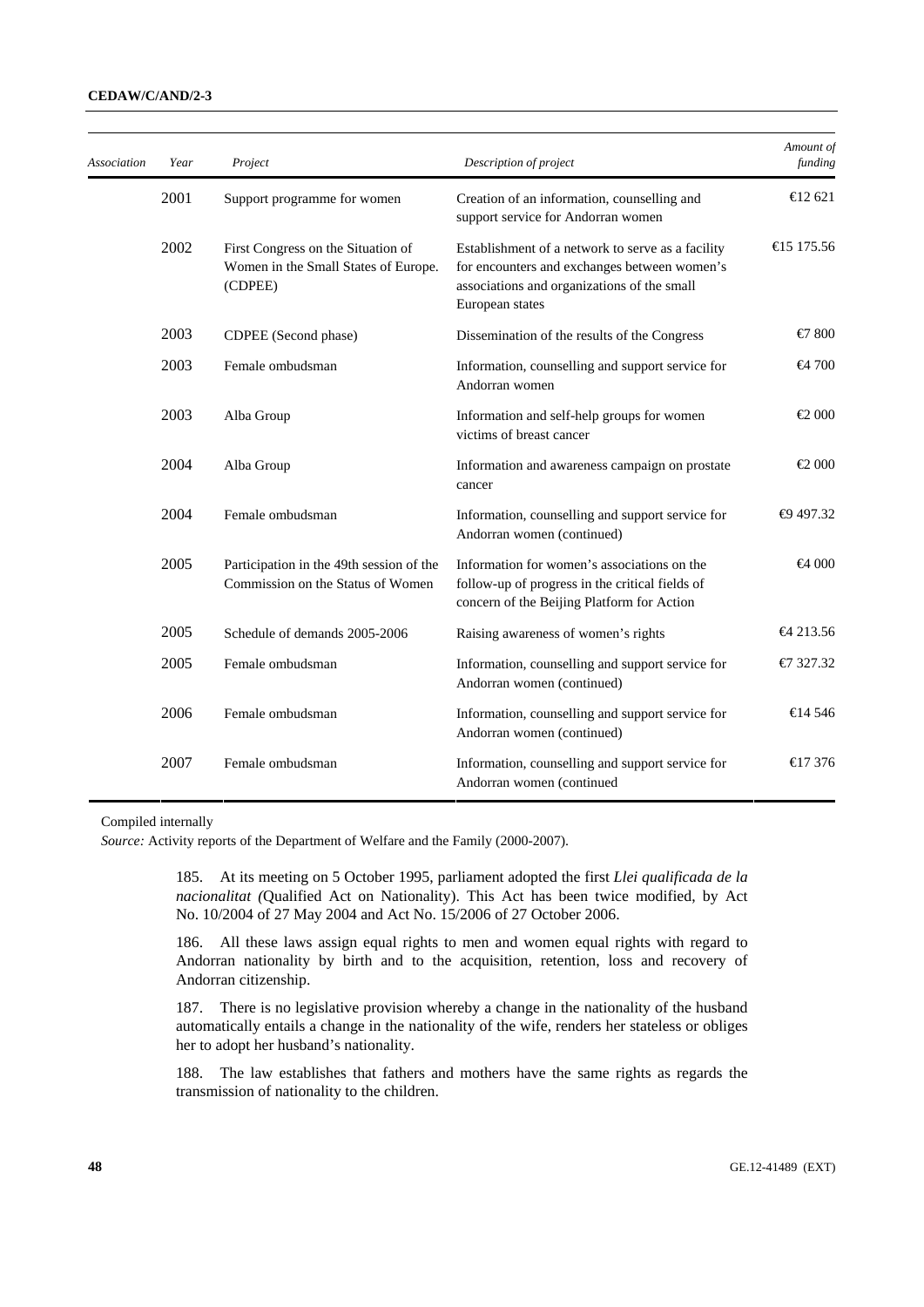| *Association* | *Year* | *Project* | *Description of project* | *Amount of funding* |
|---|---|---|---|---|
| | 2001 | Support programme for women | Creation of an information, counselling and support service for Andorran women | €12 621 |
| | 2002 | First Congress on the Situation of Women in the Small States of Europe. (CDPEE) | Establishment of a network to serve as a facility for encounters and exchanges between women's associations and organizations of the small European states | €15 175.56 |
| | 2003 | CDPEE (Second phase) | Dissemination of the results of the Congress | €7 800 |
| | 2003 | Female ombudsman | Information, counselling and support service for Andorran women | €4 700 |
| | 2003 | Alba Group | Information and self-help groups for women victims of breast cancer | €2 000 |
| | 2004 | Alba Group | Information and awareness campaign on prostate cancer | €2 000 |
| | 2004 | Female ombudsman | Information, counselling and support service for Andorran women (continued) | €9 497.32 |
| | 2005 | Participation in the 49th session of the Commission on the Status of Women | Information for women's associations on the follow-up of progress in the critical fields of concern of the Beijing Platform for Action | €4 000 |
| | 2005 | Schedule of demands 2005-2006 | Raising awareness of women's rights | €4 213.56 |
| | 2005 | Female ombudsman | Information, counselling and support service for Andorran women (continued) | €7 327.32 |
| | 2006 | Female ombudsman | Information, counselling and support service for Andorran women (continued) | €14 546 |
| | 2007 | Female ombudsman | Information, counselling and support service for Andorran women (continued | €17 376 |

Compiled internally

*Source:* Activity reports of the Department of Welfare and the Family (2000-2007).

185. At its meeting on 5 October 1995, parliament adopted the first *Llei qualificada de la nacionalitat (*Qualified Act on Nationality). This Act has been twice modified, by Act No. 10/2004 of 27 May 2004 and Act No. 15/2006 of 27 October 2006.

186. All these laws assign equal rights to men and women equal rights with regard to Andorran nationality by birth and to the acquisition, retention, loss and recovery of Andorran citizenship.

187. There is no legislative provision whereby a change in the nationality of the husband automatically entails a change in the nationality of the wife, renders her stateless or obliges her to adopt her husband's nationality.

188. The law establishes that fathers and mothers have the same rights as regards the transmission of nationality to the children.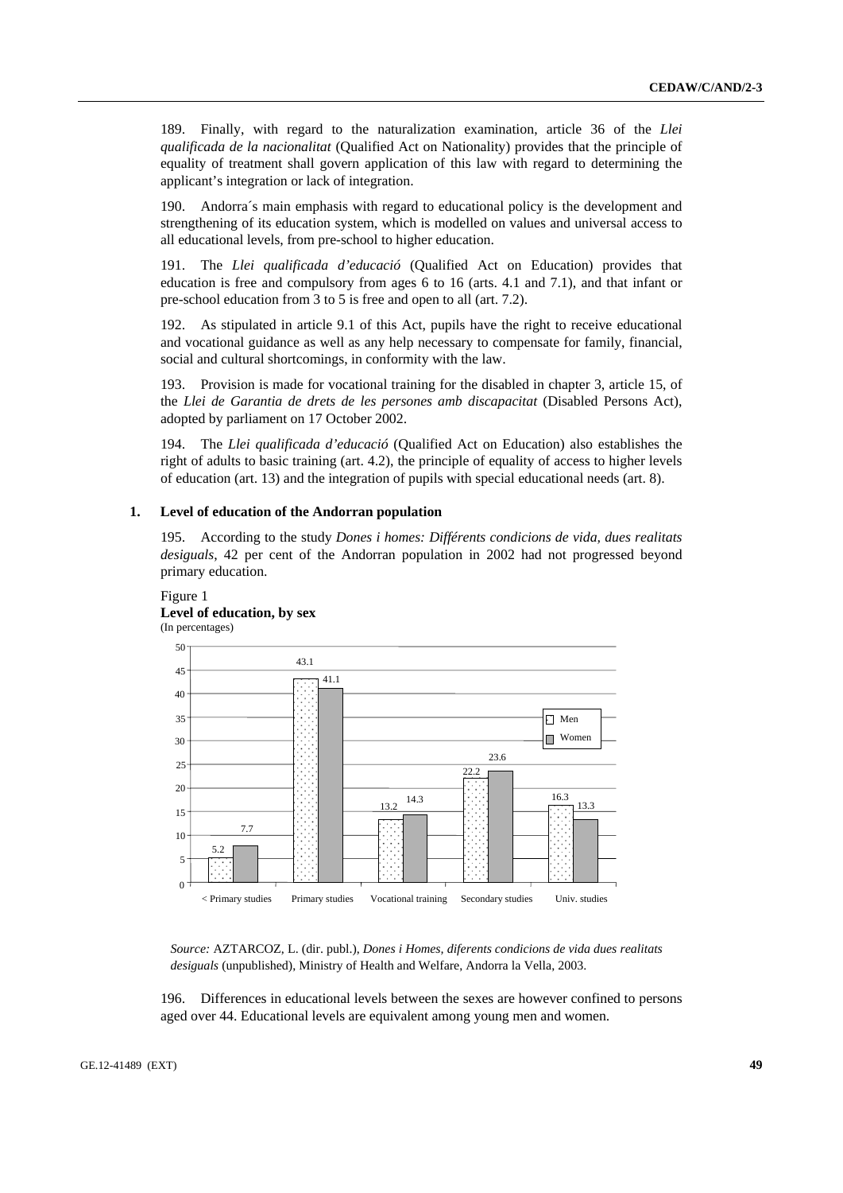189. Finally, with regard to the naturalization examination, article 36 of the *Llei qualificada de la nacionalitat* (Qualified Act on Nationality) provides that the principle of equality of treatment shall govern application of this law with regard to determining the applicant's integration or lack of integration.

190. Andorra´s main emphasis with regard to educational policy is the development and strengthening of its education system, which is modelled on values and universal access to all educational levels, from pre-school to higher education.

191. The *Llei qualificada d'educació* (Qualified Act on Education) provides that education is free and compulsory from ages 6 to 16 (arts. 4.1 and 7.1), and that infant or pre-school education from 3 to 5 is free and open to all (art. 7.2).

192. As stipulated in article 9.1 of this Act, pupils have the right to receive educational and vocational guidance as well as any help necessary to compensate for family, financial, social and cultural shortcomings, in conformity with the law.

193. Provision is made for vocational training for the disabled in chapter 3, article 15, of the *Llei de Garantia de drets de les persones amb discapacitat* (Disabled Persons Act), adopted by parliament on 17 October 2002.

194. The *Llei qualificada d'educació* (Qualified Act on Education) also establishes the right of adults to basic training (art. 4.2), the principle of equality of access to higher levels of education (art. 13) and the integration of pupils with special educational needs (art. 8).

## 1. Level of education of the Andorran population

195. According to the study *Dones i homes: Différents condicions de vida, dues realitats desiguals*, 42 per cent of the Andorran population in 2002 had not progressed beyond primary education.

Figure 1
**Level of education, by sex**
(In percentages)

| | Men | Women |
|---|---|---|
| < Primary studies | 5.2 | 7.7 |
| Primary studies | 43.1 | 41.1 |
| Vocational training | 13.2 | 14.3 |
| Secondary studies | 22.2 | 23.6 |
| Univ. studies | 16.3 | 13.3 |

*Source:* AZTARCOZ, L. (dir. publ.), *Dones i Homes, diferents condicions de vida dues realitats desiguals* (unpublished), Ministry of Health and Welfare, Andorra la Vella, 2003.

196. Differences in educational levels between the sexes are however confined to persons aged over 44. Educational levels are equivalent among young men and women.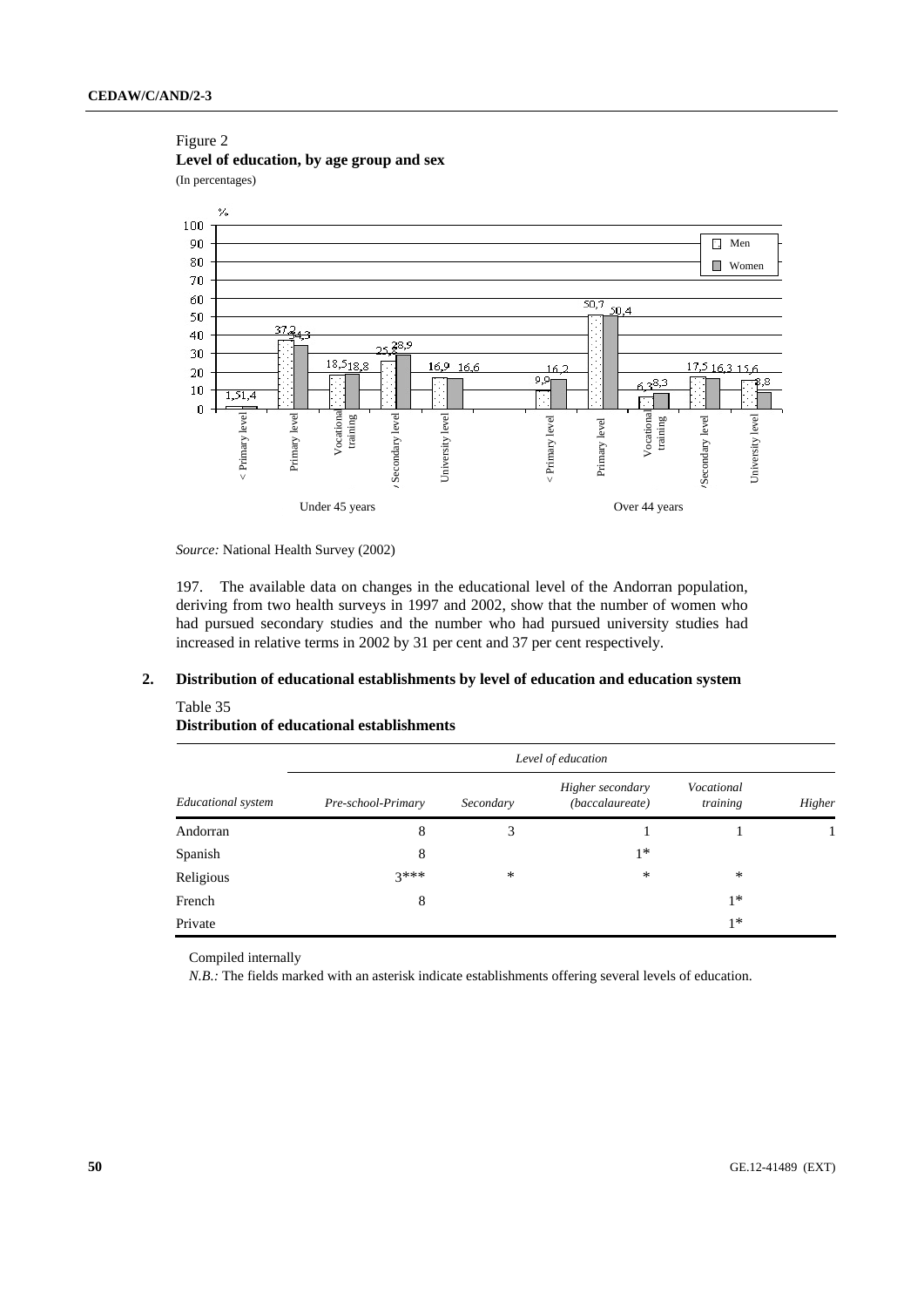Figure 2
**Level of education, by age group and sex**
(In percentages)

| | Men | Women |
|---|---|---|
| **Under 45 years** | | |
| < Primary level | 1,5 | 1,4 |
| Primary level | 37,2 | 34,3 |
| Vocational training | 18,5 | 18,8 |
| Secondary level | 25,8 | 28,9 |
| University level | 16,9 | 16,6 |
| **Over 44 years** | | |
| < Primary level | 9,9 | 16,2 |
| Primary level | 50,7 | 50,4 |
| Vocational training | 6,3 | 8,3 |
| Secondary level | 17,5 | 16,3 |
| University level | 15,6 | 8,8 |

*Source:* National Health Survey (2002)

197. The available data on changes in the educational level of the Andorran population, deriving from two health surveys in 1997 and 2002, show that the number of women who had pursued secondary studies and the number who had pursued university studies had increased in relative terms in 2002 by 31 per cent and 37 per cent respectively.

## 2. Distribution of educational establishments by level of education and education system

Table 35
**Distribution of educational establishments**

| | Level of education | | | | |
|---|---|---|---|---|---|
| *Educational system* | *Pre-school-Primary* | *Secondary* | *Higher secondary (baccalaureate)* | *Vocational training* | *Higher* |
| Andorran | 8 | 3 | 1 | 1 | 1 |
| Spanish | 8 | | 1* | | |
| Religious | 3*** | * | * | * | |
| French | 8 | | | 1* | |
| Private | | | | 1* | |

Compiled internally

*N.B.:* The fields marked with an asterisk indicate establishments offering several levels of education.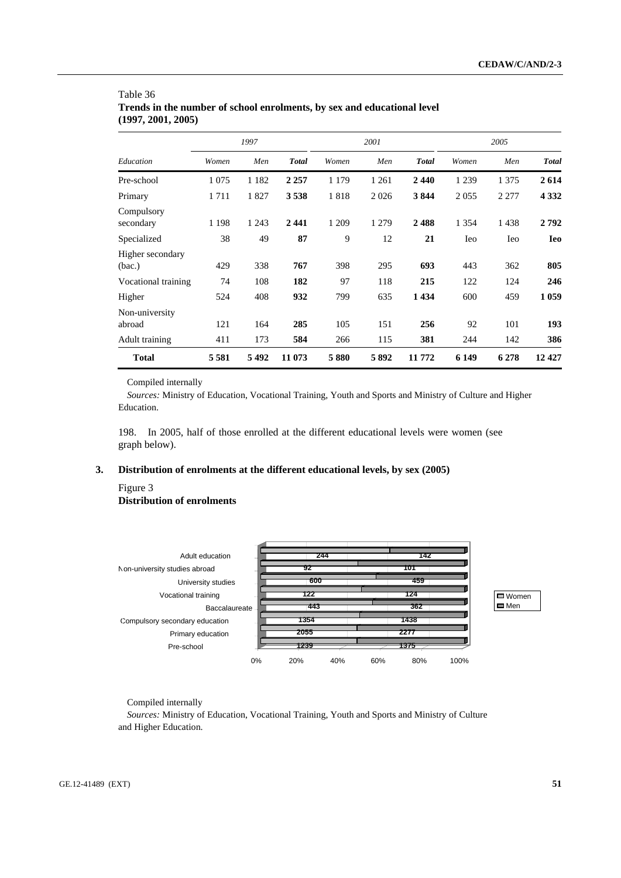Table 36
**Trends in the number of school enrolments, by sex and educational level (1997, 2001, 2005)**

| | *1997* | | | *2001* | | | *2005* | | |
|---|---|---|---|---|---|---|---|---|---|
| *Education* | *Women* | *Men* | ***Total*** | *Women* | *Men* | ***Total*** | *Women* | *Men* | ***Total*** |
| Pre-school | 1 075 | 1 182 | **2 257** | 1 179 | 1 261 | **2 440** | 1 239 | 1 375 | **2 614** |
| Primary | 1 711 | 1 827 | **3 538** | 1 818 | 2 026 | **3 844** | 2 055 | 2 277 | **4 332** |
| Compulsory secondary | 1 198 | 1 243 | **2 441** | 1 209 | 1 279 | **2 488** | 1 354 | 1 438 | **2 792** |
| Specialized | 38 | 49 | **87** | 9 | 12 | **21** | Ieo | Ieo | **Ieo** |
| Higher secondary (bac.) | 429 | 338 | **767** | 398 | 295 | **693** | 443 | 362 | **805** |
| Vocational training | 74 | 108 | **182** | 97 | 118 | **215** | 122 | 124 | **246** |
| Higher | 524 | 408 | **932** | 799 | 635 | **1 434** | 600 | 459 | **1 059** |
| Non-university abroad | 121 | 164 | **285** | 105 | 151 | **256** | 92 | 101 | **193** |
| Adult training | 411 | 173 | **584** | 266 | 115 | **381** | 244 | 142 | **386** |
| **Total** | **5 581** | **5 492** | **11 073** | **5 880** | **5 892** | **11 772** | **6 149** | **6 278** | **12 427** |

Compiled internally

*Sources:* Ministry of Education, Vocational Training, Youth and Sports and Ministry of Culture and Higher Education.

198. In 2005, half of those enrolled at the different educational levels were women (see graph below).

### 3. Distribution of enrolments at the different educational levels, by sex (2005)

Figure 3
**Distribution of enrolments**

| | Women | Men |
|---|---|---|
| Adult education | 244 | 142 |
| Non-university studies abroad | 92 | 101 |
| University studies | 600 | 459 |
| Vocational training | 122 | 124 |
| Baccalaureate | 443 | 362 |
| Compulsory secondary education | 1354 | 1438 |
| Primary education | 2055 | 2277 |
| Pre-school | 1239 | 1375 |

Compiled internally

*Sources:* Ministry of Education, Vocational Training, Youth and Sports and Ministry of Culture and Higher Education.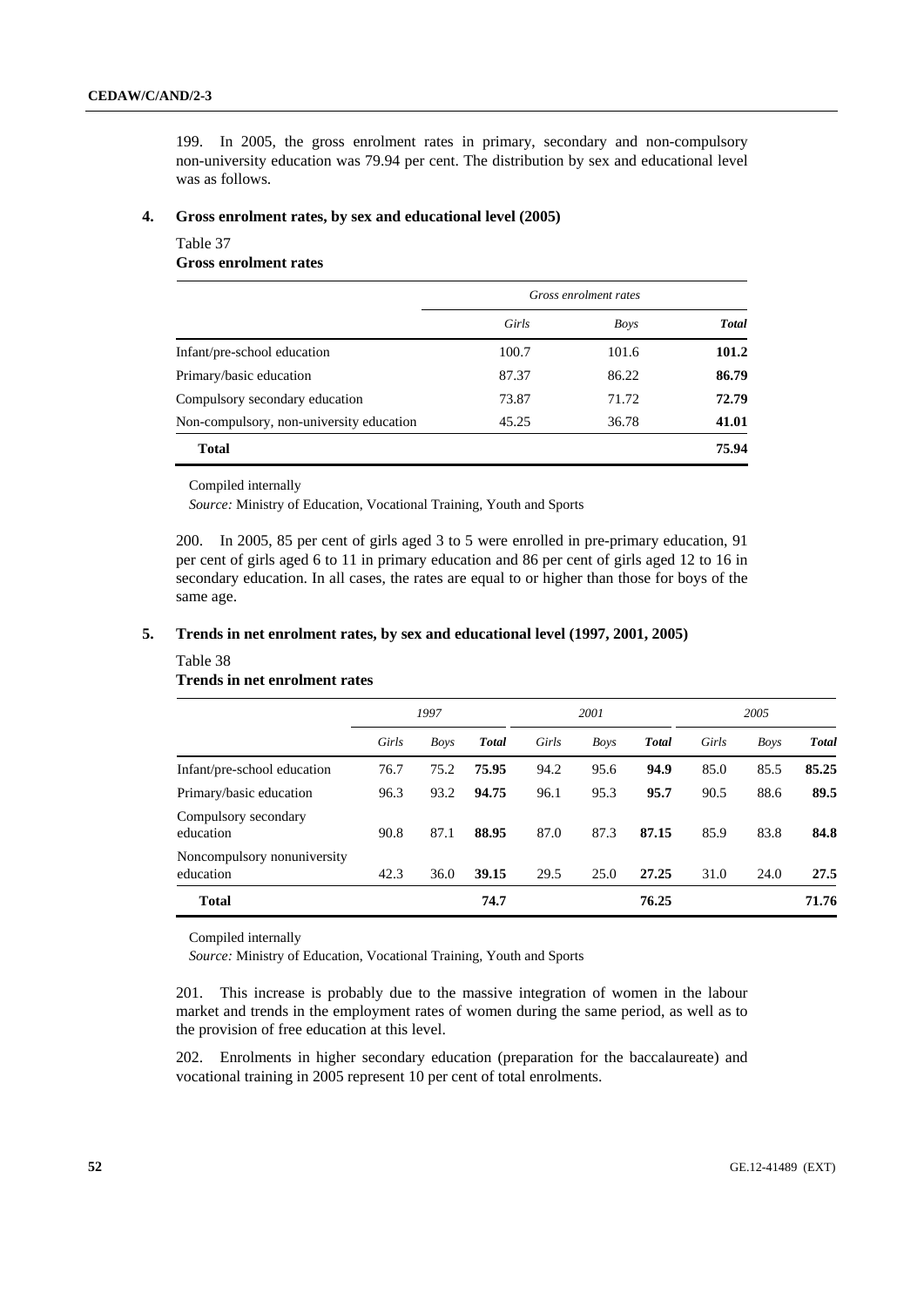199. In 2005, the gross enrolment rates in primary, secondary and non-compulsory non-university education was 79.94 per cent. The distribution by sex and educational level was as follows.

### 4. Gross enrolment rates, by sex and educational level (2005)

Table 37
**Gross enrolment rates**

| | Gross enrolment rates | | |
|---|---|---|---|
| | *Girls* | *Boys* | ***Total*** |
| Infant/pre-school education | 100.7 | 101.6 | **101.2** |
| Primary/basic education | 87.37 | 86.22 | **86.79** |
| Compulsory secondary education | 73.87 | 71.72 | **72.79** |
| Non-compulsory, non-university education | 45.25 | 36.78 | **41.01** |
| **Total** | | | **75.94** |

Compiled internally

*Source:* Ministry of Education, Vocational Training, Youth and Sports

200. In 2005, 85 per cent of girls aged 3 to 5 were enrolled in pre-primary education, 91 per cent of girls aged 6 to 11 in primary education and 86 per cent of girls aged 12 to 16 in secondary education. In all cases, the rates are equal to or higher than those for boys of the same age.

### 5. Trends in net enrolment rates, by sex and educational level (1997, 2001, 2005)

Table 38
**Trends in net enrolment rates**

| | 1997 | | | 2001 | | | 2005 | | |
|---|---|---|---|---|---|---|---|---|---|
| | *Girls* | *Boys* | ***Total*** | *Girls* | *Boys* | ***Total*** | *Girls* | *Boys* | ***Total*** |
| Infant/pre-school education | 76.7 | 75.2 | **75.95** | 94.2 | 95.6 | **94.9** | 85.0 | 85.5 | **85.25** |
| Primary/basic education | 96.3 | 93.2 | **94.75** | 96.1 | 95.3 | **95.7** | 90.5 | 88.6 | **89.5** |
| Compulsory secondary education | 90.8 | 87.1 | **88.95** | 87.0 | 87.3 | **87.15** | 85.9 | 83.8 | **84.8** |
| Noncompulsory nonuniversity education | 42.3 | 36.0 | **39.15** | 29.5 | 25.0 | **27.25** | 31.0 | 24.0 | **27.5** |
| **Total** | | | **74.7** | | | **76.25** | | | **71.76** |

Compiled internally

*Source:* Ministry of Education, Vocational Training, Youth and Sports

201. This increase is probably due to the massive integration of women in the labour market and trends in the employment rates of women during the same period, as well as to the provision of free education at this level.

202. Enrolments in higher secondary education (preparation for the baccalaureate) and vocational training in 2005 represent 10 per cent of total enrolments.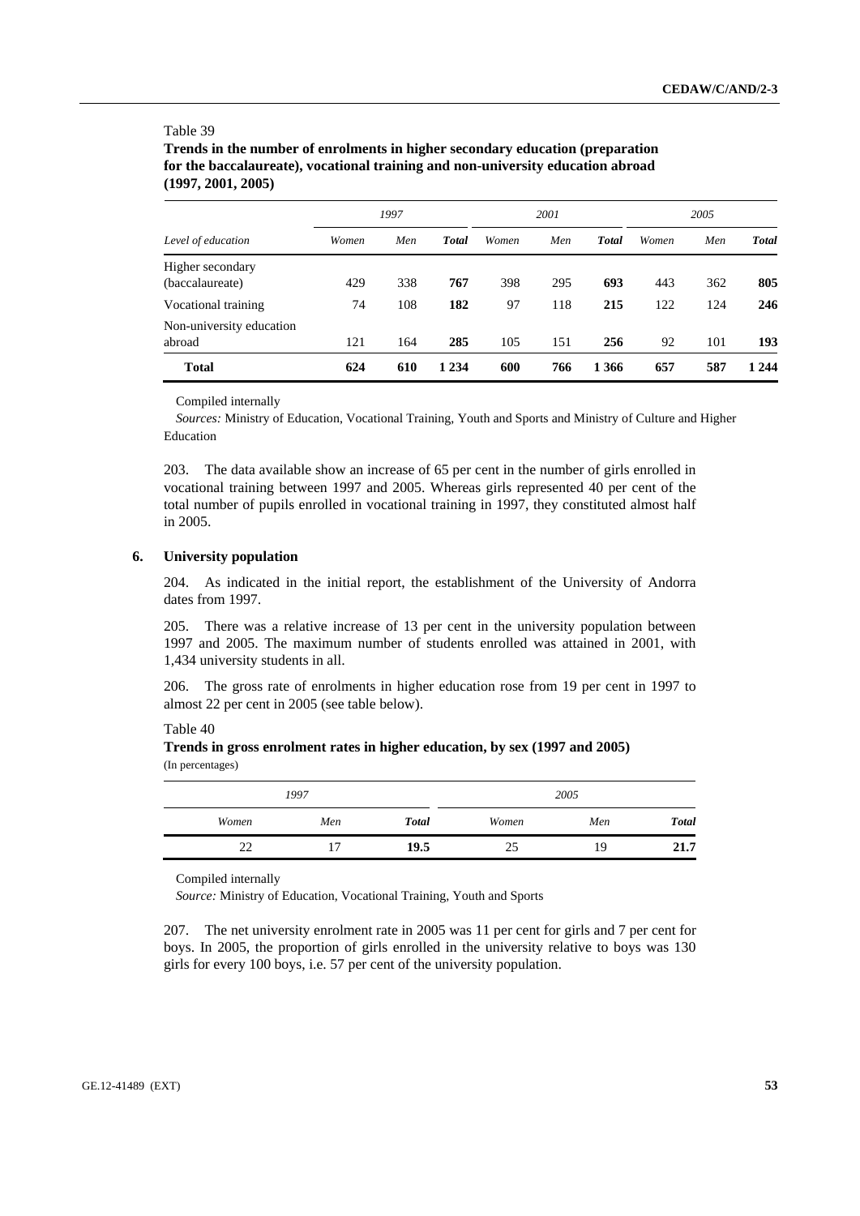Table 39

**Trends in the number of enrolments in higher secondary education (preparation for the baccalaureate), vocational training and non-university education abroad (1997, 2001, 2005)**

| | *1997* | | | *2001* | | | *2005* | | |
|---|---|---|---|---|---|---|---|---|---|
| *Level of education* | *Women* | *Men* | ***Total*** | *Women* | *Men* | ***Total*** | *Women* | *Men* | ***Total*** |
| Higher secondary (baccalaureate) | 429 | 338 | **767** | 398 | 295 | **693** | 443 | 362 | **805** |
| Vocational training | 74 | 108 | **182** | 97 | 118 | **215** | 122 | 124 | **246** |
| Non-university education abroad | 121 | 164 | **285** | 105 | 151 | **256** | 92 | 101 | **193** |
| **Total** | **624** | **610** | **1 234** | **600** | **766** | **1 366** | **657** | **587** | **1 244** |

Compiled internally

*Sources:* Ministry of Education, Vocational Training, Youth and Sports and Ministry of Culture and Higher Education

203. The data available show an increase of 65 per cent in the number of girls enrolled in vocational training between 1997 and 2005. Whereas girls represented 40 per cent of the total number of pupils enrolled in vocational training in 1997, they constituted almost half in 2005.

### 6. University population

204. As indicated in the initial report, the establishment of the University of Andorra dates from 1997.

205. There was a relative increase of 13 per cent in the university population between 1997 and 2005. The maximum number of students enrolled was attained in 2001, with 1,434 university students in all.

206. The gross rate of enrolments in higher education rose from 19 per cent in 1997 to almost 22 per cent in 2005 (see table below).

Table 40

**Trends in gross enrolment rates in higher education, by sex (1997 and 2005)**
(In percentages)

| *1997* | | | *2005* | | |
|---|---|---|---|---|---|
| *Women* | *Men* | ***Total*** | *Women* | *Men* | ***Total*** |
| 22 | 17 | **19.5** | 25 | 19 | **21.7** |

Compiled internally

*Source:* Ministry of Education, Vocational Training, Youth and Sports

207. The net university enrolment rate in 2005 was 11 per cent for girls and 7 per cent for boys. In 2005, the proportion of girls enrolled in the university relative to boys was 130 girls for every 100 boys, i.e. 57 per cent of the university population.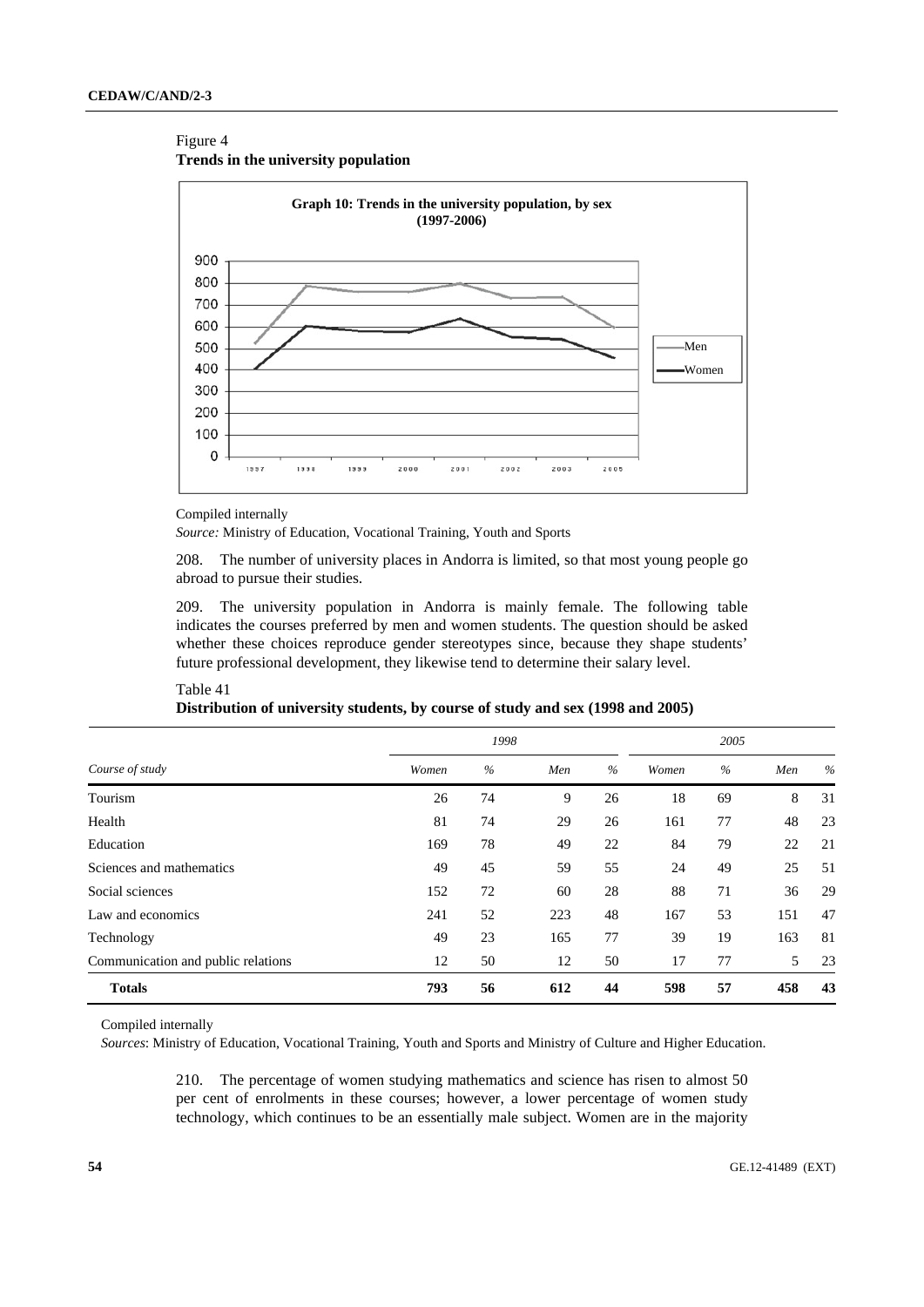Figure 4
**Trends in the university population**

**Graph 10: Trends in the university population, by sex (1997-2006)**

Compiled internally

*Source:* Ministry of Education, Vocational Training, Youth and Sports

208. The number of university places in Andorra is limited, so that most young people go abroad to pursue their studies.

209. The university population in Andorra is mainly female. The following table indicates the courses preferred by men and women students. The question should be asked whether these choices reproduce gender stereotypes since, because they shape students' future professional development, they likewise tend to determine their salary level.

Table 41
**Distribution of university students, by course of study and sex (1998 and 2005)**

| *Course of study* | *1998* | | | | *2005* | | | |
|---|---|---|---|---|---|---|---|---|
| | *Women* | *%* | *Men* | *%* | *Women* | *%* | *Men* | *%* |
| Tourism | 26 | 74 | 9 | 26 | 18 | 69 | 8 | 31 |
| Health | 81 | 74 | 29 | 26 | 161 | 77 | 48 | 23 |
| Education | 169 | 78 | 49 | 22 | 84 | 79 | 22 | 21 |
| Sciences and mathematics | 49 | 45 | 59 | 55 | 24 | 49 | 25 | 51 |
| Social sciences | 152 | 72 | 60 | 28 | 88 | 71 | 36 | 29 |
| Law and economics | 241 | 52 | 223 | 48 | 167 | 53 | 151 | 47 |
| Technology | 49 | 23 | 165 | 77 | 39 | 19 | 163 | 81 |
| Communication and public relations | 12 | 50 | 12 | 50 | 17 | 77 | 5 | 23 |
| **Totals** | **793** | **56** | **612** | **44** | **598** | **57** | **458** | **43** |

Compiled internally

*Sources*: Ministry of Education, Vocational Training, Youth and Sports and Ministry of Culture and Higher Education.

210. The percentage of women studying mathematics and science has risen to almost 50 per cent of enrolments in these courses; however, a lower percentage of women study technology, which continues to be an essentially male subject. Women are in the majority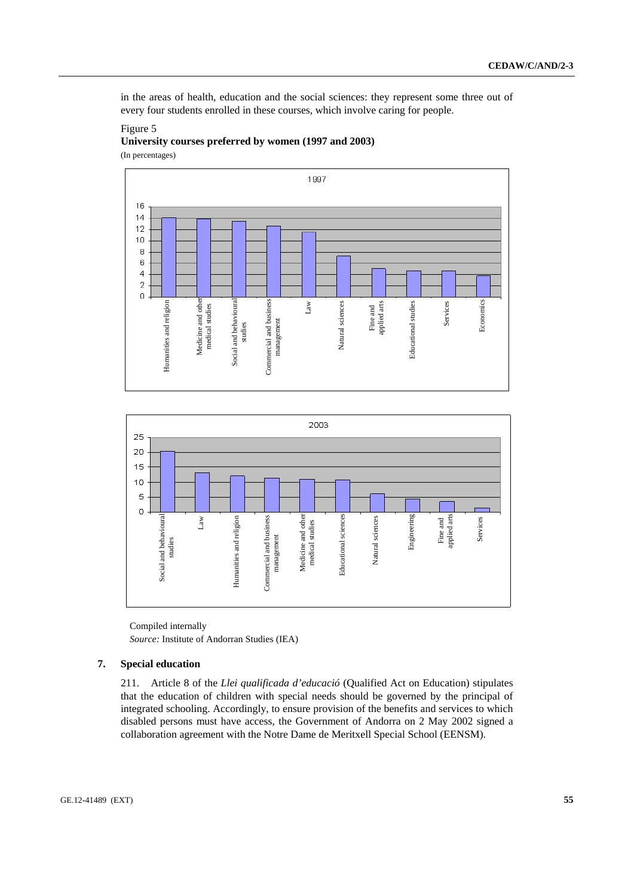in the areas of health, education and the social sciences: they represent some three out of every four students enrolled in these courses, which involve caring for people.

Figure 5
**University courses preferred by women (1997 and 2003)**
(In percentages)

Compiled internally
*Source:* Institute of Andorran Studies (IEA)

### 7. Special education

211. Article 8 of the *Llei qualificada d'educació* (Qualified Act on Education) stipulates that the education of children with special needs should be governed by the principal of integrated schooling. Accordingly, to ensure provision of the benefits and services to which disabled persons must have access, the Government of Andorra on 2 May 2002 signed a collaboration agreement with the Notre Dame de Meritxell Special School (EENSM).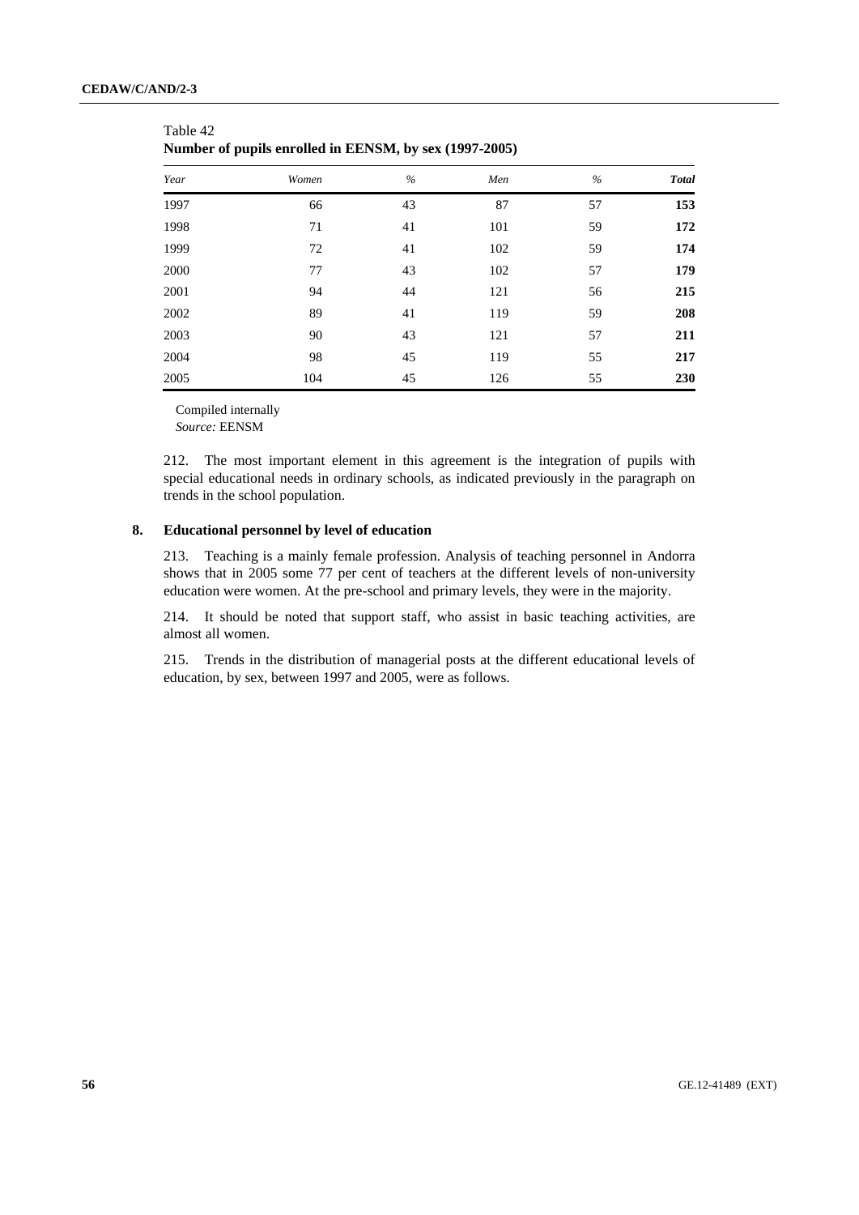Table 42
**Number of pupils enrolled in EENSM, by sex (1997-2005)**

| *Year* | *Women* | *%* | *Men* | *%* | ***Total*** |
|---|---|---|---|---|---|
| 1997 | 66 | 43 | 87 | 57 | **153** |
| 1998 | 71 | 41 | 101 | 59 | **172** |
| 1999 | 72 | 41 | 102 | 59 | **174** |
| 2000 | 77 | 43 | 102 | 57 | **179** |
| 2001 | 94 | 44 | 121 | 56 | **215** |
| 2002 | 89 | 41 | 119 | 59 | **208** |
| 2003 | 90 | 43 | 121 | 57 | **211** |
| 2004 | 98 | 45 | 119 | 55 | **217** |
| 2005 | 104 | 45 | 126 | 55 | **230** |

Compiled internally
*Source:* EENSM

212. The most important element in this agreement is the integration of pupils with special educational needs in ordinary schools, as indicated previously in the paragraph on trends in the school population.

### 8. Educational personnel by level of education

213. Teaching is a mainly female profession. Analysis of teaching personnel in Andorra shows that in 2005 some 77 per cent of teachers at the different levels of non-university education were women. At the pre-school and primary levels, they were in the majority.

214. It should be noted that support staff, who assist in basic teaching activities, are almost all women.

215. Trends in the distribution of managerial posts at the different educational levels of education, by sex, between 1997 and 2005, were as follows.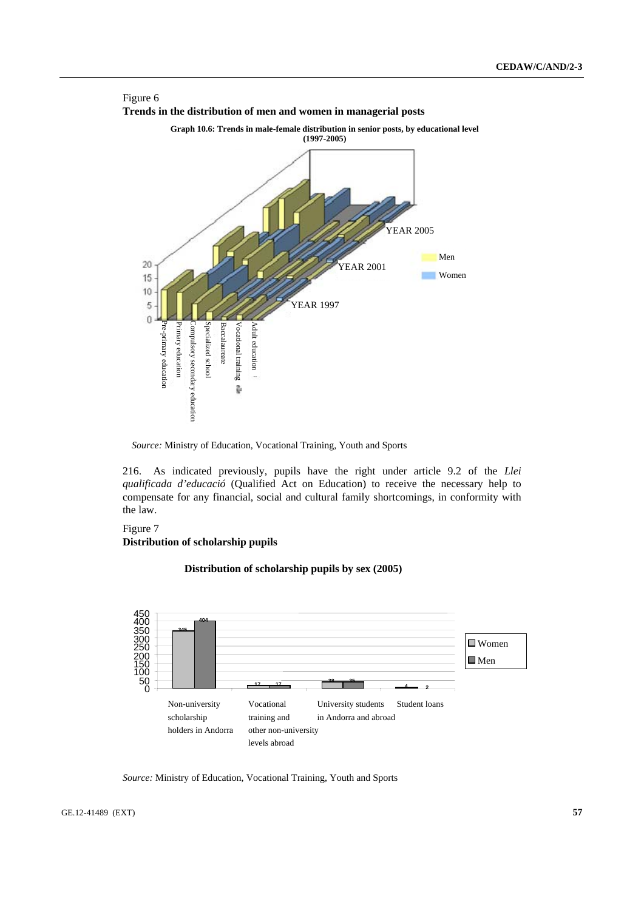Figure 6
**Trends in the distribution of men and women in managerial posts**

**Graph 10.6: Trends in male-female distribution in senior posts, by educational level (1997-2005)**

YEAR 2005

YEAR 2001

YEAR 1997

Men

Women

20
15
10
5
0

Pre-primary education
Primary education
Compulsory secondary education
Specialized school
Baccalaureate
Vocational training
Adult education

*Source:* Ministry of Education, Vocational Training, Youth and Sports

216. As indicated previously, pupils have the right under article 9.2 of the *Llei qualificada d'educació* (Qualified Act on Education) to receive the necessary help to compensate for any financial, social and cultural family shortcomings, in conformity with the law.

Figure 7
**Distribution of scholarship pupils**

**Distribution of scholarship pupils by sex (2005)**

| | Women | Men |
|---|---|---|
| Non-university scholarship holders in Andorra | 345 | 404 |
| Vocational training and other non-university levels abroad | 17 | 17 |
| University students in Andorra and abroad | 38 | 35 |
| Student loans | 4 | 2 |

*Source:* Ministry of Education, Vocational Training, Youth and Sports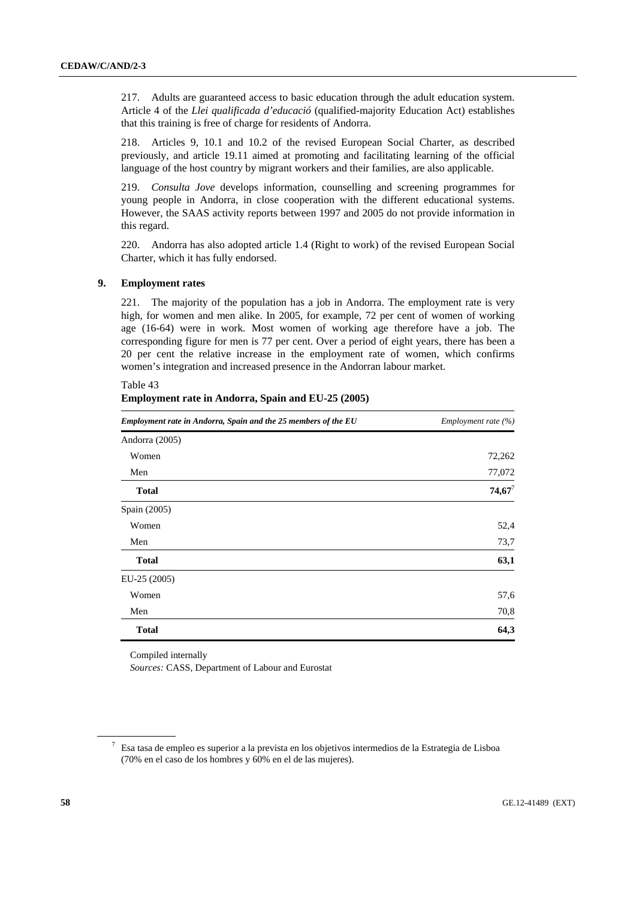217. Adults are guaranteed access to basic education through the adult education system. Article 4 of the *Llei qualificada d'educació* (qualified-majority Education Act) establishes that this training is free of charge for residents of Andorra.

218. Articles 9, 10.1 and 10.2 of the revised European Social Charter, as described previously, and article 19.11 aimed at promoting and facilitating learning of the official language of the host country by migrant workers and their families, are also applicable.

219. *Consulta Jove* develops information, counselling and screening programmes for young people in Andorra, in close cooperation with the different educational systems. However, the SAAS activity reports between 1997 and 2005 do not provide information in this regard.

220. Andorra has also adopted article 1.4 (Right to work) of the revised European Social Charter, which it has fully endorsed.

## 9. Employment rates

221. The majority of the population has a job in Andorra. The employment rate is very high, for women and men alike. In 2005, for example, 72 per cent of women of working age (16-64) were in work. Most women of working age therefore have a job. The corresponding figure for men is 77 per cent. Over a period of eight years, there has been a 20 per cent the relative increase in the employment rate of women, which confirms women's integration and increased presence in the Andorran labour market.

Table 43
**Employment rate in Andorra, Spain and EU-25 (2005)**

| *Employment rate in Andorra, Spain and the 25 members of the EU* | *Employment rate (%)* |
|---|---|
| Andorra (2005) | |
| Women | 72,262 |
| Men | 77,072 |
| **Total** | **74,67**[7] |
| Spain (2005) | |
| Women | 52,4 |
| Men | 73,7 |
| **Total** | **63,1** |
| EU-25 (2005) | |
| Women | 57,6 |
| Men | 70,8 |
| **Total** | **64,3** |

Compiled internally
*Sources:* CASS, Department of Labour and Eurostat

[7] Esa tasa de empleo es superior a la prevista en los objetivos intermedios de la Estrategia de Lisboa (70% en el caso de los hombres y 60% en el de las mujeres).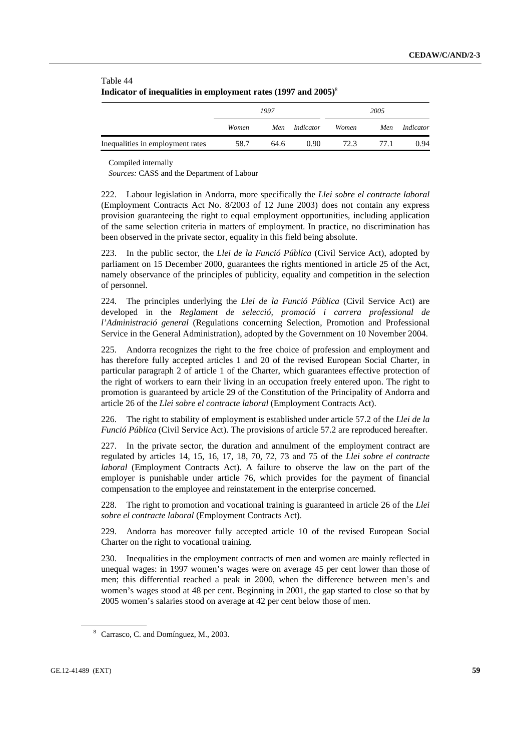Table 44
**Indicator of inequalities in employment rates (1997 and 2005)**[8]

| | *1997* | | | *2005* | | |
|---|---|---|---|---|---|---|
| | *Women* | *Men* | *Indicator* | *Women* | *Men* | *Indicator* |
| Inequalities in employment rates | 58.7 | 64.6 | 0.90 | 72.3 | 77.1 | 0.94 |

Compiled internally
*Sources:* CASS and the Department of Labour

222. Labour legislation in Andorra, more specifically the *Llei sobre el contracte laboral* (Employment Contracts Act No. 8/2003 of 12 June 2003) does not contain any express provision guaranteeing the right to equal employment opportunities, including application of the same selection criteria in matters of employment. In practice, no discrimination has been observed in the private sector, equality in this field being absolute.

223. In the public sector, the *Llei de la Funció Pública* (Civil Service Act), adopted by parliament on 15 December 2000, guarantees the rights mentioned in article 25 of the Act, namely observance of the principles of publicity, equality and competition in the selection of personnel.

224. The principles underlying the *Llei de la Funció Pública* (Civil Service Act) are developed in the *Reglament de selecció, promoció i carrera professional de l'Administració general* (Regulations concerning Selection, Promotion and Professional Service in the General Administration), adopted by the Government on 10 November 2004.

225. Andorra recognizes the right to the free choice of profession and employment and has therefore fully accepted articles 1 and 20 of the revised European Social Charter, in particular paragraph 2 of article 1 of the Charter, which guarantees effective protection of the right of workers to earn their living in an occupation freely entered upon. The right to promotion is guaranteed by article 29 of the Constitution of the Principality of Andorra and article 26 of the *Llei sobre el contracte laboral* (Employment Contracts Act).

226. The right to stability of employment is established under article 57.2 of the *Llei de la Funció Pública* (Civil Service Act). The provisions of article 57.2 are reproduced hereafter.

227. In the private sector, the duration and annulment of the employment contract are regulated by articles 14, 15, 16, 17, 18, 70, 72, 73 and 75 of the *Llei sobre el contracte laboral* (Employment Contracts Act). A failure to observe the law on the part of the employer is punishable under article 76, which provides for the payment of financial compensation to the employee and reinstatement in the enterprise concerned.

228. The right to promotion and vocational training is guaranteed in article 26 of the *Llei sobre el contracte laboral* (Employment Contracts Act).

229. Andorra has moreover fully accepted article 10 of the revised European Social Charter on the right to vocational training.

230. Inequalities in the employment contracts of men and women are mainly reflected in unequal wages: in 1997 women's wages were on average 45 per cent lower than those of men; this differential reached a peak in 2000, when the difference between men's and women's wages stood at 48 per cent. Beginning in 2001, the gap started to close so that by 2005 women's salaries stood on average at 42 per cent below those of men.

[8] Carrasco, C. and Domínguez, M., 2003.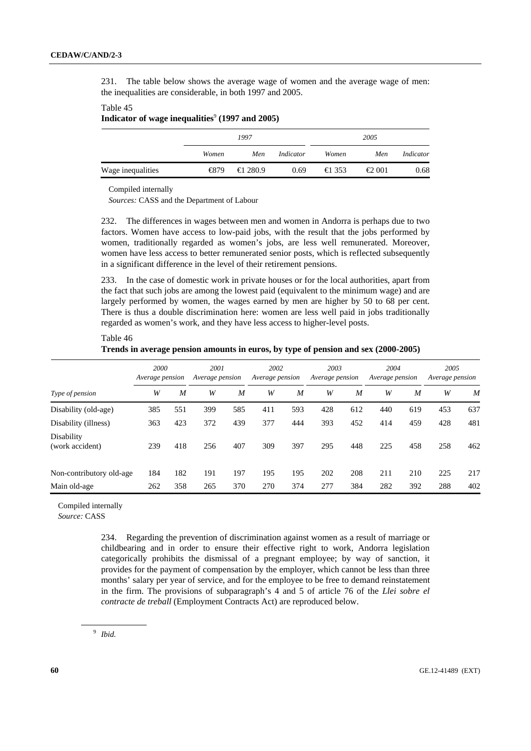231. The table below shows the average wage of women and the average wage of men: the inequalities are considerable, in both 1997 and 2005.

Table 45
**Indicator of wage inequalities[9] (1997 and 2005)**

| | *1997* | | | *2005* | | |
|---|---|---|---|---|---|---|
| | *Women* | *Men* | *Indicator* | *Women* | *Men* | *Indicator* |
| Wage inequalities | €879 | €1 280.9 | 0.69 | €1 353 | €2 001 | 0.68 |

Compiled internally
*Sources:* CASS and the Department of Labour

232. The differences in wages between men and women in Andorra is perhaps due to two factors. Women have access to low-paid jobs, with the result that the jobs performed by women, traditionally regarded as women's jobs, are less well remunerated. Moreover, women have less access to better remunerated senior posts, which is reflected subsequently in a significant difference in the level of their retirement pensions.

233. In the case of domestic work in private houses or for the local authorities, apart from the fact that such jobs are among the lowest paid (equivalent to the minimum wage) and are largely performed by women, the wages earned by men are higher by 50 to 68 per cent. There is thus a double discrimination here: women are less well paid in jobs traditionally regarded as women's work, and they have less access to higher-level posts.

Table 46
**Trends in average pension amounts in euros, by type of pension and sex (2000-2005)**

| | *2000 Average pension* | | *2001 Average pension* | | *2002 Average pension* | | *2003 Average pension* | | *2004 Average pension* | | *2005 Average pension* | |
|---|---|---|---|---|---|---|---|---|---|---|---|---|
| *Type of pension* | *W* | *M* | *W* | *M* | *W* | *M* | *W* | *M* | *W* | *M* | *W* | *M* |
| Disability (old-age) | 385 | 551 | 399 | 585 | 411 | 593 | 428 | 612 | 440 | 619 | 453 | 637 |
| Disability (illness) | 363 | 423 | 372 | 439 | 377 | 444 | 393 | 452 | 414 | 459 | 428 | 481 |
| Disability (work accident) | 239 | 418 | 256 | 407 | 309 | 397 | 295 | 448 | 225 | 458 | 258 | 462 |
| Non-contributory old-age | 184 | 182 | 191 | 197 | 195 | 195 | 202 | 208 | 211 | 210 | 225 | 217 |
| Main old-age | 262 | 358 | 265 | 370 | 270 | 374 | 277 | 384 | 282 | 392 | 288 | 402 |

Compiled internally
*Source:* CASS

234. Regarding the prevention of discrimination against women as a result of marriage or childbearing and in order to ensure their effective right to work, Andorra legislation categorically prohibits the dismissal of a pregnant employee; by way of sanction, it provides for the payment of compensation by the employer, which cannot be less than three months' salary per year of service, and for the employee to be free to demand reinstatement in the firm. The provisions of subparagraph's 4 and 5 of article 76 of the *Llei sobre el contracte de treball* (Employment Contracts Act) are reproduced below.

[9] *Ibid.*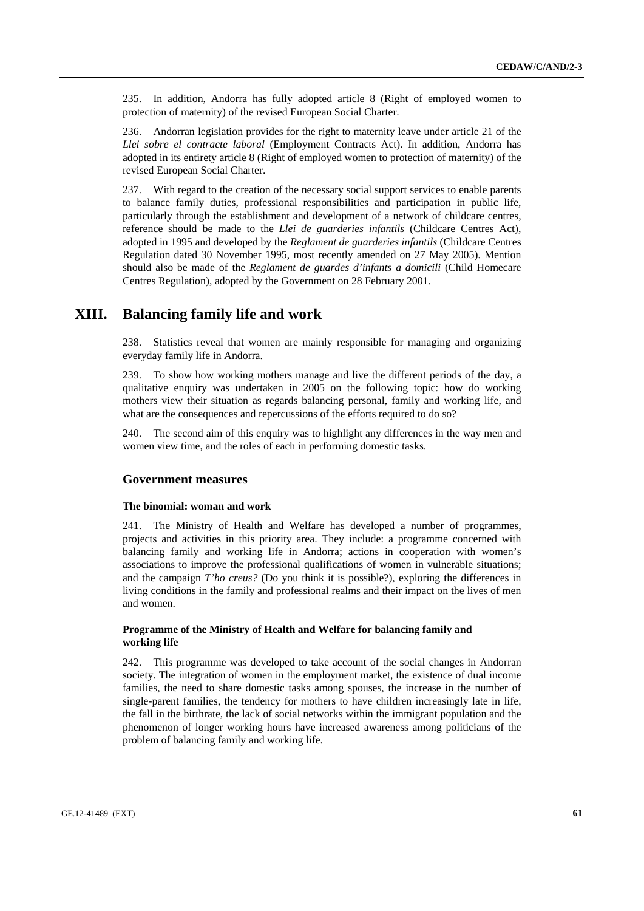235. In addition, Andorra has fully adopted article 8 (Right of employed women to protection of maternity) of the revised European Social Charter.

236. Andorran legislation provides for the right to maternity leave under article 21 of the *Llei sobre el contracte laboral* (Employment Contracts Act). In addition, Andorra has adopted in its entirety article 8 (Right of employed women to protection of maternity) of the revised European Social Charter.

237. With regard to the creation of the necessary social support services to enable parents to balance family duties, professional responsibilities and participation in public life, particularly through the establishment and development of a network of childcare centres, reference should be made to the *Llei de guarderies infantils* (Childcare Centres Act), adopted in 1995 and developed by the *Reglament de guarderies infantils* (Childcare Centres Regulation dated 30 November 1995, most recently amended on 27 May 2005). Mention should also be made of the *Reglament de guardes d'infants a domicili* (Child Homecare Centres Regulation), adopted by the Government on 28 February 2001.

# XIII. Balancing family life and work

238. Statistics reveal that women are mainly responsible for managing and organizing everyday family life in Andorra.

239. To show how working mothers manage and live the different periods of the day, a qualitative enquiry was undertaken in 2005 on the following topic: how do working mothers view their situation as regards balancing personal, family and working life, and what are the consequences and repercussions of the efforts required to do so?

240. The second aim of this enquiry was to highlight any differences in the way men and women view time, and the roles of each in performing domestic tasks.

## Government measures

### The binomial: woman and work

241. The Ministry of Health and Welfare has developed a number of programmes, projects and activities in this priority area. They include: a programme concerned with balancing family and working life in Andorra; actions in cooperation with women's associations to improve the professional qualifications of women in vulnerable situations; and the campaign *T'ho creus?* (Do you think it is possible?), exploring the differences in living conditions in the family and professional realms and their impact on the lives of men and women.

### Programme of the Ministry of Health and Welfare for balancing family and working life

242. This programme was developed to take account of the social changes in Andorran society. The integration of women in the employment market, the existence of dual income families, the need to share domestic tasks among spouses, the increase in the number of single-parent families, the tendency for mothers to have children increasingly late in life, the fall in the birthrate, the lack of social networks within the immigrant population and the phenomenon of longer working hours have increased awareness among politicians of the problem of balancing family and working life.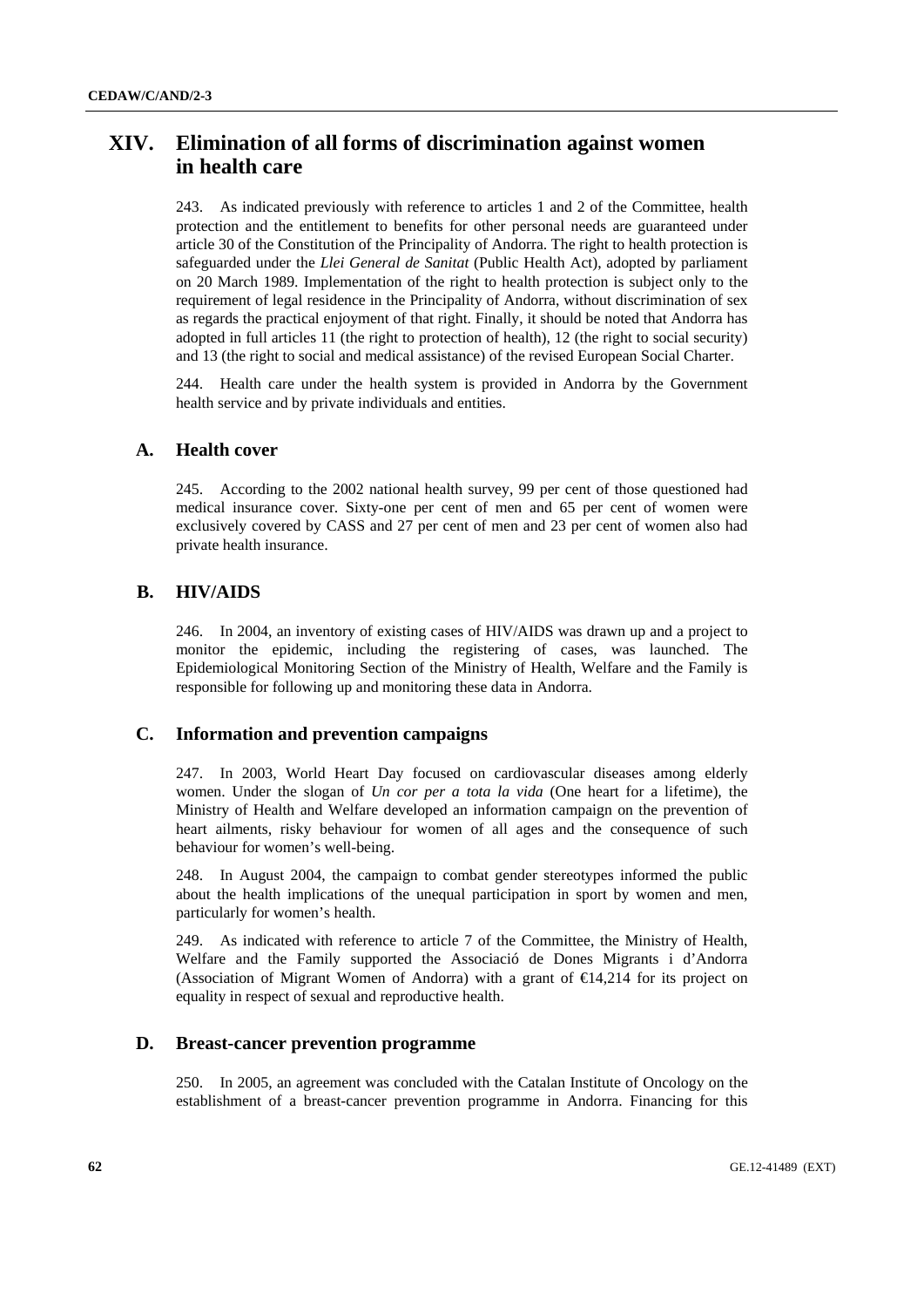# XIV. Elimination of all forms of discrimination against women in health care

243. As indicated previously with reference to articles 1 and 2 of the Committee, health protection and the entitlement to benefits for other personal needs are guaranteed under article 30 of the Constitution of the Principality of Andorra. The right to health protection is safeguarded under the *Llei General de Sanitat* (Public Health Act), adopted by parliament on 20 March 1989. Implementation of the right to health protection is subject only to the requirement of legal residence in the Principality of Andorra, without discrimination of sex as regards the practical enjoyment of that right. Finally, it should be noted that Andorra has adopted in full articles 11 (the right to protection of health), 12 (the right to social security) and 13 (the right to social and medical assistance) of the revised European Social Charter.

244. Health care under the health system is provided in Andorra by the Government health service and by private individuals and entities.

## A. Health cover

245. According to the 2002 national health survey, 99 per cent of those questioned had medical insurance cover. Sixty-one per cent of men and 65 per cent of women were exclusively covered by CASS and 27 per cent of men and 23 per cent of women also had private health insurance.

## B. HIV/AIDS

246. In 2004, an inventory of existing cases of HIV/AIDS was drawn up and a project to monitor the epidemic, including the registering of cases, was launched. The Epidemiological Monitoring Section of the Ministry of Health, Welfare and the Family is responsible for following up and monitoring these data in Andorra.

## C. Information and prevention campaigns

247. In 2003, World Heart Day focused on cardiovascular diseases among elderly women. Under the slogan of *Un cor per a tota la vida* (One heart for a lifetime), the Ministry of Health and Welfare developed an information campaign on the prevention of heart ailments, risky behaviour for women of all ages and the consequence of such behaviour for women's well-being.

248. In August 2004, the campaign to combat gender stereotypes informed the public about the health implications of the unequal participation in sport by women and men, particularly for women's health.

249. As indicated with reference to article 7 of the Committee, the Ministry of Health, Welfare and the Family supported the Associació de Dones Migrants i d'Andorra (Association of Migrant Women of Andorra) with a grant of €14,214 for its project on equality in respect of sexual and reproductive health.

## D. Breast-cancer prevention programme

250. In 2005, an agreement was concluded with the Catalan Institute of Oncology on the establishment of a breast-cancer prevention programme in Andorra. Financing for this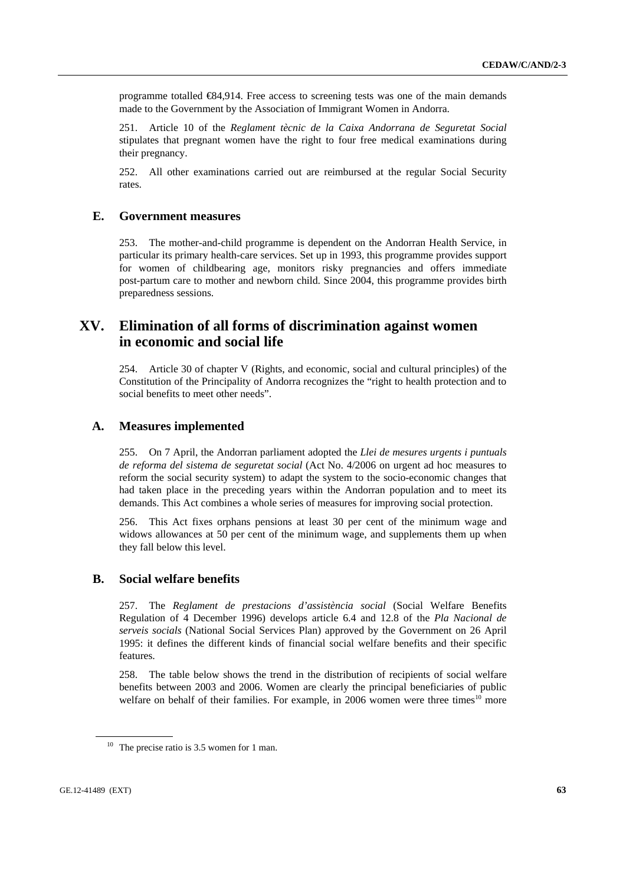programme totalled €84,914. Free access to screening tests was one of the main demands made to the Government by the Association of Immigrant Women in Andorra.

251. Article 10 of the *Reglament tècnic de la Caixa Andorrana de Seguretat Social* stipulates that pregnant women have the right to four free medical examinations during their pregnancy.

252. All other examinations carried out are reimbursed at the regular Social Security rates.

## E. Government measures

253. The mother-and-child programme is dependent on the Andorran Health Service, in particular its primary health-care services. Set up in 1993, this programme provides support for women of childbearing age, monitors risky pregnancies and offers immediate post-partum care to mother and newborn child. Since 2004, this programme provides birth preparedness sessions.

# XV. Elimination of all forms of discrimination against women in economic and social life

254. Article 30 of chapter V (Rights, and economic, social and cultural principles) of the Constitution of the Principality of Andorra recognizes the "right to health protection and to social benefits to meet other needs".

## A. Measures implemented

255. On 7 April, the Andorran parliament adopted the *Llei de mesures urgents i puntuals de reforma del sistema de seguretat social* (Act No. 4/2006 on urgent ad hoc measures to reform the social security system) to adapt the system to the socio-economic changes that had taken place in the preceding years within the Andorran population and to meet its demands. This Act combines a whole series of measures for improving social protection.

256. This Act fixes orphans pensions at least 30 per cent of the minimum wage and widows allowances at 50 per cent of the minimum wage, and supplements them up when they fall below this level.

## B. Social welfare benefits

257. The *Reglament de prestacions d'assistència social* (Social Welfare Benefits Regulation of 4 December 1996) develops article 6.4 and 12.8 of the *Pla Nacional de serveis socials* (National Social Services Plan) approved by the Government on 26 April 1995: it defines the different kinds of financial social welfare benefits and their specific features.

258. The table below shows the trend in the distribution of recipients of social welfare benefits between 2003 and 2006. Women are clearly the principal beneficiaries of public welfare on behalf of their families. For example, in 2006 women were three times[10] more

[10] The precise ratio is 3.5 women for 1 man.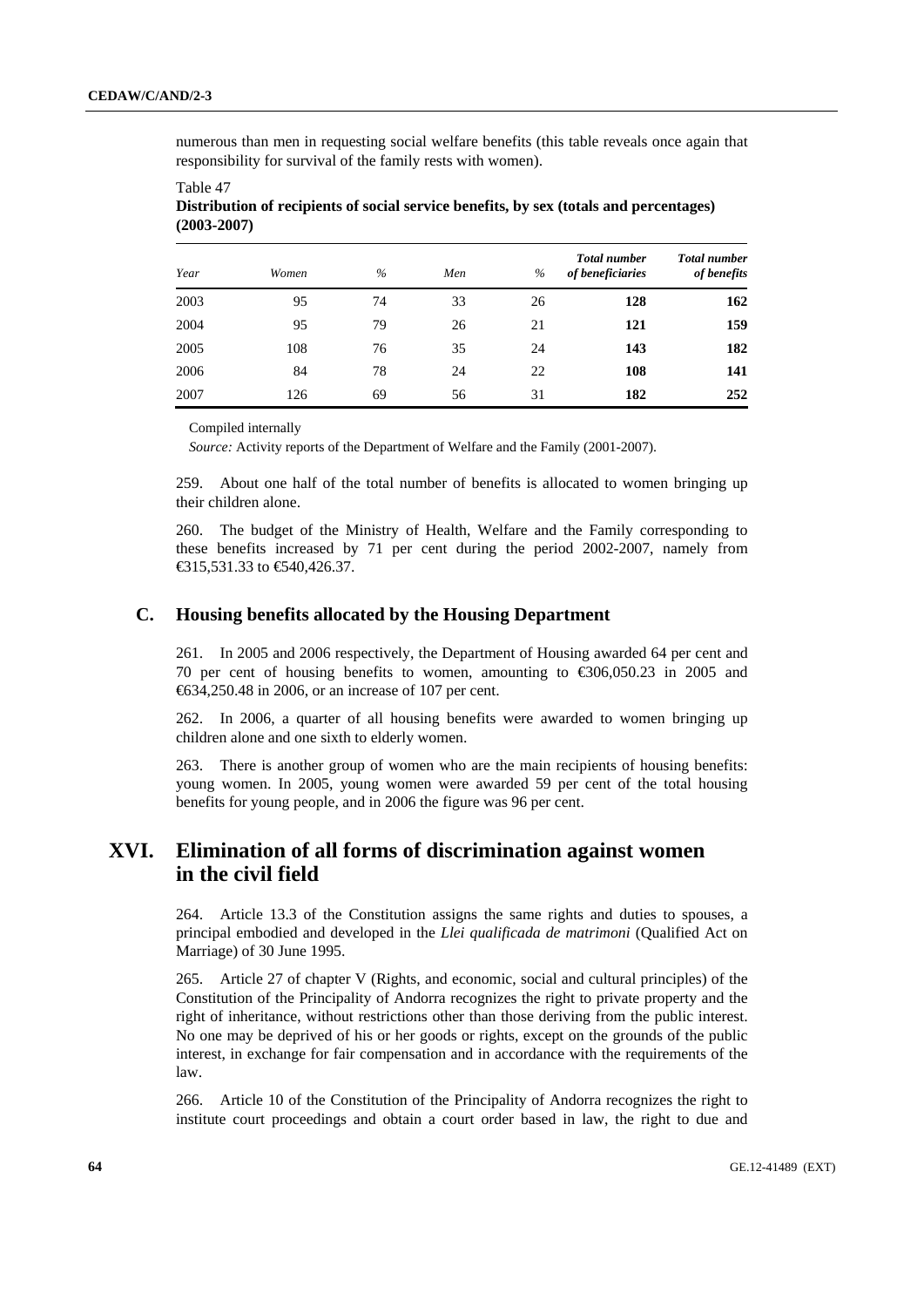numerous than men in requesting social welfare benefits (this table reveals once again that responsibility for survival of the family rests with women).

Table 47
**Distribution of recipients of social service benefits, by sex (totals and percentages) (2003-2007)**

| *Year* | *Women* | *%* | *Men* | *%* | ***Total number of beneficiaries*** | ***Total number of benefits*** |
|---|---|---|---|---|---|---|
| 2003 | 95 | 74 | 33 | 26 | **128** | **162** |
| 2004 | 95 | 79 | 26 | 21 | **121** | **159** |
| 2005 | 108 | 76 | 35 | 24 | **143** | **182** |
| 2006 | 84 | 78 | 24 | 22 | **108** | **141** |
| 2007 | 126 | 69 | 56 | 31 | **182** | **252** |

Compiled internally

*Source:* Activity reports of the Department of Welfare and the Family (2001-2007).

259. About one half of the total number of benefits is allocated to women bringing up their children alone.

260. The budget of the Ministry of Health, Welfare and the Family corresponding to these benefits increased by 71 per cent during the period 2002-2007, namely from €315,531.33 to €540,426.37.

## C. Housing benefits allocated by the Housing Department

261. In 2005 and 2006 respectively, the Department of Housing awarded 64 per cent and 70 per cent of housing benefits to women, amounting to €306,050.23 in 2005 and €634,250.48 in 2006, or an increase of 107 per cent.

262. In 2006, a quarter of all housing benefits were awarded to women bringing up children alone and one sixth to elderly women.

263. There is another group of women who are the main recipients of housing benefits: young women. In 2005, young women were awarded 59 per cent of the total housing benefits for young people, and in 2006 the figure was 96 per cent.

# XVI. Elimination of all forms of discrimination against women in the civil field

264. Article 13.3 of the Constitution assigns the same rights and duties to spouses, a principal embodied and developed in the *Llei qualificada de matrimoni* (Qualified Act on Marriage) of 30 June 1995.

265. Article 27 of chapter V (Rights, and economic, social and cultural principles) of the Constitution of the Principality of Andorra recognizes the right to private property and the right of inheritance, without restrictions other than those deriving from the public interest. No one may be deprived of his or her goods or rights, except on the grounds of the public interest, in exchange for fair compensation and in accordance with the requirements of the law.

266. Article 10 of the Constitution of the Principality of Andorra recognizes the right to institute court proceedings and obtain a court order based in law, the right to due and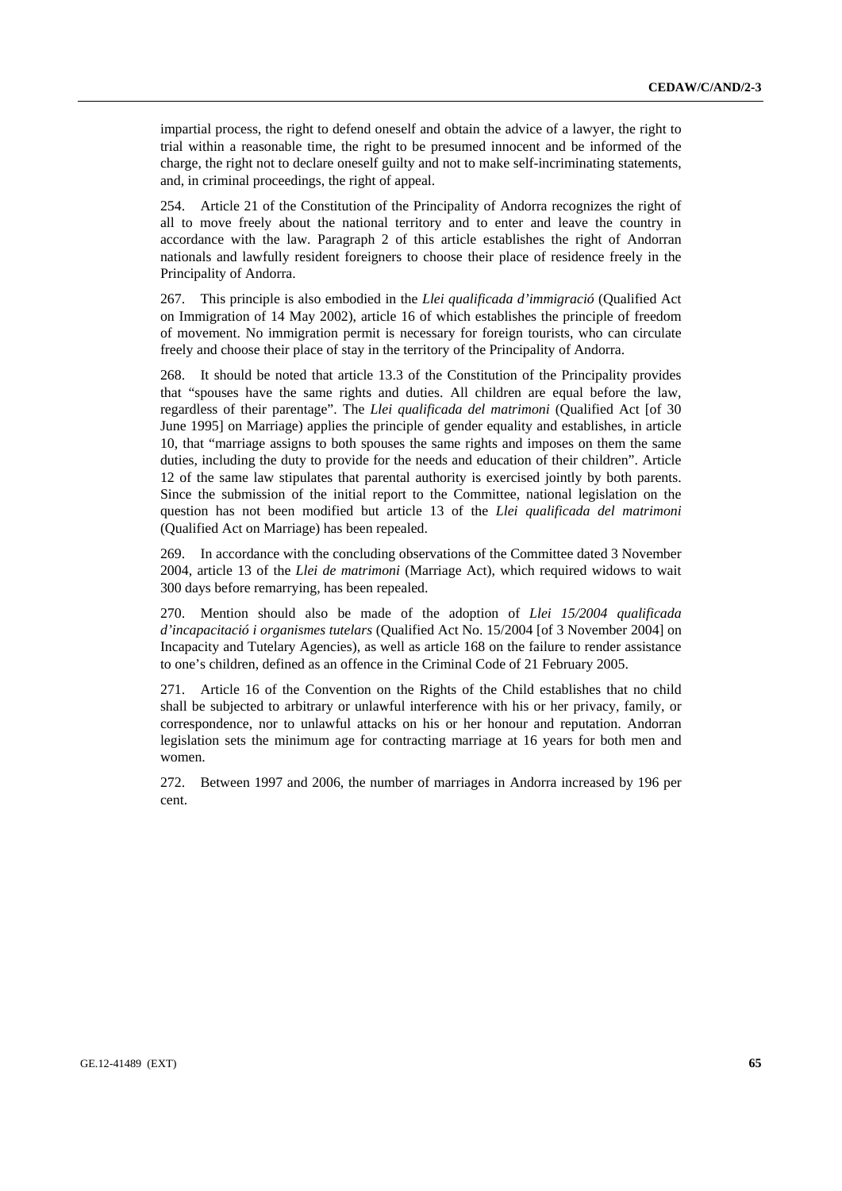impartial process, the right to defend oneself and obtain the advice of a lawyer, the right to trial within a reasonable time, the right to be presumed innocent and be informed of the charge, the right not to declare oneself guilty and not to make self-incriminating statements, and, in criminal proceedings, the right of appeal.

254. Article 21 of the Constitution of the Principality of Andorra recognizes the right of all to move freely about the national territory and to enter and leave the country in accordance with the law. Paragraph 2 of this article establishes the right of Andorran nationals and lawfully resident foreigners to choose their place of residence freely in the Principality of Andorra.

267. This principle is also embodied in the *Llei qualificada d'immigració* (Qualified Act on Immigration of 14 May 2002), article 16 of which establishes the principle of freedom of movement. No immigration permit is necessary for foreign tourists, who can circulate freely and choose their place of stay in the territory of the Principality of Andorra.

268. It should be noted that article 13.3 of the Constitution of the Principality provides that "spouses have the same rights and duties. All children are equal before the law, regardless of their parentage". The *Llei qualificada del matrimoni* (Qualified Act [of 30 June 1995] on Marriage) applies the principle of gender equality and establishes, in article 10, that "marriage assigns to both spouses the same rights and imposes on them the same duties, including the duty to provide for the needs and education of their children". Article 12 of the same law stipulates that parental authority is exercised jointly by both parents. Since the submission of the initial report to the Committee, national legislation on the question has not been modified but article 13 of the *Llei qualificada del matrimoni* (Qualified Act on Marriage) has been repealed.

269. In accordance with the concluding observations of the Committee dated 3 November 2004, article 13 of the *Llei de matrimoni* (Marriage Act), which required widows to wait 300 days before remarrying, has been repealed.

270. Mention should also be made of the adoption of *Llei 15/2004 qualificada d'incapacitació i organismes tutelars* (Qualified Act No. 15/2004 [of 3 November 2004] on Incapacity and Tutelary Agencies), as well as article 168 on the failure to render assistance to one's children, defined as an offence in the Criminal Code of 21 February 2005.

271. Article 16 of the Convention on the Rights of the Child establishes that no child shall be subjected to arbitrary or unlawful interference with his or her privacy, family, or correspondence, nor to unlawful attacks on his or her honour and reputation. Andorran legislation sets the minimum age for contracting marriage at 16 years for both men and women.

272. Between 1997 and 2006, the number of marriages in Andorra increased by 196 per cent.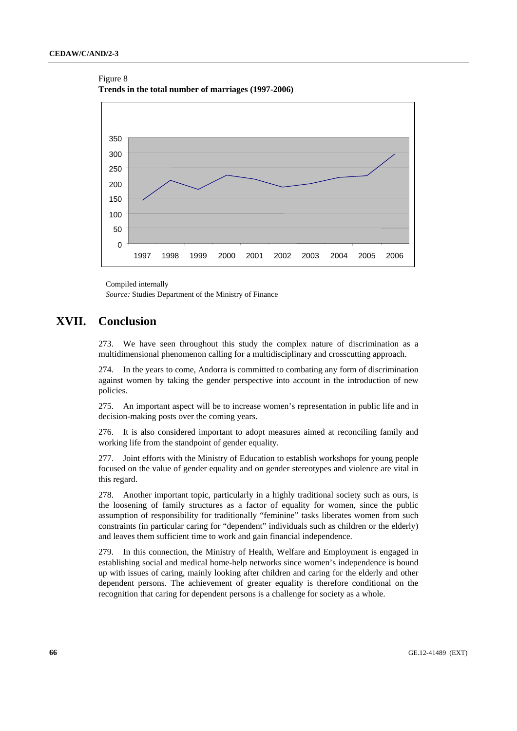Figure 8

**Trends in the total number of marriages (1997-2006)**

Compiled internally

*Source:* Studies Department of the Ministry of Finance

# XVII. Conclusion

273. We have seen throughout this study the complex nature of discrimination as a multidimensional phenomenon calling for a multidisciplinary and crosscutting approach.

274. In the years to come, Andorra is committed to combating any form of discrimination against women by taking the gender perspective into account in the introduction of new policies.

275. An important aspect will be to increase women's representation in public life and in decision-making posts over the coming years.

276. It is also considered important to adopt measures aimed at reconciling family and working life from the standpoint of gender equality.

277. Joint efforts with the Ministry of Education to establish workshops for young people focused on the value of gender equality and on gender stereotypes and violence are vital in this regard.

278. Another important topic, particularly in a highly traditional society such as ours, is the loosening of family structures as a factor of equality for women, since the public assumption of responsibility for traditionally "feminine" tasks liberates women from such constraints (in particular caring for "dependent" individuals such as children or the elderly) and leaves them sufficient time to work and gain financial independence.

279. In this connection, the Ministry of Health, Welfare and Employment is engaged in establishing social and medical home-help networks since women's independence is bound up with issues of caring, mainly looking after children and caring for the elderly and other dependent persons. The achievement of greater equality is therefore conditional on the recognition that caring for dependent persons is a challenge for society as a whole.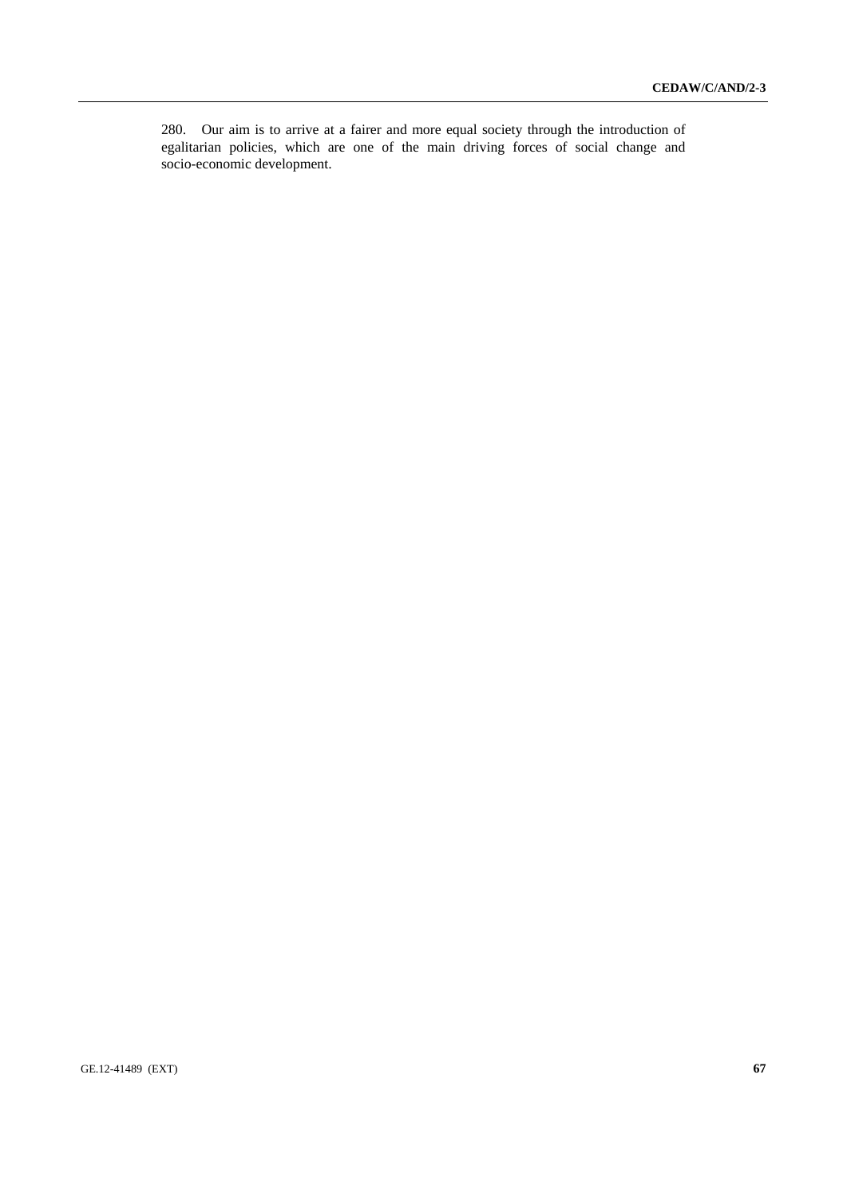280. Our aim is to arrive at a fairer and more equal society through the introduction of egalitarian policies, which are one of the main driving forces of social change and socio-economic development.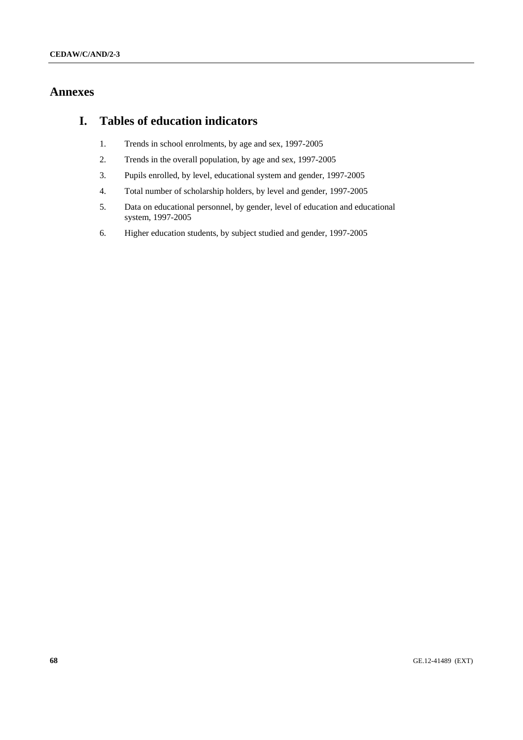# Annexes

## I. Tables of education indicators

1. Trends in school enrolments, by age and sex, 1997-2005
2. Trends in the overall population, by age and sex, 1997-2005
3. Pupils enrolled, by level, educational system and gender, 1997-2005
4. Total number of scholarship holders, by level and gender, 1997-2005
5. Data on educational personnel, by gender, level of education and educational system, 1997-2005
6. Higher education students, by subject studied and gender, 1997-2005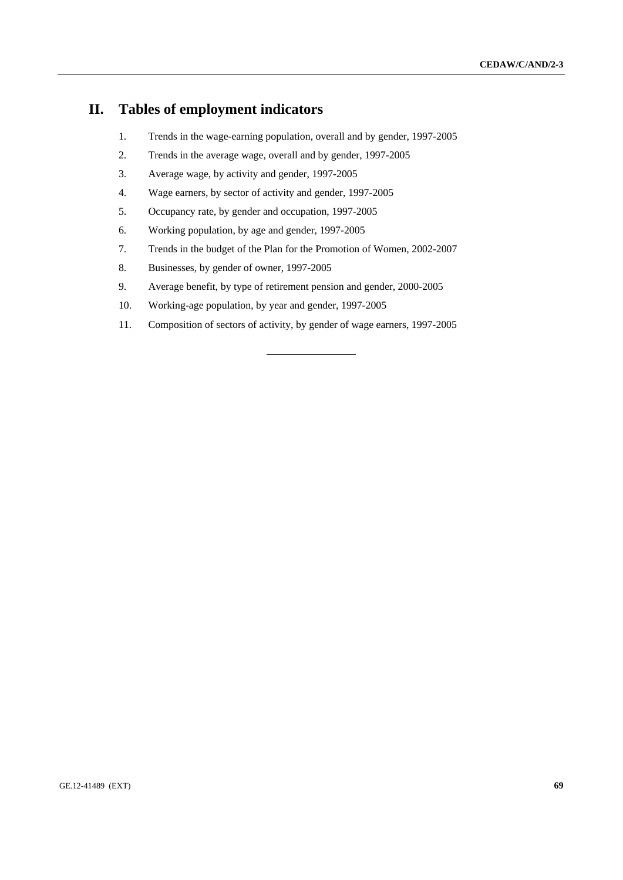## II. Tables of employment indicators

1. Trends in the wage-earning population, overall and by gender, 1997-2005
2. Trends in the average wage, overall and by gender, 1997-2005
3. Average wage, by activity and gender, 1997-2005
4. Wage earners, by sector of activity and gender, 1997-2005
5. Occupancy rate, by gender and occupation, 1997-2005
6. Working population, by age and gender, 1997-2005
7. Trends in the budget of the Plan for the Promotion of Women, 2002-2007
8. Businesses, by gender of owner, 1997-2005
9. Average benefit, by type of retirement pension and gender, 2000-2005
10. Working-age population, by year and gender, 1997-2005
11. Composition of sectors of activity, by gender of wage earners, 1997-2005